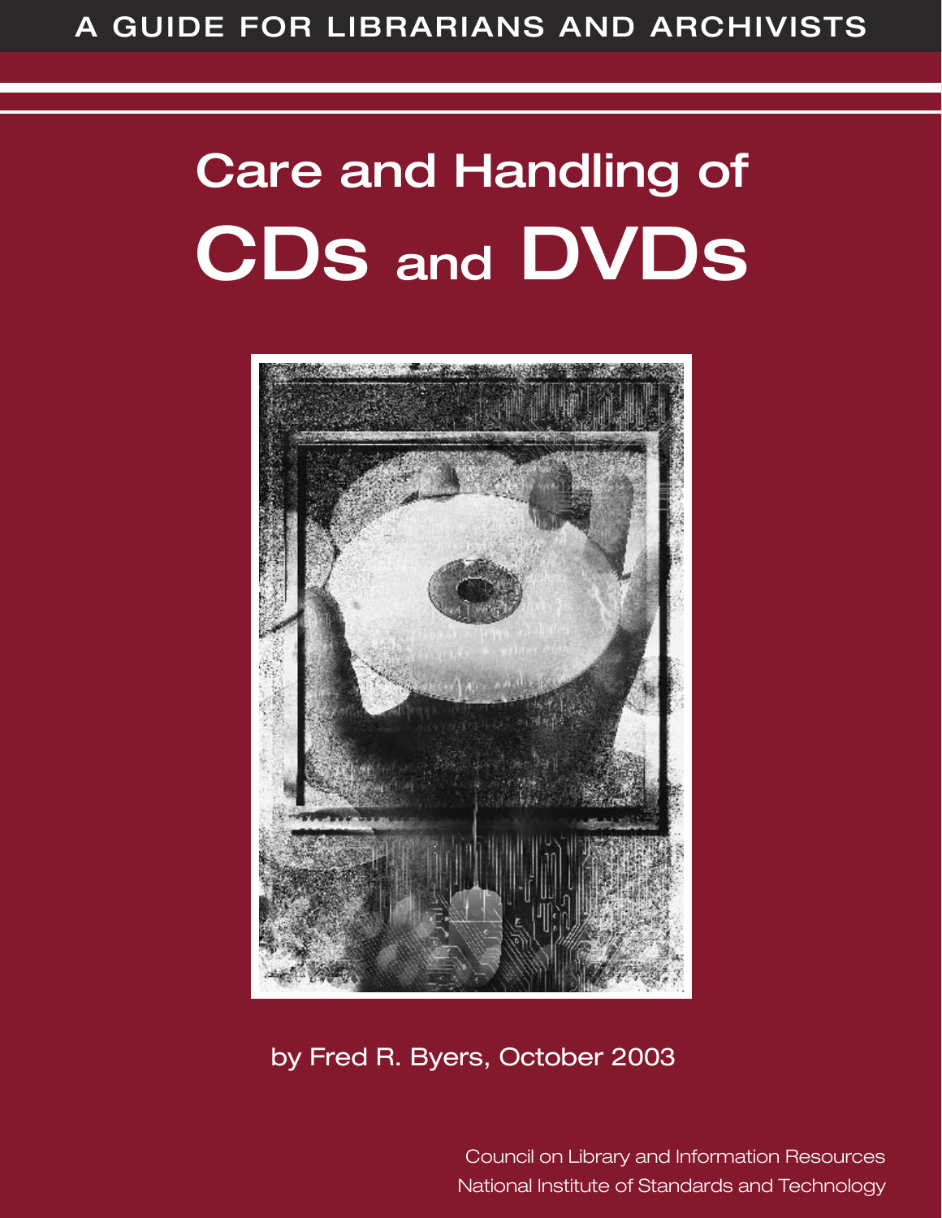A GUIDE FOR LIBRARIANS AND ARCHIVISTS

# Care and Handling of CDs and DVDs

by Fred R. Byers, October 2003

Council on Library and Information Resources
National Institute of Standards and Technology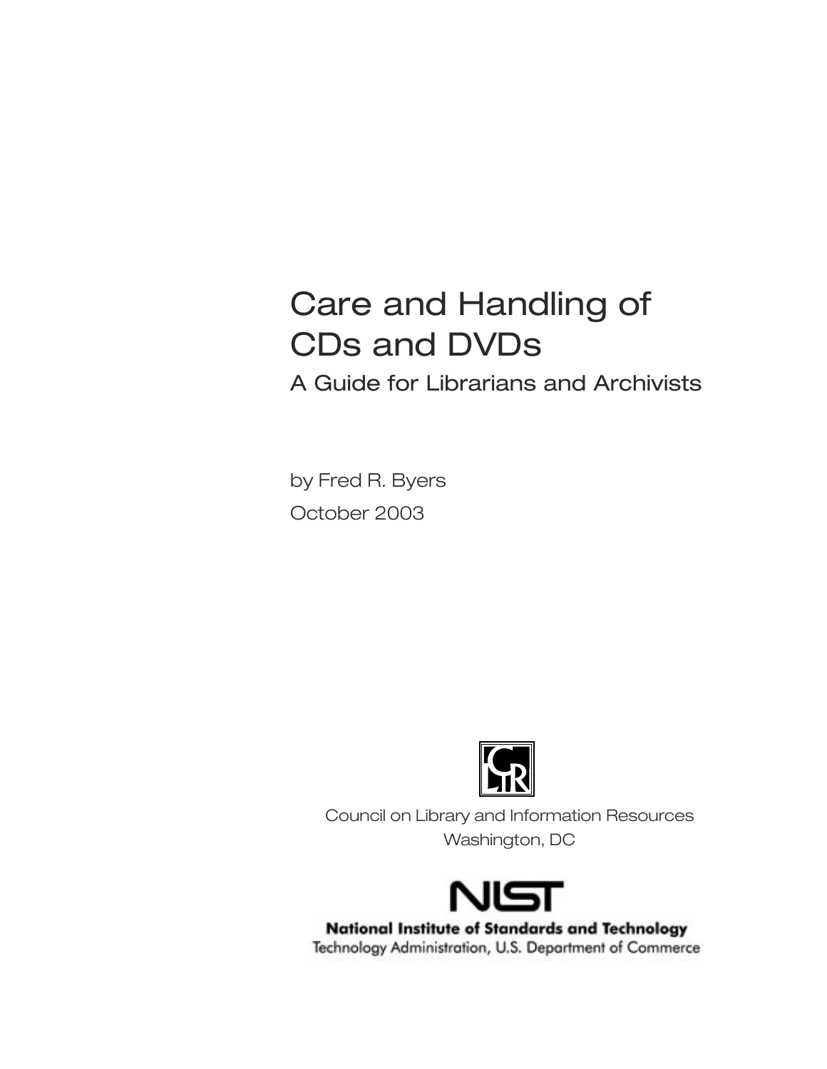# Care and Handling of CDs and DVDs

## A Guide for Librarians and Archivists

by Fred R. Byers

October 2003

Council on Library and Information Resources
Washington, DC

**National Institute of Standards and Technology**
Technology Administration, U.S. Department of Commerce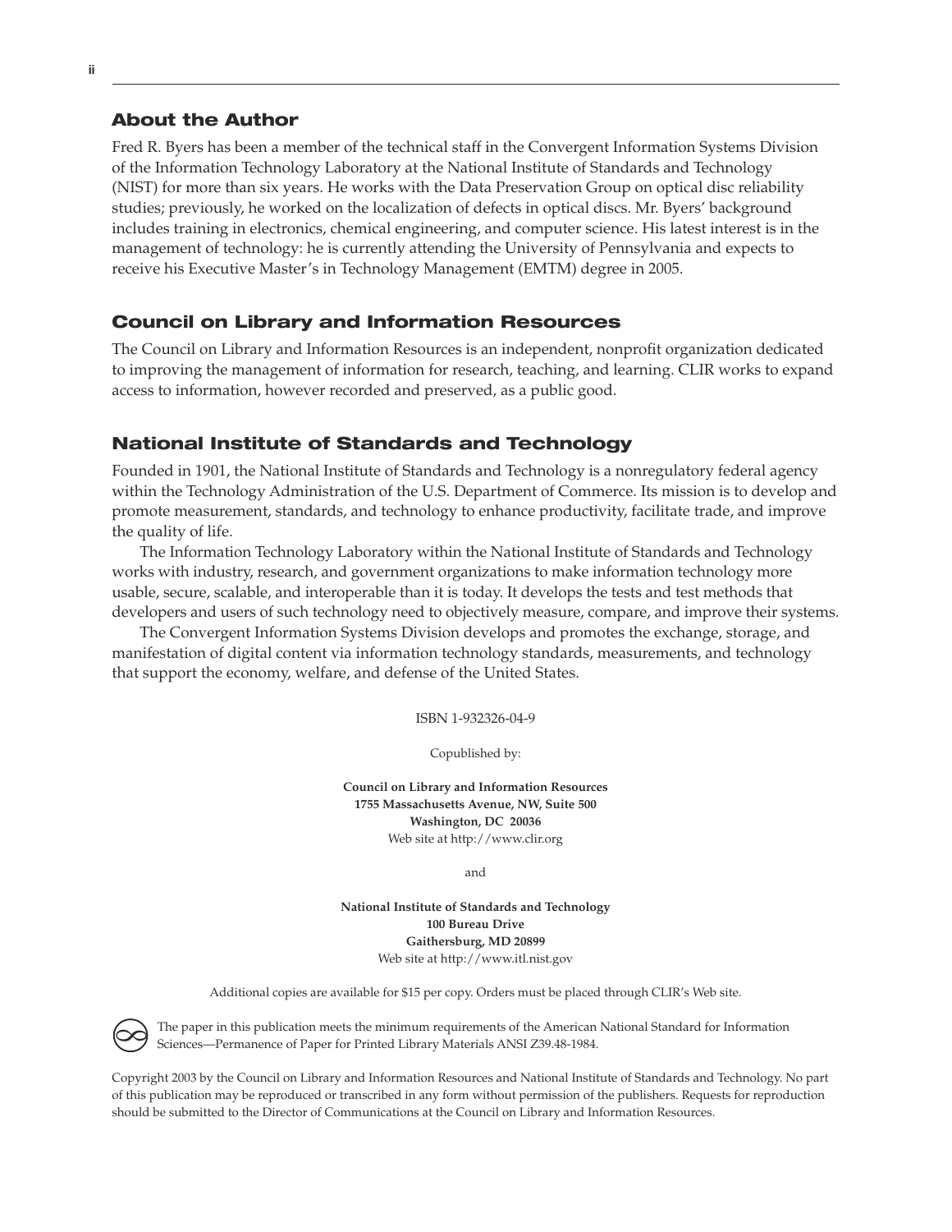## About the Author

Fred R. Byers has been a member of the technical staff in the Convergent Information Systems Division of the Information Technology Laboratory at the National Institute of Standards and Technology (NIST) for more than six years. He works with the Data Preservation Group on optical disc reliability studies; previously, he worked on the localization of defects in optical discs. Mr. Byers' background includes training in electronics, chemical engineering, and computer science. His latest interest is in the management of technology: he is currently attending the University of Pennsylvania and expects to receive his Executive Master's in Technology Management (EMTM) degree in 2005.

## Council on Library and Information Resources

The Council on Library and Information Resources is an independent, nonprofit organization dedicated to improving the management of information for research, teaching, and learning. CLIR works to expand access to information, however recorded and preserved, as a public good.

## National Institute of Standards and Technology

Founded in 1901, the National Institute of Standards and Technology is a nonregulatory federal agency within the Technology Administration of the U.S. Department of Commerce. Its mission is to develop and promote measurement, standards, and technology to enhance productivity, facilitate trade, and improve the quality of life.

The Information Technology Laboratory within the National Institute of Standards and Technology works with industry, research, and government organizations to make information technology more usable, secure, scalable, and interoperable than it is today. It develops the tests and test methods that developers and users of such technology need to objectively measure, compare, and improve their systems.

The Convergent Information Systems Division develops and promotes the exchange, storage, and manifestation of digital content via information technology standards, measurements, and technology that support the economy, welfare, and defense of the United States.

ISBN 1-932326-04-9

Copublished by:

**Council on Library and Information Resources**
**1755 Massachusetts Avenue, NW, Suite 500**
**Washington, DC 20036**
Web site at http://www.clir.org

and

**National Institute of Standards and Technology**
**100 Bureau Drive**
**Gaithersburg, MD 20899**
Web site at http://www.itl.nist.gov

Additional copies are available for $15 per copy. Orders must be placed through CLIR's Web site.

The paper in this publication meets the minimum requirements of the American National Standard for Information Sciences—Permanence of Paper for Printed Library Materials ANSI Z39.48-1984.

Copyright 2003 by the Council on Library and Information Resources and National Institute of Standards and Technology. No part of this publication may be reproduced or transcribed in any form without permission of the publishers. Requests for reproduction should be submitted to the Director of Communications at the Council on Library and Information Resources.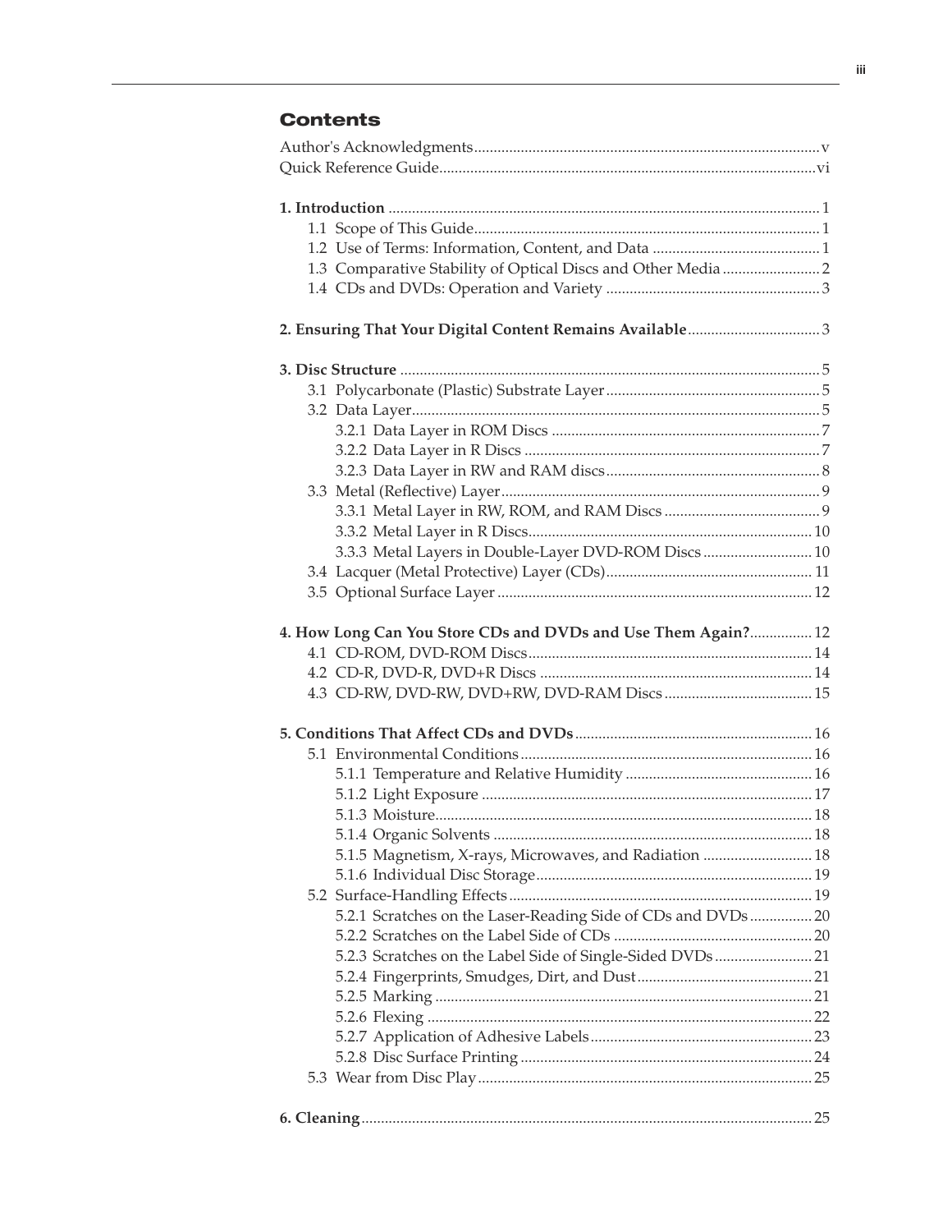## Contents

Author's Acknowledgments ..... v
Quick Reference Guide ..... vi

**1. Introduction** ..... 1
- 1.1 Scope of This Guide ..... 1
- 1.2 Use of Terms: Information, Content, and Data ..... 1
- 1.3 Comparative Stability of Optical Discs and Other Media ..... 2
- 1.4 CDs and DVDs: Operation and Variety ..... 3

**2. Ensuring That Your Digital Content Remains Available** ..... 3

**3. Disc Structure** ..... 5
- 3.1 Polycarbonate (Plastic) Substrate Layer ..... 5
- 3.2 Data Layer ..... 5
  - 3.2.1 Data Layer in ROM Discs ..... 7
  - 3.2.2 Data Layer in R Discs ..... 7
  - 3.2.3 Data Layer in RW and RAM discs ..... 8
- 3.3 Metal (Reflective) Layer ..... 9
  - 3.3.1 Metal Layer in RW, ROM, and RAM Discs ..... 9
  - 3.3.2 Metal Layer in R Discs ..... 10
  - 3.3.3 Metal Layers in Double-Layer DVD-ROM Discs ..... 10
- 3.4 Lacquer (Metal Protective) Layer (CDs) ..... 11
- 3.5 Optional Surface Layer ..... 12

**4. How Long Can You Store CDs and DVDs and Use Them Again?** ..... 12
- 4.1 CD-ROM, DVD-ROM Discs ..... 14
- 4.2 CD-R, DVD-R, DVD+R Discs ..... 14
- 4.3 CD-RW, DVD-RW, DVD+RW, DVD-RAM Discs ..... 15

**5. Conditions That Affect CDs and DVDs** ..... 16
- 5.1 Environmental Conditions ..... 16
  - 5.1.1 Temperature and Relative Humidity ..... 16
  - 5.1.2 Light Exposure ..... 17
  - 5.1.3 Moisture ..... 18
  - 5.1.4 Organic Solvents ..... 18
  - 5.1.5 Magnetism, X-rays, Microwaves, and Radiation ..... 18
  - 5.1.6 Individual Disc Storage ..... 19
- 5.2 Surface-Handling Effects ..... 19
  - 5.2.1 Scratches on the Laser-Reading Side of CDs and DVDs ..... 20
  - 5.2.2 Scratches on the Label Side of CDs ..... 20
  - 5.2.3 Scratches on the Label Side of Single-Sided DVDs ..... 21
  - 5.2.4 Fingerprints, Smudges, Dirt, and Dust ..... 21
  - 5.2.5 Marking ..... 21
  - 5.2.6 Flexing ..... 22
  - 5.2.7 Application of Adhesive Labels ..... 23
  - 5.2.8 Disc Surface Printing ..... 24
- 5.3 Wear from Disc Play ..... 25

**6. Cleaning** ..... 25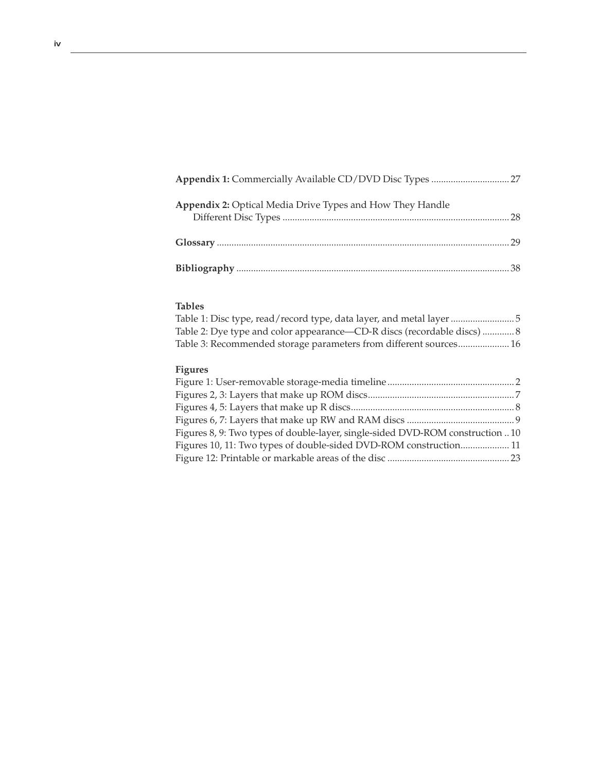**Appendix 1:** Commercially Available CD/DVD Disc Types ................................ 27

**Appendix 2:** Optical Media Drive Types and How They Handle Different Disc Types ................................ 28

**Glossary** ................................ 29

**Bibliography** ................................ 38

**Tables**

Table 1: Disc type, read/record type, data layer, and metal layer ................................ 5
Table 2: Dye type and color appearance—CD-R discs (recordable discs) ................................ 8
Table 3: Recommended storage parameters from different sources ................................ 16

**Figures**

Figure 1: User-removable storage-media timeline ................................ 2
Figures 2, 3: Layers that make up ROM discs ................................ 7
Figures 4, 5: Layers that make up R discs ................................ 8
Figures 6, 7: Layers that make up RW and RAM discs ................................ 9
Figures 8, 9: Two types of double-layer, single-sided DVD-ROM construction .. 10
Figures 10, 11: Two types of double-sided DVD-ROM construction ................................ 11
Figure 12: Printable or markable areas of the disc ................................ 23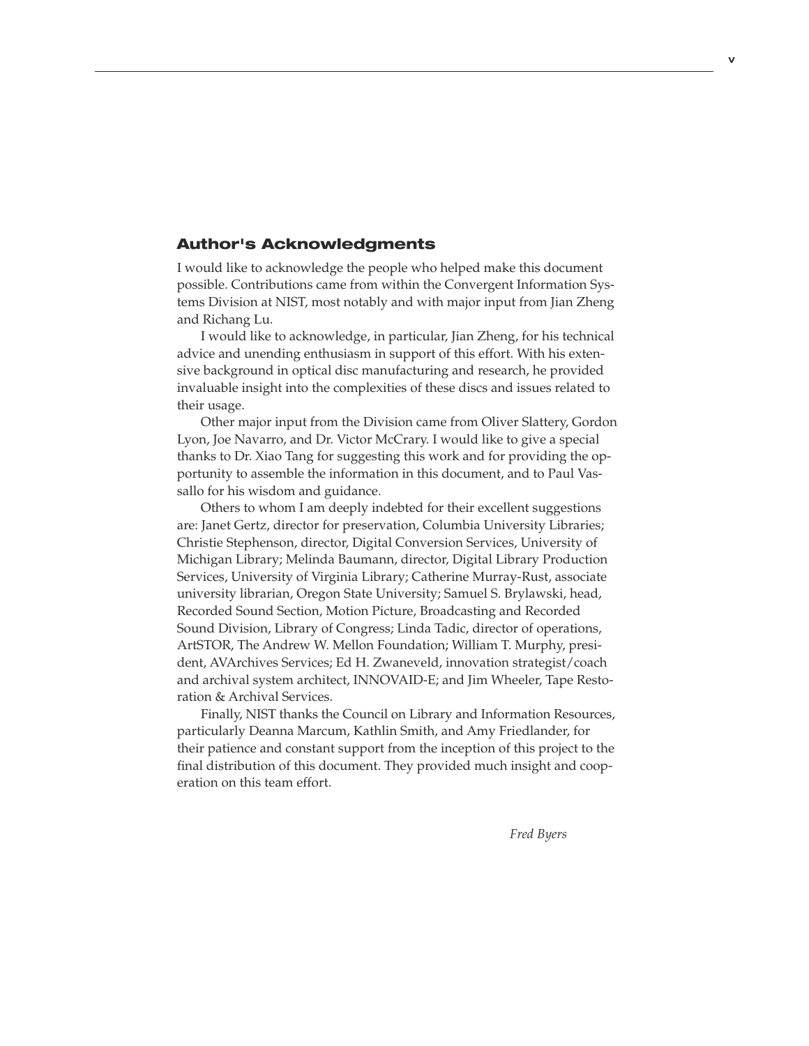## Author's Acknowledgments

I would like to acknowledge the people who helped make this document possible. Contributions came from within the Convergent Information Systems Division at NIST, most notably and with major input from Jian Zheng and Richang Lu.

I would like to acknowledge, in particular, Jian Zheng, for his technical advice and unending enthusiasm in support of this effort. With his extensive background in optical disc manufacturing and research, he provided invaluable insight into the complexities of these discs and issues related to their usage.

Other major input from the Division came from Oliver Slattery, Gordon Lyon, Joe Navarro, and Dr. Victor McCrary. I would like to give a special thanks to Dr. Xiao Tang for suggesting this work and for providing the opportunity to assemble the information in this document, and to Paul Vassallo for his wisdom and guidance.

Others to whom I am deeply indebted for their excellent suggestions are: Janet Gertz, director for preservation, Columbia University Libraries; Christie Stephenson, director, Digital Conversion Services, University of Michigan Library; Melinda Baumann, director, Digital Library Production Services, University of Virginia Library; Catherine Murray-Rust, associate university librarian, Oregon State University; Samuel S. Brylawski, head, Recorded Sound Section, Motion Picture, Broadcasting and Recorded Sound Division, Library of Congress; Linda Tadic, director of operations, ArtSTOR, The Andrew W. Mellon Foundation; William T. Murphy, president, AVArchives Services; Ed H. Zwaneveld, innovation strategist/coach and archival system architect, INNOVAID-E; and Jim Wheeler, Tape Restoration & Archival Services.

Finally, NIST thanks the Council on Library and Information Resources, particularly Deanna Marcum, Kathlin Smith, and Amy Friedlander, for their patience and constant support from the inception of this project to the final distribution of this document. They provided much insight and cooperation on this team effort.

*Fred Byers*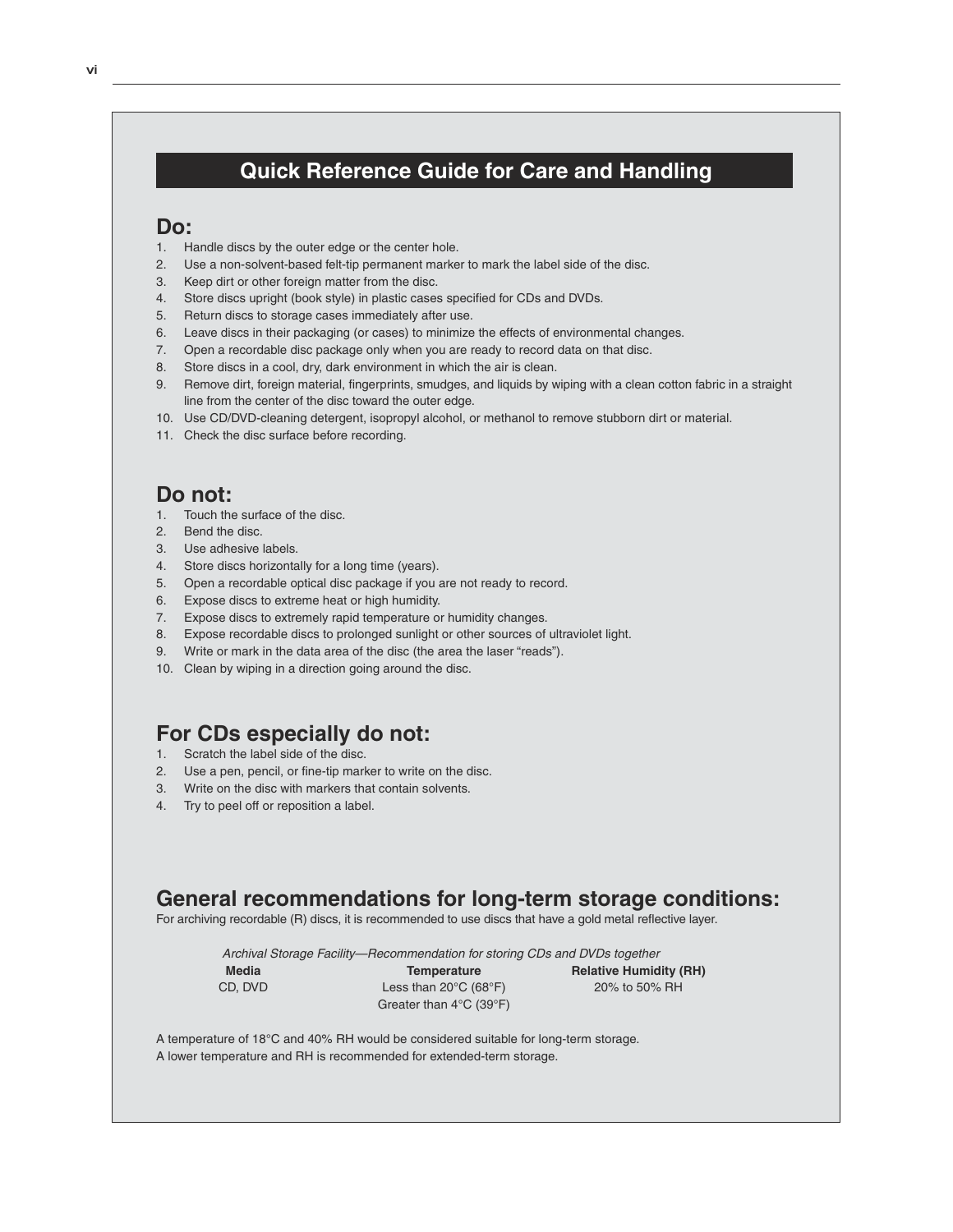## Quick Reference Guide for Care and Handling

### Do:

1. Handle discs by the outer edge or the center hole.
2. Use a non-solvent-based felt-tip permanent marker to mark the label side of the disc.
3. Keep dirt or other foreign matter from the disc.
4. Store discs upright (book style) in plastic cases specified for CDs and DVDs.
5. Return discs to storage cases immediately after use.
6. Leave discs in their packaging (or cases) to minimize the effects of environmental changes.
7. Open a recordable disc package only when you are ready to record data on that disc.
8. Store discs in a cool, dry, dark environment in which the air is clean.
9. Remove dirt, foreign material, fingerprints, smudges, and liquids by wiping with a clean cotton fabric in a straight line from the center of the disc toward the outer edge.
10. Use CD/DVD-cleaning detergent, isopropyl alcohol, or methanol to remove stubborn dirt or material.
11. Check the disc surface before recording.

### Do not:

1. Touch the surface of the disc.
2. Bend the disc.
3. Use adhesive labels.
4. Store discs horizontally for a long time (years).
5. Open a recordable optical disc package if you are not ready to record.
6. Expose discs to extreme heat or high humidity.
7. Expose discs to extremely rapid temperature or humidity changes.
8. Expose recordable discs to prolonged sunlight or other sources of ultraviolet light.
9. Write or mark in the data area of the disc (the area the laser "reads").
10. Clean by wiping in a direction going around the disc.

### For CDs especially do not:

1. Scratch the label side of the disc.
2. Use a pen, pencil, or fine-tip marker to write on the disc.
3. Write on the disc with markers that contain solvents.
4. Try to peel off or reposition a label.

### General recommendations for long-term storage conditions:

For archiving recordable (R) discs, it is recommended to use discs that have a gold metal reflective layer.

*Archival Storage Facility—Recommendation for storing CDs and DVDs together*

| Media | Temperature | Relative Humidity (RH) |
|---|---|---|
| CD, DVD | Less than 20°C (68°F)<br>Greater than 4°C (39°F) | 20% to 50% RH |

A temperature of 18°C and 40% RH would be considered suitable for long-term storage.
A lower temperature and RH is recommended for extended-term storage.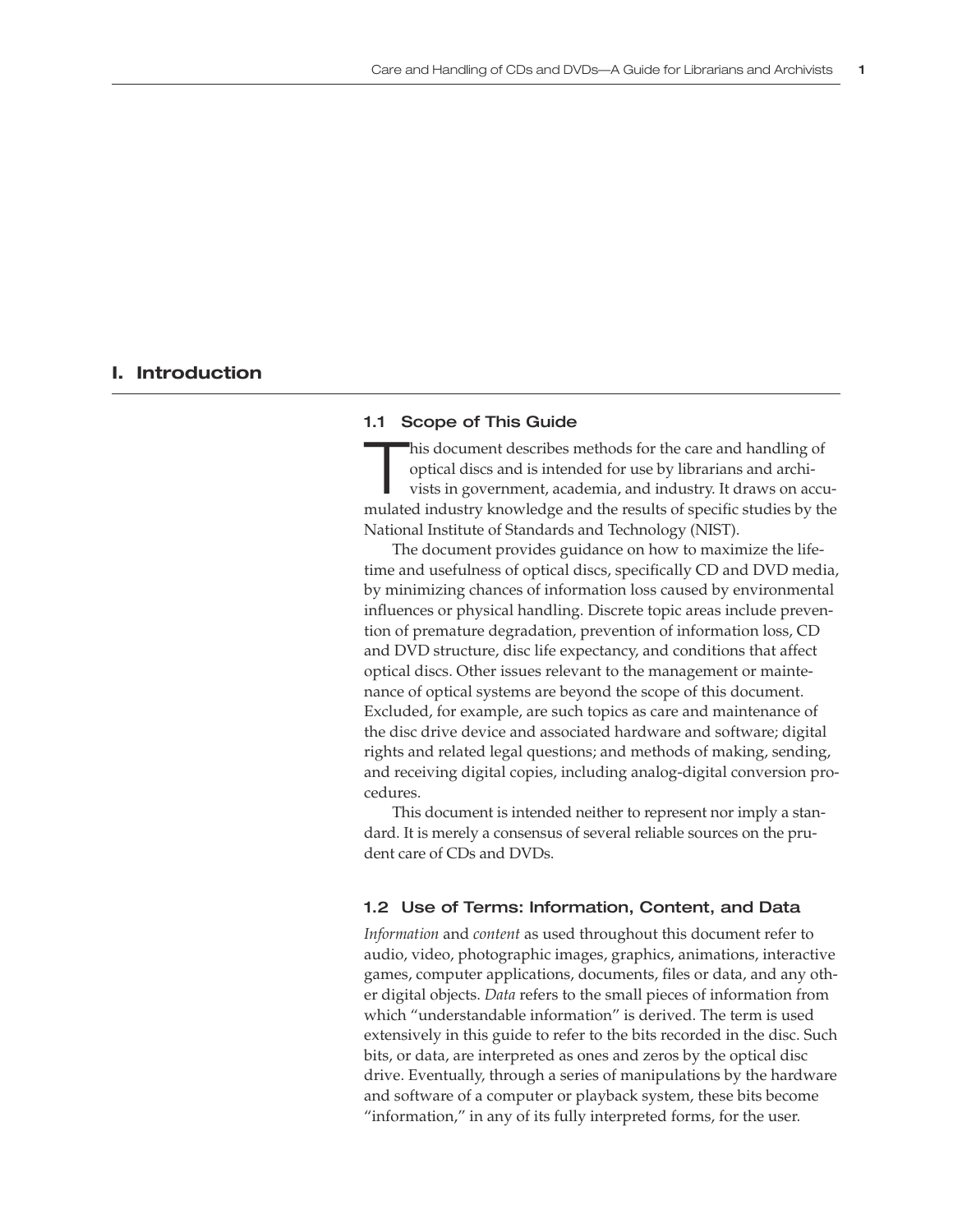# I. Introduction

## 1.1 Scope of This Guide

This document describes methods for the care and handling of optical discs and is intended for use by librarians and archivists in government, academia, and industry. It draws on accumulated industry knowledge and the results of specific studies by the National Institute of Standards and Technology (NIST).

The document provides guidance on how to maximize the lifetime and usefulness of optical discs, specifically CD and DVD media, by minimizing chances of information loss caused by environmental influences or physical handling. Discrete topic areas include prevention of premature degradation, prevention of information loss, CD and DVD structure, disc life expectancy, and conditions that affect optical discs. Other issues relevant to the management or maintenance of optical systems are beyond the scope of this document. Excluded, for example, are such topics as care and maintenance of the disc drive device and associated hardware and software; digital rights and related legal questions; and methods of making, sending, and receiving digital copies, including analog-digital conversion procedures.

This document is intended neither to represent nor imply a standard. It is merely a consensus of several reliable sources on the prudent care of CDs and DVDs.

## 1.2 Use of Terms: Information, Content, and Data

*Information* and *content* as used throughout this document refer to audio, video, photographic images, graphics, animations, interactive games, computer applications, documents, files or data, and any other digital objects. *Data* refers to the small pieces of information from which "understandable information" is derived. The term is used extensively in this guide to refer to the bits recorded in the disc. Such bits, or data, are interpreted as ones and zeros by the optical disc drive. Eventually, through a series of manipulations by the hardware and software of a computer or playback system, these bits become "information," in any of its fully interpreted forms, for the user.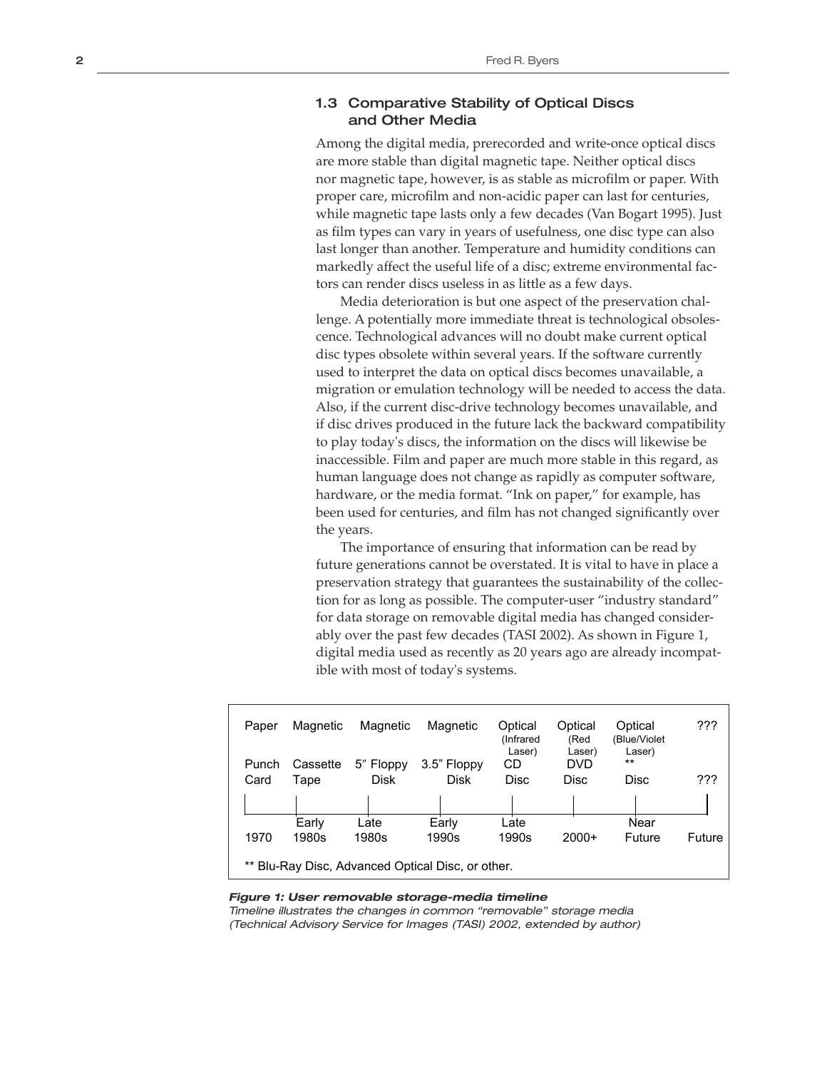### 1.3 Comparative Stability of Optical Discs and Other Media

Among the digital media, prerecorded and write-once optical discs are more stable than digital magnetic tape. Neither optical discs nor magnetic tape, however, is as stable as microfilm or paper. With proper care, microfilm and non-acidic paper can last for centuries, while magnetic tape lasts only a few decades (Van Bogart 1995). Just as film types can vary in years of usefulness, one disc type can also last longer than another. Temperature and humidity conditions can markedly affect the useful life of a disc; extreme environmental factors can render discs useless in as little as a few days.

Media deterioration is but one aspect of the preservation challenge. A potentially more immediate threat is technological obsolescence. Technological advances will no doubt make current optical disc types obsolete within several years. If the software currently used to interpret the data on optical discs becomes unavailable, a migration or emulation technology will be needed to access the data. Also, if the current disc-drive technology becomes unavailable, and if disc drives produced in the future lack the backward compatibility to play today's discs, the information on the discs will likewise be inaccessible. Film and paper are much more stable in this regard, as human language does not change as rapidly as computer software, hardware, or the media format. "Ink on paper," for example, has been used for centuries, and film has not changed significantly over the years.

The importance of ensuring that information can be read by future generations cannot be overstated. It is vital to have in place a preservation strategy that guarantees the sustainability of the collection for as long as possible. The computer-user "industry standard" for data storage on removable digital media has changed considerably over the past few decades (TASI 2002). As shown in Figure 1, digital media used as recently as 20 years ago are already incompatible with most of today's systems.

Paper Punch Card — 1970

Magnetic Cassette Tape — Early 1980s

Magnetic 5″ Floppy Disk — Late 1980s

Magnetic 3.5″ Floppy Disk — Early 1990s

Optical (Infrared Laser) CD Disc — Late 1990s

Optical (Red Laser) DVD Disc — 2000+

Optical (Blue/Violet Laser) ** Disc — Near Future

??? ??? — Future

** Blu-Ray Disc, Advanced Optical Disc, or other.

***Figure 1: User removable storage-media timeline***

*Timeline illustrates the changes in common "removable" storage media (Technical Advisory Service for Images (TASI) 2002, extended by author)*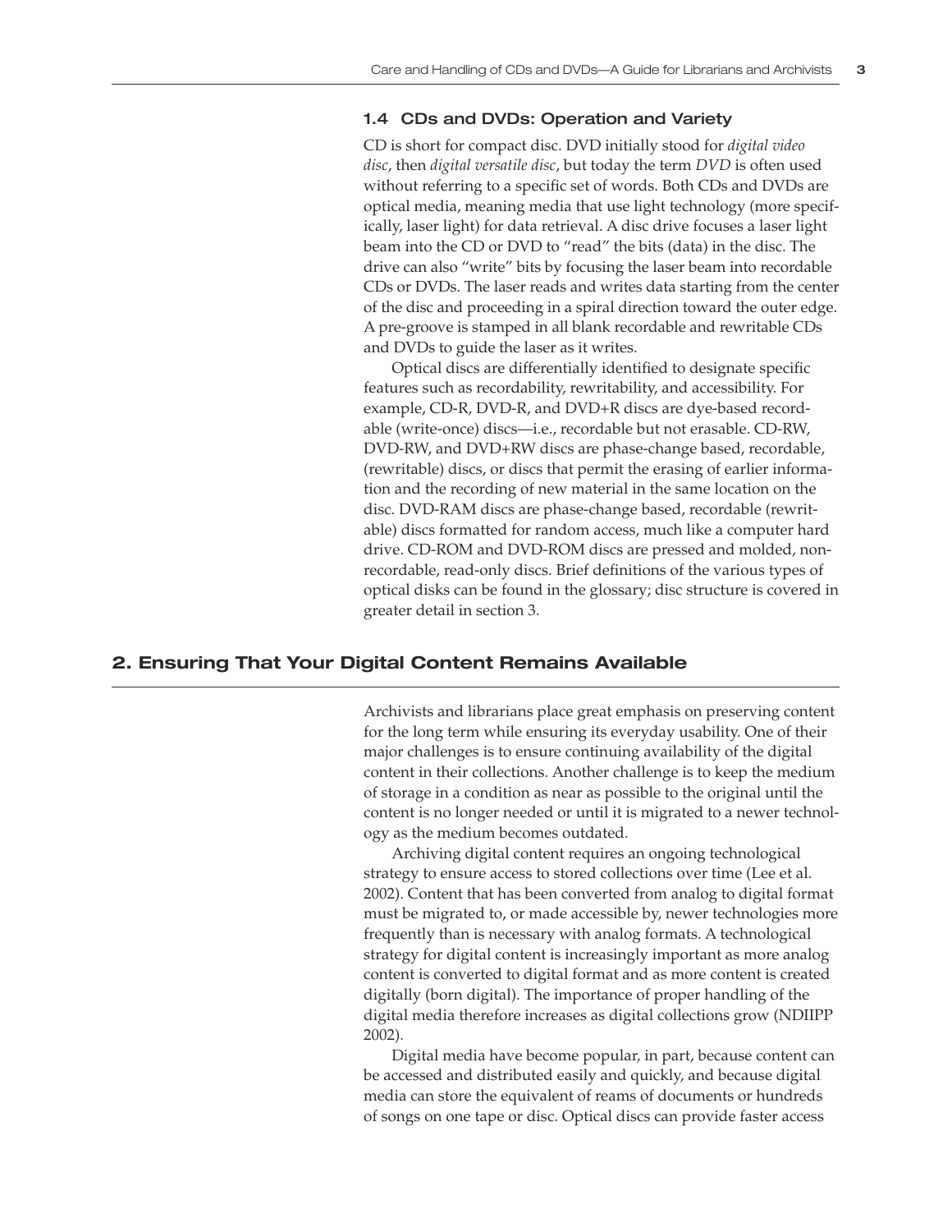### 1.4 CDs and DVDs: Operation and Variety

CD is short for compact disc. DVD initially stood for *digital video disc*, then *digital versatile disc*, but today the term *DVD* is often used without referring to a specific set of words. Both CDs and DVDs are optical media, meaning media that use light technology (more specifically, laser light) for data retrieval. A disc drive focuses a laser light beam into the CD or DVD to "read" the bits (data) in the disc. The drive can also "write" bits by focusing the laser beam into recordable CDs or DVDs. The laser reads and writes data starting from the center of the disc and proceeding in a spiral direction toward the outer edge. A pre-groove is stamped in all blank recordable and rewritable CDs and DVDs to guide the laser as it writes.

Optical discs are differentially identified to designate specific features such as recordability, rewritability, and accessibility. For example, CD-R, DVD-R, and DVD+R discs are dye-based recordable (write-once) discs—i.e., recordable but not erasable. CD-RW, DVD-RW, and DVD+RW discs are phase-change based, recordable, (rewritable) discs, or discs that permit the erasing of earlier information and the recording of new material in the same location on the disc. DVD-RAM discs are phase-change based, recordable (rewritable) discs formatted for random access, much like a computer hard drive. CD-ROM and DVD-ROM discs are pressed and molded, non-recordable, read-only discs. Brief definitions of the various types of optical disks can be found in the glossary; disc structure is covered in greater detail in section 3.

## 2. Ensuring That Your Digital Content Remains Available

Archivists and librarians place great emphasis on preserving content for the long term while ensuring its everyday usability. One of their major challenges is to ensure continuing availability of the digital content in their collections. Another challenge is to keep the medium of storage in a condition as near as possible to the original until the content is no longer needed or until it is migrated to a newer technology as the medium becomes outdated.

Archiving digital content requires an ongoing technological strategy to ensure access to stored collections over time (Lee et al. 2002). Content that has been converted from analog to digital format must be migrated to, or made accessible by, newer technologies more frequently than is necessary with analog formats. A technological strategy for digital content is increasingly important as more analog content is converted to digital format and as more content is created digitally (born digital). The importance of proper handling of the digital media therefore increases as digital collections grow (NDIIPP 2002).

Digital media have become popular, in part, because content can be accessed and distributed easily and quickly, and because digital media can store the equivalent of reams of documents or hundreds of songs on one tape or disc. Optical discs can provide faster access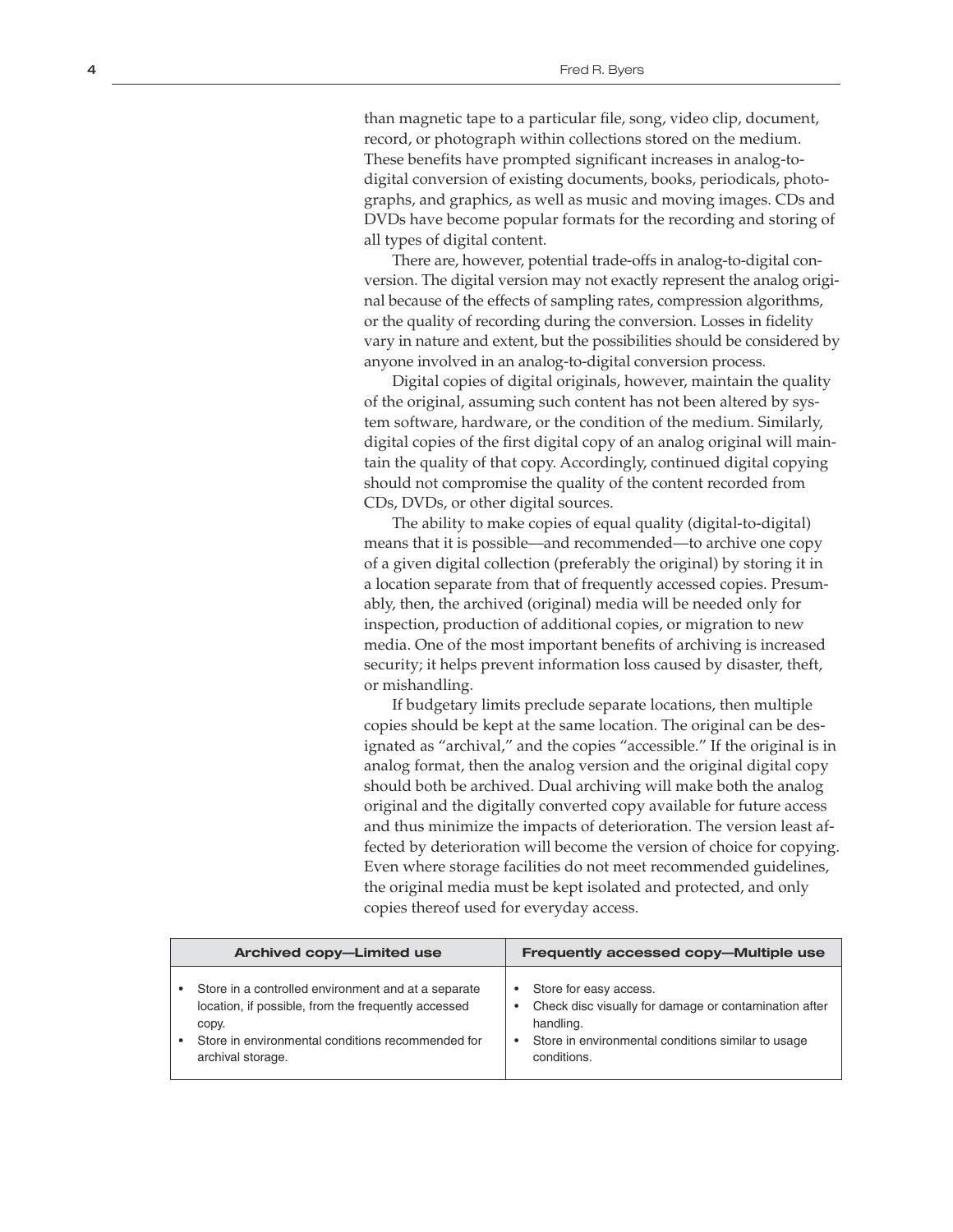than magnetic tape to a particular file, song, video clip, document, record, or photograph within collections stored on the medium. These benefits have prompted significant increases in analog-to-digital conversion of existing documents, books, periodicals, photographs, and graphics, as well as music and moving images. CDs and DVDs have become popular formats for the recording and storing of all types of digital content.

There are, however, potential trade-offs in analog-to-digital conversion. The digital version may not exactly represent the analog original because of the effects of sampling rates, compression algorithms, or the quality of recording during the conversion. Losses in fidelity vary in nature and extent, but the possibilities should be considered by anyone involved in an analog-to-digital conversion process.

Digital copies of digital originals, however, maintain the quality of the original, assuming such content has not been altered by system software, hardware, or the condition of the medium. Similarly, digital copies of the first digital copy of an analog original will maintain the quality of that copy. Accordingly, continued digital copying should not compromise the quality of the content recorded from CDs, DVDs, or other digital sources.

The ability to make copies of equal quality (digital-to-digital) means that it is possible—and recommended—to archive one copy of a given digital collection (preferably the original) by storing it in a location separate from that of frequently accessed copies. Presumably, then, the archived (original) media will be needed only for inspection, production of additional copies, or migration to new media. One of the most important benefits of archiving is increased security; it helps prevent information loss caused by disaster, theft, or mishandling.

If budgetary limits preclude separate locations, then multiple copies should be kept at the same location. The original can be designated as "archival," and the copies "accessible." If the original is in analog format, then the analog version and the original digital copy should both be archived. Dual archiving will make both the analog original and the digitally converted copy available for future access and thus minimize the impacts of deterioration. The version least affected by deterioration will become the version of choice for copying. Even where storage facilities do not meet recommended guidelines, the original media must be kept isolated and protected, and only copies thereof used for everyday access.

| Archived copy—Limited use | Frequently accessed copy—Multiple use |
|---|---|
| • Store in a controlled environment and at a separate location, if possible, from the frequently accessed copy.<br>• Store in environmental conditions recommended for archival storage. | • Store for easy access.<br>• Check disc visually for damage or contamination after handling.<br>• Store in environmental conditions similar to usage conditions. |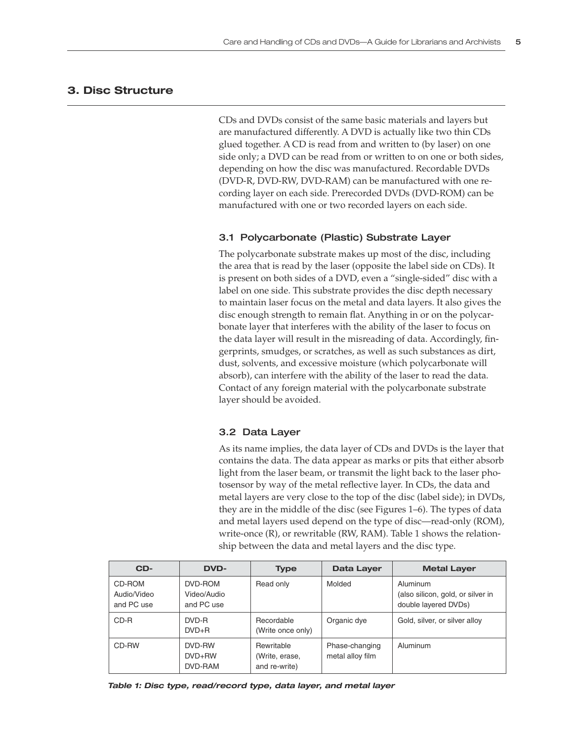## 3. Disc Structure

CDs and DVDs consist of the same basic materials and layers but are manufactured differently. A DVD is actually like two thin CDs glued together. A CD is read from and written to (by laser) on one side only; a DVD can be read from or written to on one or both sides, depending on how the disc was manufactured. Recordable DVDs (DVD-R, DVD-RW, DVD-RAM) can be manufactured with one recording layer on each side. Prerecorded DVDs (DVD-ROM) can be manufactured with one or two recorded layers on each side.

### 3.1 Polycarbonate (Plastic) Substrate Layer

The polycarbonate substrate makes up most of the disc, including the area that is read by the laser (opposite the label side on CDs). It is present on both sides of a DVD, even a "single-sided" disc with a label on one side. This substrate provides the disc depth necessary to maintain laser focus on the metal and data layers. It also gives the disc enough strength to remain flat. Anything in or on the polycarbonate layer that interferes with the ability of the laser to focus on the data layer will result in the misreading of data. Accordingly, fingerprints, smudges, or scratches, as well as such substances as dirt, dust, solvents, and excessive moisture (which polycarbonate will absorb), can interfere with the ability of the laser to read the data. Contact of any foreign material with the polycarbonate substrate layer should be avoided.

### 3.2 Data Layer

As its name implies, the data layer of CDs and DVDs is the layer that contains the data. The data appear as marks or pits that either absorb light from the laser beam, or transmit the light back to the laser photosensor by way of the metal reflective layer. In CDs, the data and metal layers are very close to the top of the disc (label side); in DVDs, they are in the middle of the disc (see Figures 1–6). The types of data and metal layers used depend on the type of disc—read-only (ROM), write-once (R), or rewritable (RW, RAM). Table 1 shows the relationship between the data and metal layers and the disc type.

| CD- | DVD- | Type | Data Layer | Metal Layer |
| --- | --- | --- | --- | --- |
| CD-ROM Audio/Video and PC use | DVD-ROM Video/Audio and PC use | Read only | Molded | Aluminum (also silicon, gold, or silver in double layered DVDs) |
| CD-R | DVD-R DVD+R | Recordable (Write once only) | Organic dye | Gold, silver, or silver alloy |
| CD-RW | DVD-RW DVD+RW DVD-RAM | Rewritable (Write, erase, and re-write) | Phase-changing metal alloy film | Aluminum |

***Table 1: Disc type, read/record type, data layer, and metal layer***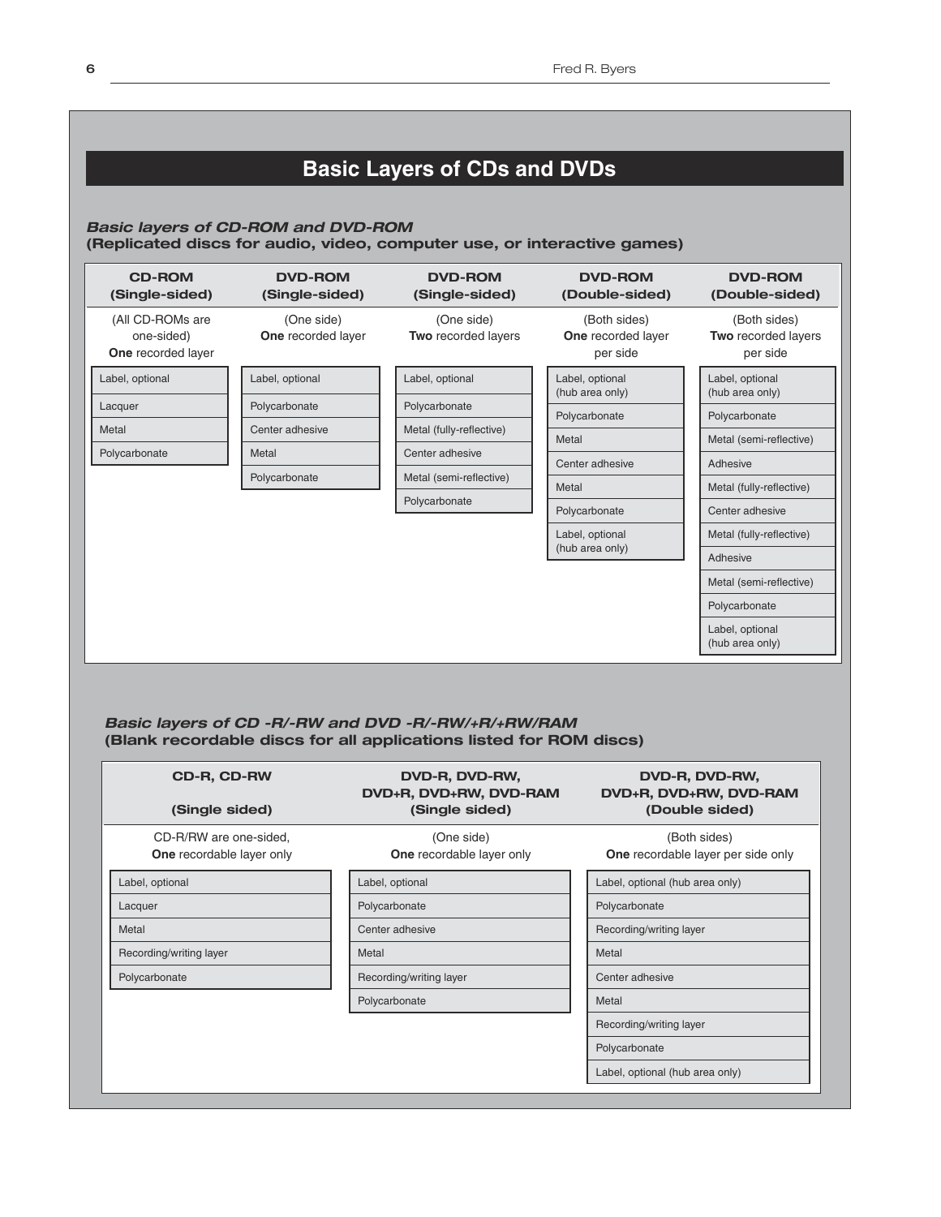## Basic Layers of CDs and DVDs

***Basic layers of CD-ROM and DVD-ROM***
**(Replicated discs for audio, video, computer use, or interactive games)**

| CD-ROM (Single-sided) | DVD-ROM (Single-sided) | DVD-ROM (Single-sided) | DVD-ROM (Double-sided) | DVD-ROM (Double-sided) |
|---|---|---|---|---|
| (All CD-ROMs are one-sided) **One** recorded layer | (One side) **One** recorded layer | (One side) **Two** recorded layers | (Both sides) **One** recorded layer per side | (Both sides) **Two** recorded layers per side |
| Label, optional | Label, optional | Label, optional | Label, optional (hub area only) | Label, optional (hub area only) |
| Lacquer | Polycarbonate | Polycarbonate | Polycarbonate | Polycarbonate |
| Metal | Center adhesive | Metal (fully-reflective) | Metal | Metal (semi-reflective) |
| Polycarbonate | Metal | Center adhesive | Center adhesive | Adhesive |
| | Polycarbonate | Metal (semi-reflective) | Metal | Metal (fully-reflective) |
| | | Polycarbonate | Polycarbonate | Center adhesive |
| | | | Label, optional (hub area only) | Metal (fully-reflective) |
| | | | | Adhesive |
| | | | | Metal (semi-reflective) |
| | | | | Polycarbonate |
| | | | | Label, optional (hub area only) |

***Basic layers of CD -R/-RW and DVD -R/-RW/+R/+RW/RAM***
**(Blank recordable discs for all applications listed for ROM discs)**

| CD-R, CD-RW (Single sided) | DVD-R, DVD-RW, DVD+R, DVD+RW, DVD-RAM (Single sided) | DVD-R, DVD-RW, DVD+R, DVD+RW, DVD-RAM (Double sided) |
|---|---|---|
| CD-R/RW are one-sided, **One** recordable layer only | (One side) **One** recordable layer only | (Both sides) **One** recordable layer per side only |
| Label, optional | Label, optional | Label, optional (hub area only) |
| Lacquer | Polycarbonate | Polycarbonate |
| Metal | Center adhesive | Recording/writing layer |
| Recording/writing layer | Metal | Metal |
| Polycarbonate | Recording/writing layer | Center adhesive |
| | Polycarbonate | Metal |
| | | Recording/writing layer |
| | | Polycarbonate |
| | | Label, optional (hub area only) |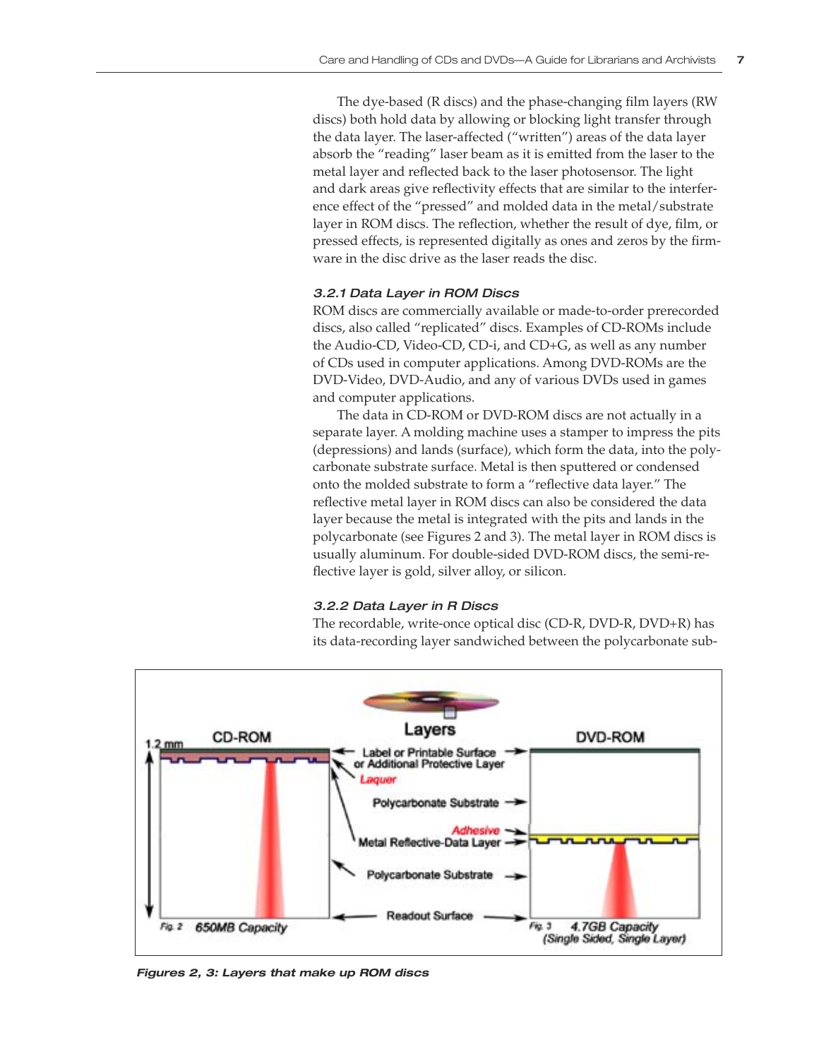The dye-based (R discs) and the phase-changing film layers (RW discs) both hold data by allowing or blocking light transfer through the data layer. The laser-affected ("written") areas of the data layer absorb the "reading" laser beam as it is emitted from the laser to the metal layer and reflected back to the laser photosensor. The light and dark areas give reflectivity effects that are similar to the interference effect of the "pressed" and molded data in the metal/substrate layer in ROM discs. The reflection, whether the result of dye, film, or pressed effects, is represented digitally as ones and zeros by the firmware in the disc drive as the laser reads the disc.

### *3.2.1 Data Layer in ROM Discs*

ROM discs are commercially available or made-to-order prerecorded discs, also called "replicated" discs. Examples of CD-ROMs include the Audio-CD, Video-CD, CD-i, and CD+G, as well as any number of CDs used in computer applications. Among DVD-ROMs are the DVD-Video, DVD-Audio, and any of various DVDs used in games and computer applications.

The data in CD-ROM or DVD-ROM discs are not actually in a separate layer. A molding machine uses a stamper to impress the pits (depressions) and lands (surface), which form the data, into the polycarbonate substrate surface. Metal is then sputtered or condensed onto the molded substrate to form a "reflective data layer." The reflective metal layer in ROM discs can also be considered the data layer because the metal is integrated with the pits and lands in the polycarbonate (see Figures 2 and 3). The metal layer in ROM discs is usually aluminum. For double-sided DVD-ROM discs, the semi-reflective layer is gold, silver alloy, or silicon.

### *3.2.2 Data Layer in R Discs*

The recordable, write-once optical disc (CD-R, DVD-R, DVD+R) has its data-recording layer sandwiched between the polycarbonate sub-

Layers

CD-ROM

DVD-ROM

1.2 mm

Label or Printable Surface or Additional Protective Layer

Laquer

Polycarbonate Substrate

Adhesive

Metal Reflective-Data Layer

Polycarbonate Substrate

Readout Surface

Fig. 2 650MB Capacity

Fig. 3 4.7GB Capacity (Single Sided, Single Layer)

***Figures 2, 3: Layers that make up ROM discs***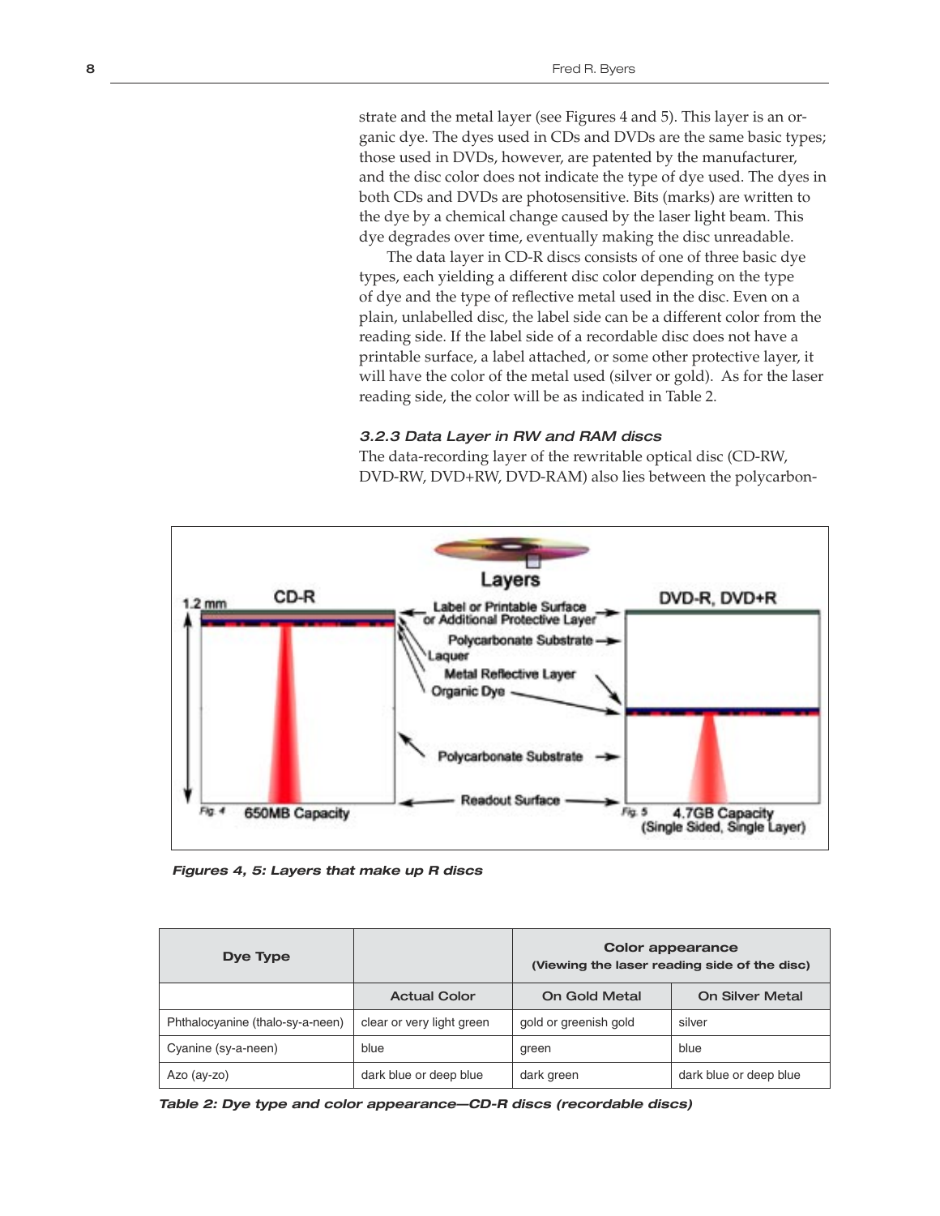strate and the metal layer (see Figures 4 and 5). This layer is an organic dye. The dyes used in CDs and DVDs are the same basic types; those used in DVDs, however, are patented by the manufacturer, and the disc color does not indicate the type of dye used. The dyes in both CDs and DVDs are photosensitive. Bits (marks) are written to the dye by a chemical change caused by the laser light beam. This dye degrades over time, eventually making the disc unreadable.

The data layer in CD-R discs consists of one of three basic dye types, each yielding a different disc color depending on the type of dye and the type of reflective metal used in the disc. Even on a plain, unlabelled disc, the label side can be a different color from the reading side. If the label side of a recordable disc does not have a printable surface, a label attached, or some other protective layer, it will have the color of the metal used (silver or gold). As for the laser reading side, the color will be as indicated in Table 2.

### *3.2.3 Data Layer in RW and RAM discs*

The data-recording layer of the rewritable optical disc (CD-RW, DVD-RW, DVD+RW, DVD-RAM) also lies between the polycarbon-

***Figures 4, 5: Layers that make up R discs***

| Dye Type | | Color appearance (Viewing the laser reading side of the disc) | |
|---|---|---|---|
| | **Actual Color** | **On Gold Metal** | **On Silver Metal** |
| Phthalocyanine (thalo-sy-a-neen) | clear or very light green | gold or greenish gold | silver |
| Cyanine (sy-a-neen) | blue | green | blue |
| Azo (ay-zo) | dark blue or deep blue | dark green | dark blue or deep blue |

***Table 2: Dye type and color appearance—CD-R discs (recordable discs)***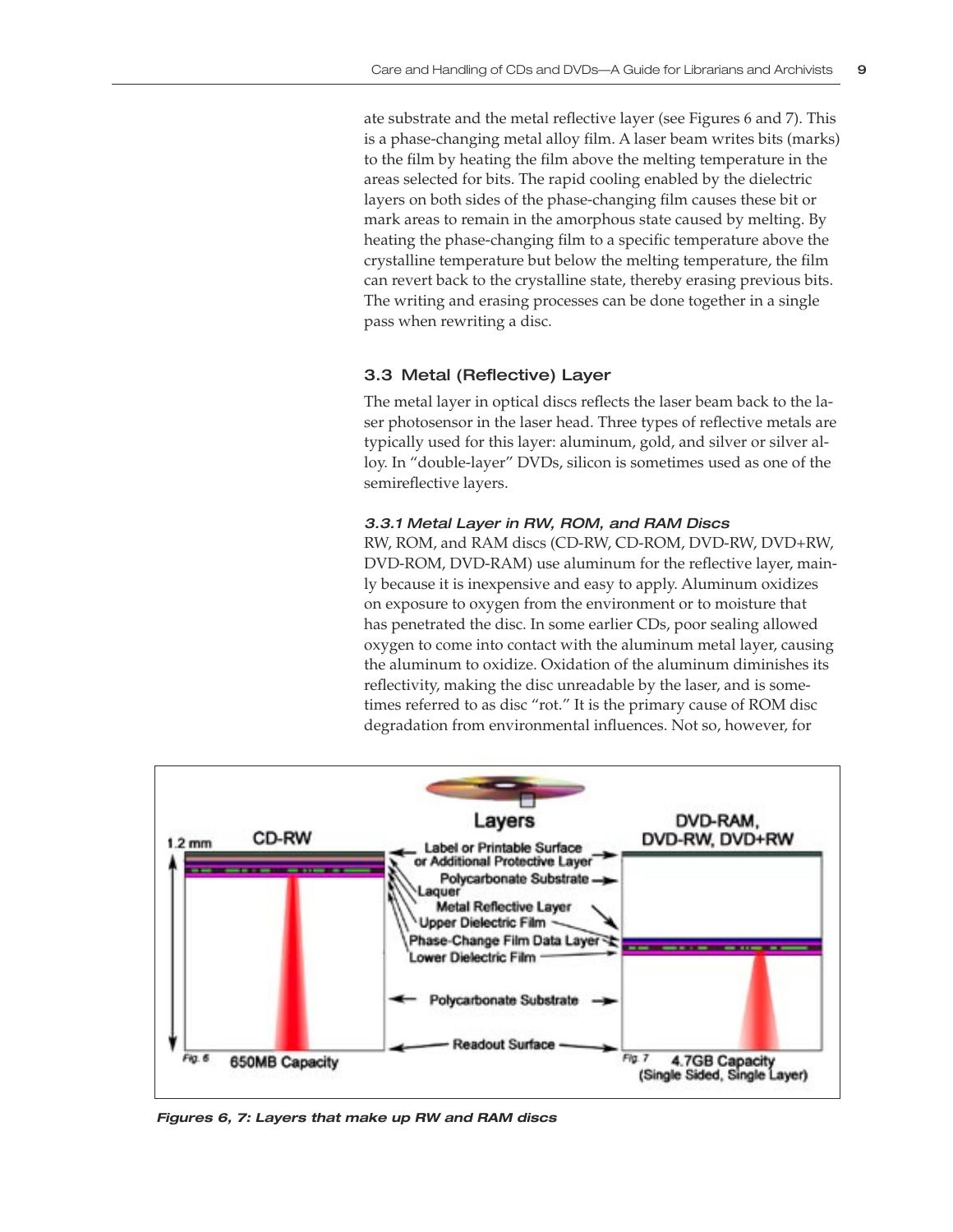ate substrate and the metal reflective layer (see Figures 6 and 7). This is a phase-changing metal alloy film. A laser beam writes bits (marks) to the film by heating the film above the melting temperature in the areas selected for bits. The rapid cooling enabled by the dielectric layers on both sides of the phase-changing film causes these bit or mark areas to remain in the amorphous state caused by melting. By heating the phase-changing film to a specific temperature above the crystalline temperature but below the melting temperature, the film can revert back to the crystalline state, thereby erasing previous bits. The writing and erasing processes can be done together in a single pass when rewriting a disc.

### 3.3 Metal (Reflective) Layer

The metal layer in optical discs reflects the laser beam back to the laser photosensor in the laser head. Three types of reflective metals are typically used for this layer: aluminum, gold, and silver or silver alloy. In "double-layer" DVDs, silicon is sometimes used as one of the semireflective layers.

#### *3.3.1 Metal Layer in RW, ROM, and RAM Discs*

RW, ROM, and RAM discs (CD-RW, CD-ROM, DVD-RW, DVD+RW, DVD-ROM, DVD-RAM) use aluminum for the reflective layer, mainly because it is inexpensive and easy to apply. Aluminum oxidizes on exposure to oxygen from the environment or to moisture that has penetrated the disc. In some earlier CDs, poor sealing allowed oxygen to come into contact with the aluminum metal layer, causing the aluminum to oxidize. Oxidation of the aluminum diminishes its reflectivity, making the disc unreadable by the laser, and is sometimes referred to as disc "rot." It is the primary cause of ROM disc degradation from environmental influences. Not so, however, for

*Figures 6, 7: Layers that make up RW and RAM discs*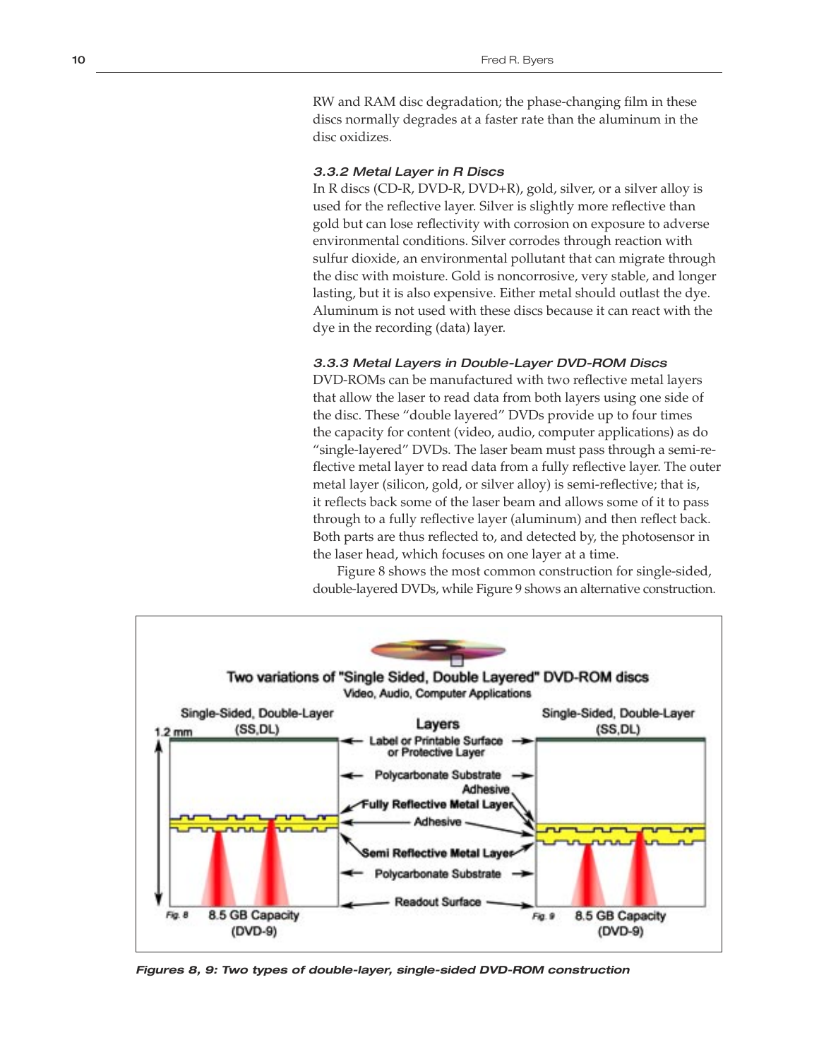RW and RAM disc degradation; the phase-changing film in these discs normally degrades at a faster rate than the aluminum in the disc oxidizes.

#### *3.3.2 Metal Layer in R Discs*

In R discs (CD-R, DVD-R, DVD+R), gold, silver, or a silver alloy is used for the reflective layer. Silver is slightly more reflective than gold but can lose reflectivity with corrosion on exposure to adverse environmental conditions. Silver corrodes through reaction with sulfur dioxide, an environmental pollutant that can migrate through the disc with moisture. Gold is noncorrosive, very stable, and longer lasting, but it is also expensive. Either metal should outlast the dye. Aluminum is not used with these discs because it can react with the dye in the recording (data) layer.

#### *3.3.3 Metal Layers in Double-Layer DVD-ROM Discs*

DVD-ROMs can be manufactured with two reflective metal layers that allow the laser to read data from both layers using one side of the disc. These "double layered" DVDs provide up to four times the capacity for content (video, audio, computer applications) as do "single-layered" DVDs. The laser beam must pass through a semi-reflective metal layer to read data from a fully reflective layer. The outer metal layer (silicon, gold, or silver alloy) is semi-reflective; that is, it reflects back some of the laser beam and allows some of it to pass through to a fully reflective layer (aluminum) and then reflect back. Both parts are thus reflected to, and detected by, the photosensor in the laser head, which focuses on one layer at a time.

Figure 8 shows the most common construction for single-sided, double-layered DVDs, while Figure 9 shows an alternative construction.

***Figures 8, 9: Two types of double-layer, single-sided DVD-ROM construction***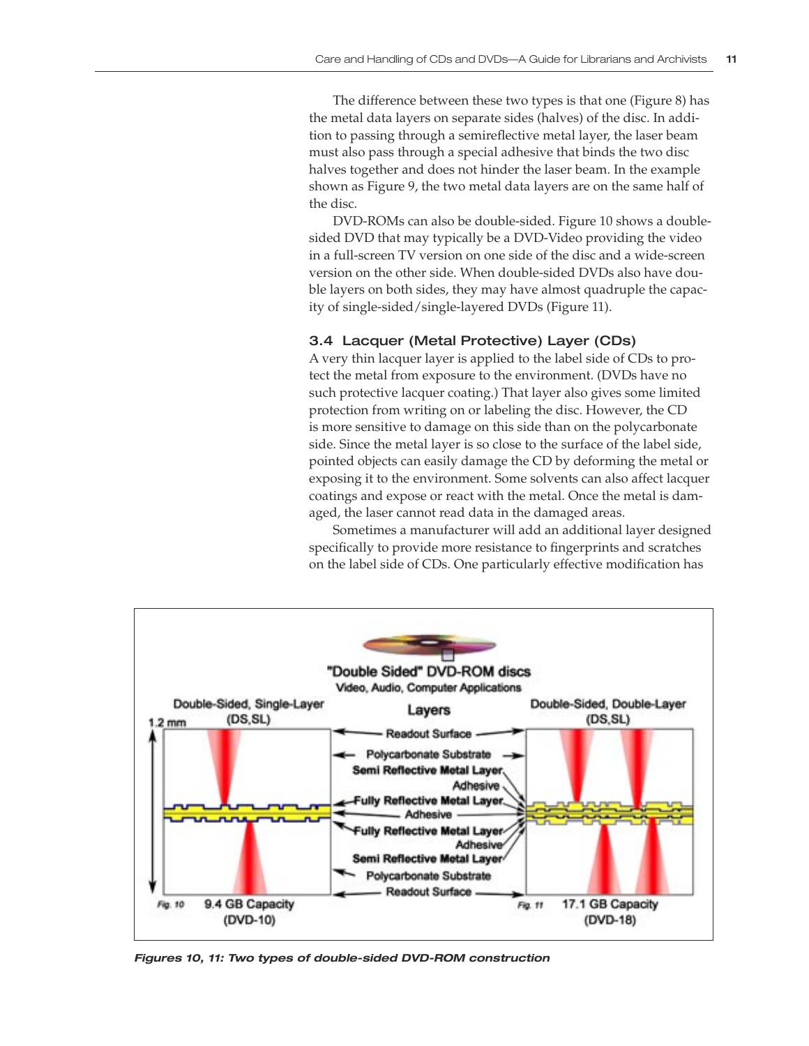The difference between these two types is that one (Figure 8) has the metal data layers on separate sides (halves) of the disc. In addition to passing through a semireflective metal layer, the laser beam must also pass through a special adhesive that binds the two disc halves together and does not hinder the laser beam. In the example shown as Figure 9, the two metal data layers are on the same half of the disc.

DVD-ROMs can also be double-sided. Figure 10 shows a double-sided DVD that may typically be a DVD-Video providing the video in a full-screen TV version on one side of the disc and a wide-screen version on the other side. When double-sided DVDs also have double layers on both sides, they may have almost quadruple the capacity of single-sided/single-layered DVDs (Figure 11).

### 3.4 Lacquer (Metal Protective) Layer (CDs)

A very thin lacquer layer is applied to the label side of CDs to protect the metal from exposure to the environment. (DVDs have no such protective lacquer coating.) That layer also gives some limited protection from writing on or labeling the disc. However, the CD is more sensitive to damage on this side than on the polycarbonate side. Since the metal layer is so close to the surface of the label side, pointed objects can easily damage the CD by deforming the metal or exposing it to the environment. Some solvents can also affect lacquer coatings and expose or react with the metal. Once the metal is damaged, the laser cannot read data in the damaged areas.

Sometimes a manufacturer will add an additional layer designed specifically to provide more resistance to fingerprints and scratches on the label side of CDs. One particularly effective modification has

"Double Sided" DVD-ROM discs
Video, Audio, Computer Applications

Double-Sided, Single-Layer (DS,SL) — 1.2 mm — Fig. 10: 9.4 GB Capacity (DVD-10)

Layers: Readout Surface; Polycarbonate Substrate; Semi Reflective Metal Layer; Adhesive; Fully Reflective Metal Layer; Adhesive; Fully Reflective Metal Layer; Adhesive; Semi Reflective Metal Layer; Polycarbonate Substrate; Readout Surface

Double-Sided, Double-Layer (DS,DL) — Fig. 11: 17.1 GB Capacity (DVD-18)

***Figures 10, 11: Two types of double-sided DVD-ROM construction***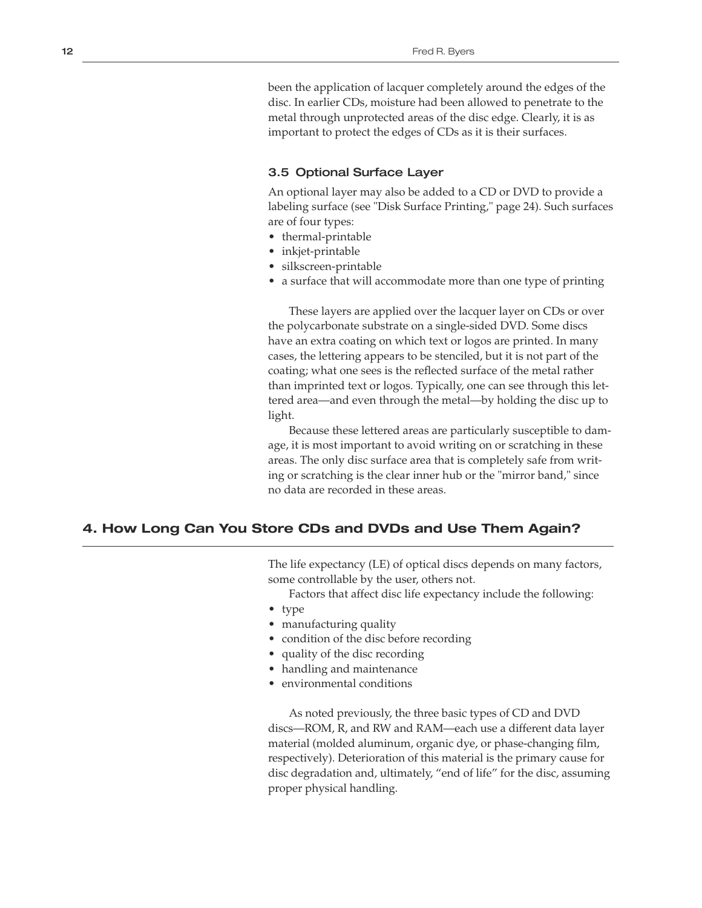been the application of lacquer completely around the edges of the disc. In earlier CDs, moisture had been allowed to penetrate to the metal through unprotected areas of the disc edge. Clearly, it is as important to protect the edges of CDs as it is their surfaces.

### 3.5 Optional Surface Layer

An optional layer may also be added to a CD or DVD to provide a labeling surface (see "Disk Surface Printing," page 24). Such surfaces are of four types:

- thermal-printable
- inkjet-printable
- silkscreen-printable
- a surface that will accommodate more than one type of printing

These layers are applied over the lacquer layer on CDs or over the polycarbonate substrate on a single-sided DVD. Some discs have an extra coating on which text or logos are printed. In many cases, the lettering appears to be stenciled, but it is not part of the coating; what one sees is the reflected surface of the metal rather than imprinted text or logos. Typically, one can see through this lettered area—and even through the metal—by holding the disc up to light.

Because these lettered areas are particularly susceptible to damage, it is most important to avoid writing on or scratching in these areas. The only disc surface area that is completely safe from writing or scratching is the clear inner hub or the "mirror band," since no data are recorded in these areas.

## 4. How Long Can You Store CDs and DVDs and Use Them Again?

The life expectancy (LE) of optical discs depends on many factors, some controllable by the user, others not.

Factors that affect disc life expectancy include the following:

- type
- manufacturing quality
- condition of the disc before recording
- quality of the disc recording
- handling and maintenance
- environmental conditions

As noted previously, the three basic types of CD and DVD discs—ROM, R, and RW and RAM—each use a different data layer material (molded aluminum, organic dye, or phase-changing film, respectively). Deterioration of this material is the primary cause for disc degradation and, ultimately, "end of life" for the disc, assuming proper physical handling.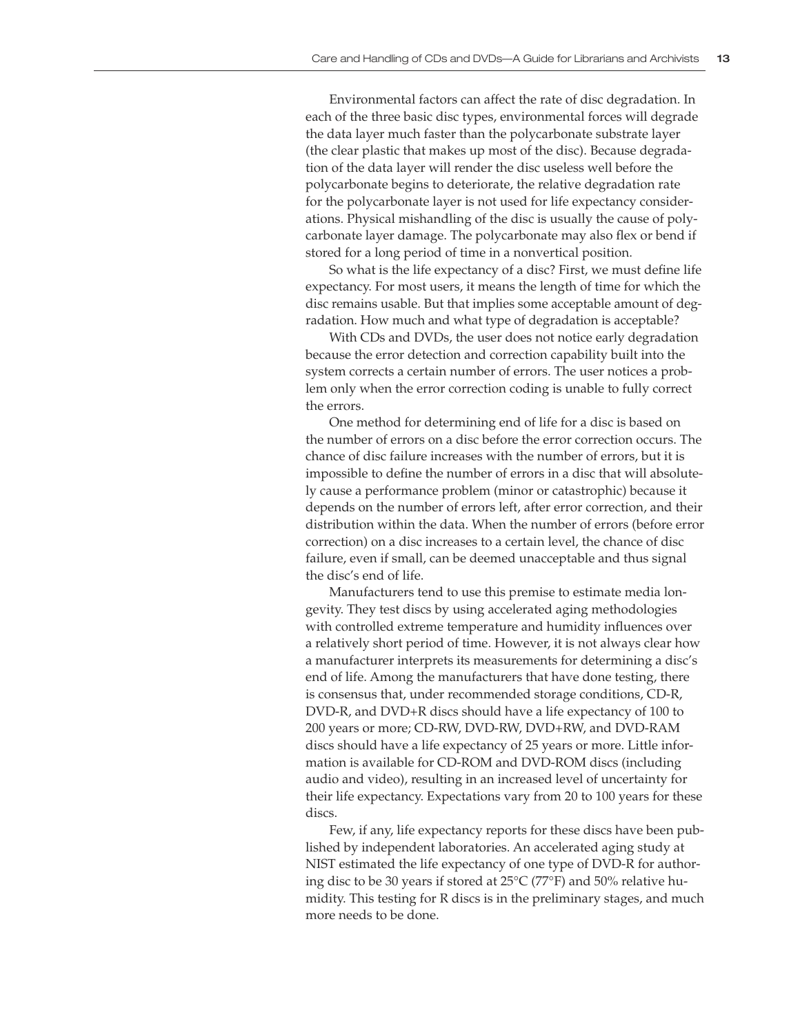Environmental factors can affect the rate of disc degradation. In each of the three basic disc types, environmental forces will degrade the data layer much faster than the polycarbonate substrate layer (the clear plastic that makes up most of the disc). Because degradation of the data layer will render the disc useless well before the polycarbonate begins to deteriorate, the relative degradation rate for the polycarbonate layer is not used for life expectancy considerations. Physical mishandling of the disc is usually the cause of polycarbonate layer damage. The polycarbonate may also flex or bend if stored for a long period of time in a nonvertical position.

So what is the life expectancy of a disc? First, we must define life expectancy. For most users, it means the length of time for which the disc remains usable. But that implies some acceptable amount of degradation. How much and what type of degradation is acceptable?

With CDs and DVDs, the user does not notice early degradation because the error detection and correction capability built into the system corrects a certain number of errors. The user notices a problem only when the error correction coding is unable to fully correct the errors.

One method for determining end of life for a disc is based on the number of errors on a disc before the error correction occurs. The chance of disc failure increases with the number of errors, but it is impossible to define the number of errors in a disc that will absolutely cause a performance problem (minor or catastrophic) because it depends on the number of errors left, after error correction, and their distribution within the data. When the number of errors (before error correction) on a disc increases to a certain level, the chance of disc failure, even if small, can be deemed unacceptable and thus signal the disc's end of life.

Manufacturers tend to use this premise to estimate media longevity. They test discs by using accelerated aging methodologies with controlled extreme temperature and humidity influences over a relatively short period of time. However, it is not always clear how a manufacturer interprets its measurements for determining a disc's end of life. Among the manufacturers that have done testing, there is consensus that, under recommended storage conditions, CD-R, DVD-R, and DVD+R discs should have a life expectancy of 100 to 200 years or more; CD-RW, DVD-RW, DVD+RW, and DVD-RAM discs should have a life expectancy of 25 years or more. Little information is available for CD-ROM and DVD-ROM discs (including audio and video), resulting in an increased level of uncertainty for their life expectancy. Expectations vary from 20 to 100 years for these discs.

Few, if any, life expectancy reports for these discs have been published by independent laboratories. An accelerated aging study at NIST estimated the life expectancy of one type of DVD-R for authoring disc to be 30 years if stored at 25°C (77°F) and 50% relative humidity. This testing for R discs is in the preliminary stages, and much more needs to be done.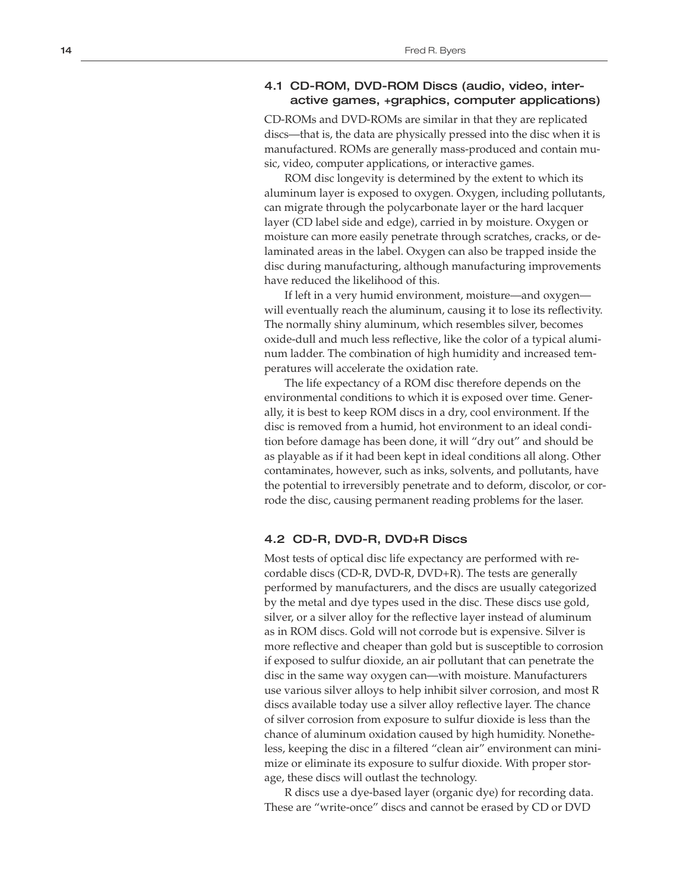### 4.1 CD-ROM, DVD-ROM Discs (audio, video, interactive games, +graphics, computer applications)

CD-ROMs and DVD-ROMs are similar in that they are replicated discs—that is, the data are physically pressed into the disc when it is manufactured. ROMs are generally mass-produced and contain music, video, computer applications, or interactive games.

ROM disc longevity is determined by the extent to which its aluminum layer is exposed to oxygen. Oxygen, including pollutants, can migrate through the polycarbonate layer or the hard lacquer layer (CD label side and edge), carried in by moisture. Oxygen or moisture can more easily penetrate through scratches, cracks, or delaminated areas in the label. Oxygen can also be trapped inside the disc during manufacturing, although manufacturing improvements have reduced the likelihood of this.

If left in a very humid environment, moisture—and oxygen—will eventually reach the aluminum, causing it to lose its reflectivity. The normally shiny aluminum, which resembles silver, becomes oxide-dull and much less reflective, like the color of a typical aluminum ladder. The combination of high humidity and increased temperatures will accelerate the oxidation rate.

The life expectancy of a ROM disc therefore depends on the environmental conditions to which it is exposed over time. Generally, it is best to keep ROM discs in a dry, cool environment. If the disc is removed from a humid, hot environment to an ideal condition before damage has been done, it will "dry out" and should be as playable as if it had been kept in ideal conditions all along. Other contaminates, however, such as inks, solvents, and pollutants, have the potential to irreversibly penetrate and to deform, discolor, or corrode the disc, causing permanent reading problems for the laser.

### 4.2 CD-R, DVD-R, DVD+R Discs

Most tests of optical disc life expectancy are performed with recordable discs (CD-R, DVD-R, DVD+R). The tests are generally performed by manufacturers, and the discs are usually categorized by the metal and dye types used in the disc. These discs use gold, silver, or a silver alloy for the reflective layer instead of aluminum as in ROM discs. Gold will not corrode but is expensive. Silver is more reflective and cheaper than gold but is susceptible to corrosion if exposed to sulfur dioxide, an air pollutant that can penetrate the disc in the same way oxygen can—with moisture. Manufacturers use various silver alloys to help inhibit silver corrosion, and most R discs available today use a silver alloy reflective layer. The chance of silver corrosion from exposure to sulfur dioxide is less than the chance of aluminum oxidation caused by high humidity. Nonetheless, keeping the disc in a filtered "clean air" environment can minimize or eliminate its exposure to sulfur dioxide. With proper storage, these discs will outlast the technology.

R discs use a dye-based layer (organic dye) for recording data. These are "write-once" discs and cannot be erased by CD or DVD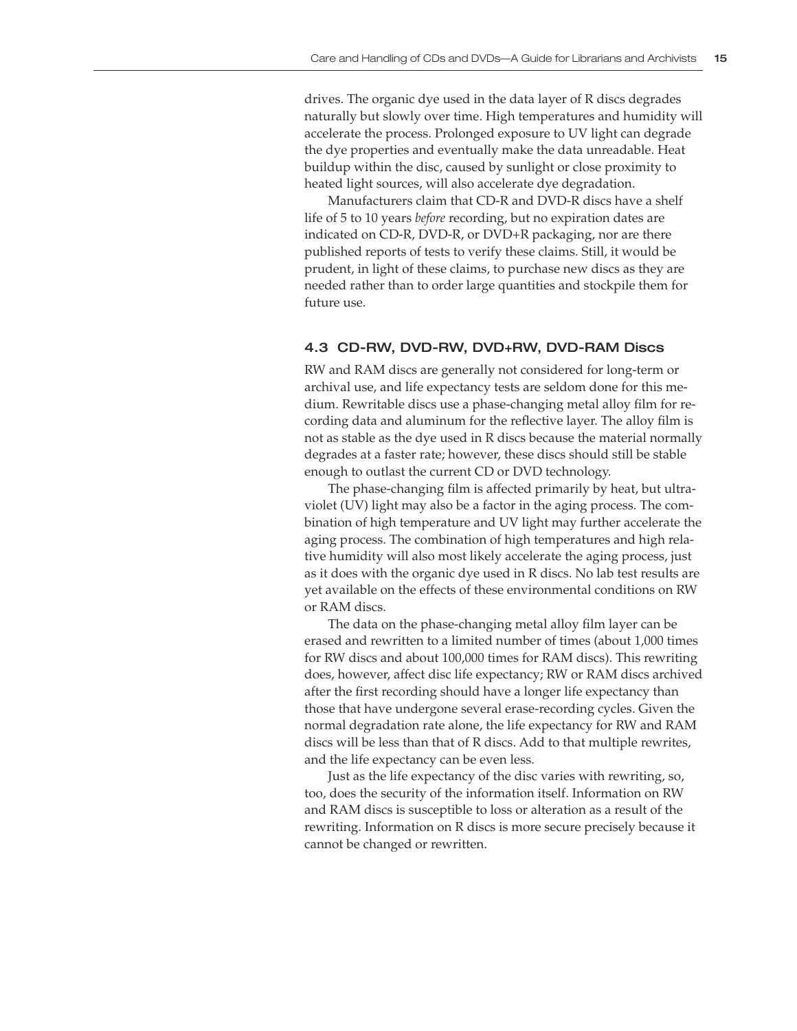drives. The organic dye used in the data layer of R discs degrades naturally but slowly over time. High temperatures and humidity will accelerate the process. Prolonged exposure to UV light can degrade the dye properties and eventually make the data unreadable. Heat buildup within the disc, caused by sunlight or close proximity to heated light sources, will also accelerate dye degradation.

Manufacturers claim that CD-R and DVD-R discs have a shelf life of 5 to 10 years *before* recording, but no expiration dates are indicated on CD-R, DVD-R, or DVD+R packaging, nor are there published reports of tests to verify these claims. Still, it would be prudent, in light of these claims, to purchase new discs as they are needed rather than to order large quantities and stockpile them for future use.

### 4.3 CD-RW, DVD-RW, DVD+RW, DVD-RAM Discs

RW and RAM discs are generally not considered for long-term or archival use, and life expectancy tests are seldom done for this medium. Rewritable discs use a phase-changing metal alloy film for recording data and aluminum for the reflective layer. The alloy film is not as stable as the dye used in R discs because the material normally degrades at a faster rate; however, these discs should still be stable enough to outlast the current CD or DVD technology.

The phase-changing film is affected primarily by heat, but ultraviolet (UV) light may also be a factor in the aging process. The combination of high temperature and UV light may further accelerate the aging process. The combination of high temperatures and high relative humidity will also most likely accelerate the aging process, just as it does with the organic dye used in R discs. No lab test results are yet available on the effects of these environmental conditions on RW or RAM discs.

The data on the phase-changing metal alloy film layer can be erased and rewritten to a limited number of times (about 1,000 times for RW discs and about 100,000 times for RAM discs). This rewriting does, however, affect disc life expectancy; RW or RAM discs archived after the first recording should have a longer life expectancy than those that have undergone several erase-recording cycles. Given the normal degradation rate alone, the life expectancy for RW and RAM discs will be less than that of R discs. Add to that multiple rewrites, and the life expectancy can be even less.

Just as the life expectancy of the disc varies with rewriting, so, too, does the security of the information itself. Information on RW and RAM discs is susceptible to loss or alteration as a result of the rewriting. Information on R discs is more secure precisely because it cannot be changed or rewritten.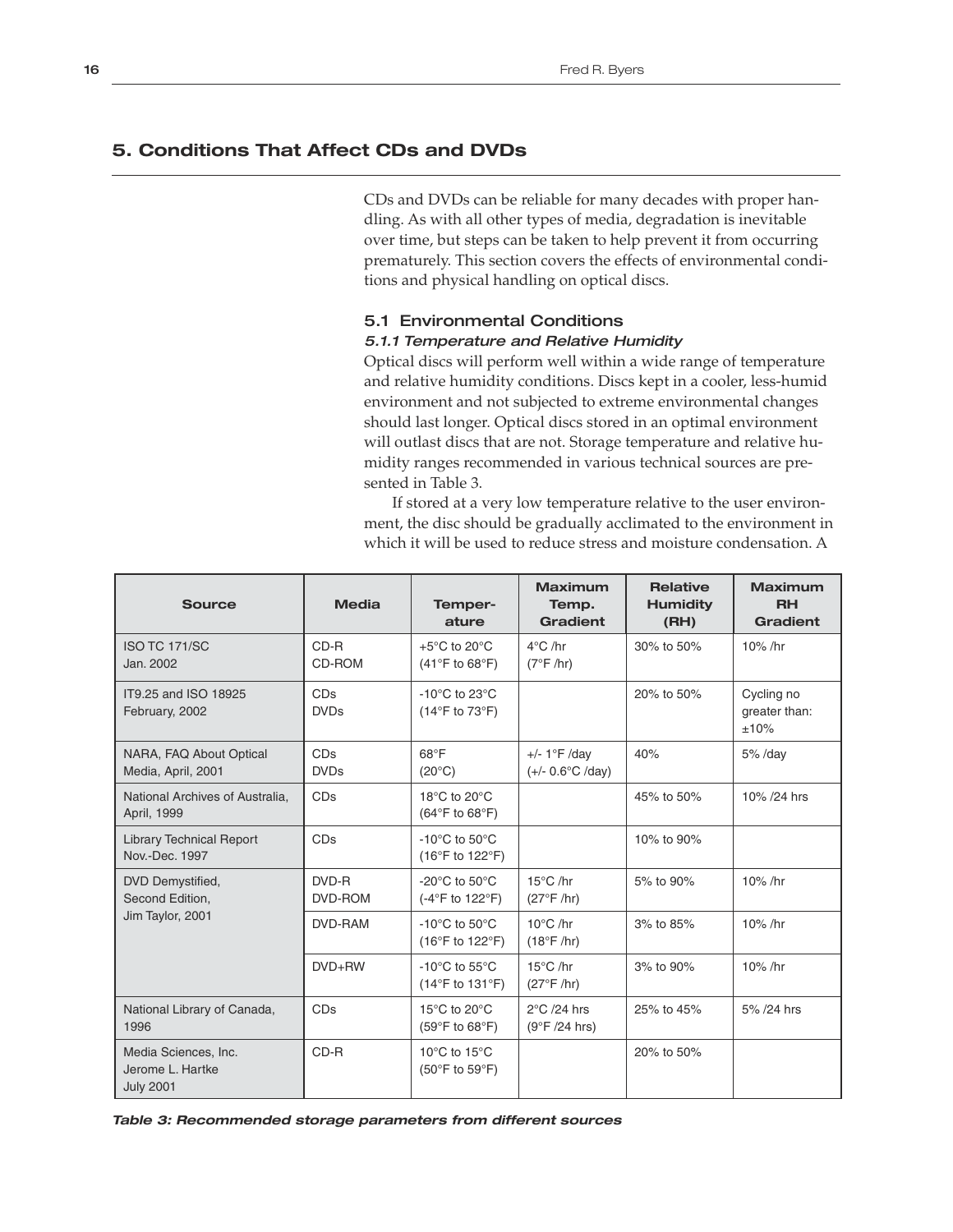## 5. Conditions That Affect CDs and DVDs

CDs and DVDs can be reliable for many decades with proper handling. As with all other types of media, degradation is inevitable over time, but steps can be taken to help prevent it from occurring prematurely. This section covers the effects of environmental conditions and physical handling on optical discs.

### 5.1 Environmental Conditions

#### *5.1.1 Temperature and Relative Humidity*

Optical discs will perform well within a wide range of temperature and relative humidity conditions. Discs kept in a cooler, less-humid environment and not subjected to extreme environmental changes should last longer. Optical discs stored in an optimal environment will outlast discs that are not. Storage temperature and relative humidity ranges recommended in various technical sources are presented in Table 3.

If stored at a very low temperature relative to the user environment, the disc should be gradually acclimated to the environment in which it will be used to reduce stress and moisture condensation. A

| Source | Media | Temperature | Maximum Temp. Gradient | Relative Humidity (RH) | Maximum RH Gradient |
|---|---|---|---|---|---|
| ISO TC 171/SC Jan. 2002 | CD-R CD-ROM | +5°C to 20°C (41°F to 68°F) | 4°C /hr (7°F /hr) | 30% to 50% | 10% /hr |
| IT9.25 and ISO 18925 February, 2002 | CDs DVDs | -10°C to 23°C (14°F to 73°F) | | 20% to 50% | Cycling no greater than: ±10% |
| NARA, FAQ About Optical Media, April, 2001 | CDs DVDs | 68°F (20°C) | +/- 1°F /day (+/- 0.6°C /day) | 40% | 5% /day |
| National Archives of Australia, April, 1999 | CDs | 18°C to 20°C (64°F to 68°F) | | 45% to 50% | 10% /24 hrs |
| Library Technical Report Nov.-Dec. 1997 | CDs | -10°C to 50°C (16°F to 122°F) | | 10% to 90% | |
| DVD Demystified, Second Edition, Jim Taylor, 2001 | DVD-R DVD-ROM | -20°C to 50°C (-4°F to 122°F) | 15°C /hr (27°F /hr) | 5% to 90% | 10% /hr |
| | DVD-RAM | -10°C to 50°C (16°F to 122°F) | 10°C /hr (18°F /hr) | 3% to 85% | 10% /hr |
| | DVD+RW | -10°C to 55°C (14°F to 131°F) | 15°C /hr (27°F /hr) | 3% to 90% | 10% /hr |
| National Library of Canada, 1996 | CDs | 15°C to 20°C (59°F to 68°F) | 2°C /24 hrs (9°F /24 hrs) | 25% to 45% | 5% /24 hrs |
| Media Sciences, Inc. Jerome L. Hartke July 2001 | CD-R | 10°C to 15°C (50°F to 59°F) | | 20% to 50% | |

***Table 3: Recommended storage parameters from different sources***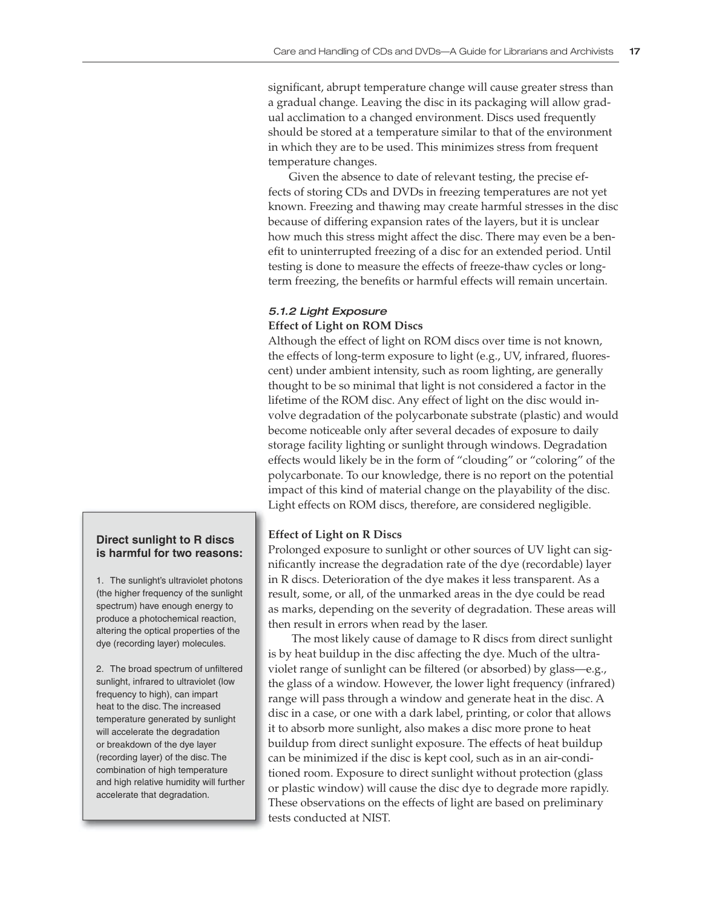significant, abrupt temperature change will cause greater stress than a gradual change. Leaving the disc in its packaging will allow gradual acclimation to a changed environment. Discs used frequently should be stored at a temperature similar to that of the environment in which they are to be used. This minimizes stress from frequent temperature changes.

Given the absence to date of relevant testing, the precise effects of storing CDs and DVDs in freezing temperatures are not yet known. Freezing and thawing may create harmful stresses in the disc because of differing expansion rates of the layers, but it is unclear how much this stress might affect the disc. There may even be a benefit to uninterrupted freezing of a disc for an extended period. Until testing is done to measure the effects of freeze-thaw cycles or long-term freezing, the benefits or harmful effects will remain uncertain.

#### *5.1.2 Light Exposure*

**Effect of Light on ROM Discs**

Although the effect of light on ROM discs over time is not known, the effects of long-term exposure to light (e.g., UV, infrared, fluorescent) under ambient intensity, such as room lighting, are generally thought to be so minimal that light is not considered a factor in the lifetime of the ROM disc. Any effect of light on the disc would involve degradation of the polycarbonate substrate (plastic) and would become noticeable only after several decades of exposure to daily storage facility lighting or sunlight through windows. Degradation effects would likely be in the form of "clouding" or "coloring" of the polycarbonate. To our knowledge, there is no report on the potential impact of this kind of material change on the playability of the disc. Light effects on ROM discs, therefore, are considered negligible.

**Effect of Light on R Discs**

Prolonged exposure to sunlight or other sources of UV light can significantly increase the degradation rate of the dye (recordable) layer in R discs. Deterioration of the dye makes it less transparent. As a result, some, or all, of the unmarked areas in the dye could be read as marks, depending on the severity of degradation. These areas will then result in errors when read by the laser.

The most likely cause of damage to R discs from direct sunlight is by heat buildup in the disc affecting the dye. Much of the ultraviolet range of sunlight can be filtered (or absorbed) by glass—e.g., the glass of a window. However, the lower light frequency (infrared) range will pass through a window and generate heat in the disc. A disc in a case, or one with a dark label, printing, or color that allows it to absorb more sunlight, also makes a disc more prone to heat buildup from direct sunlight exposure. The effects of heat buildup can be minimized if the disc is kept cool, such as in an air-conditioned room. Exposure to direct sunlight without protection (glass or plastic window) will cause the disc dye to degrade more rapidly. These observations on the effects of light are based on preliminary tests conducted at NIST.

**Direct sunlight to R discs is harmful for two reasons:**

1. The sunlight's ultraviolet photons (the higher frequency of the sunlight spectrum) have enough energy to produce a photochemical reaction, altering the optical properties of the dye (recording layer) molecules.

2. The broad spectrum of unfiltered sunlight, infrared to ultraviolet (low frequency to high), can impart heat to the disc. The increased temperature generated by sunlight will accelerate the degradation or breakdown of the dye layer (recording layer) of the disc. The combination of high temperature and high relative humidity will further accelerate that degradation.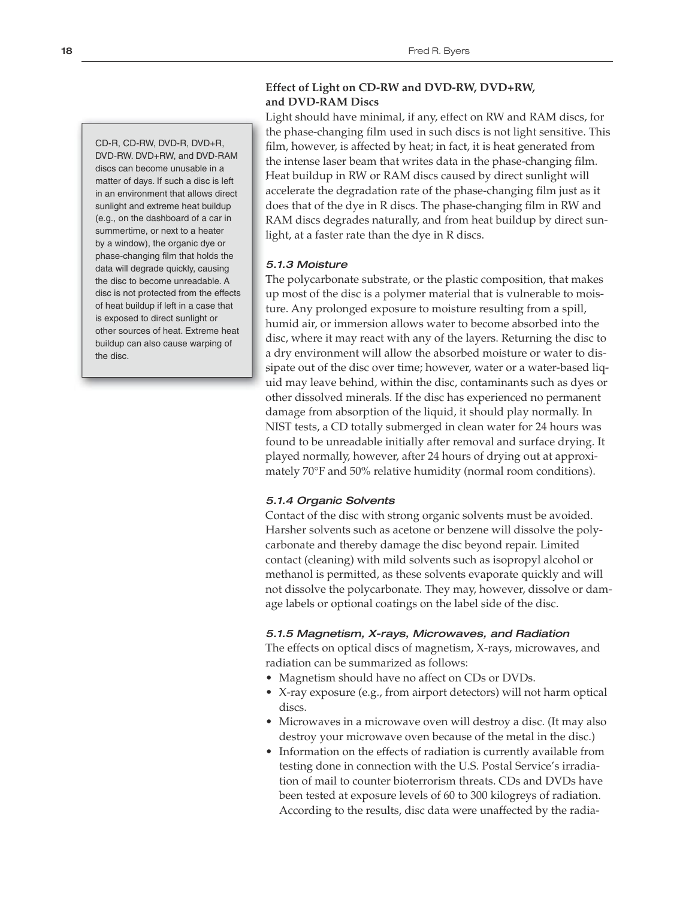#### Effect of Light on CD-RW and DVD-RW, DVD+RW, and DVD-RAM Discs

Light should have minimal, if any, effect on RW and RAM discs, for the phase-changing film used in such discs is not light sensitive. This film, however, is affected by heat; in fact, it is heat generated from the intense laser beam that writes data in the phase-changing film. Heat buildup in RW or RAM discs caused by direct sunlight will accelerate the degradation rate of the phase-changing film just as it does that of the dye in R discs. The phase-changing film in RW and RAM discs degrades naturally, and from heat buildup by direct sunlight, at a faster rate than the dye in R discs.

> CD-R, CD-RW, DVD-R, DVD+R, DVD-RW. DVD+RW, and DVD-RAM discs can become unusable in a matter of days. If such a disc is left in an environment that allows direct sunlight and extreme heat buildup (e.g., on the dashboard of a car in summertime, or next to a heater by a window), the organic dye or phase-changing film that holds the data will degrade quickly, causing the disc to become unreadable. A disc is not protected from the effects of heat buildup if left in a case that is exposed to direct sunlight or other sources of heat. Extreme heat buildup can also cause warping of the disc.

### *5.1.3 Moisture*

The polycarbonate substrate, or the plastic composition, that makes up most of the disc is a polymer material that is vulnerable to moisture. Any prolonged exposure to moisture resulting from a spill, humid air, or immersion allows water to become absorbed into the disc, where it may react with any of the layers. Returning the disc to a dry environment will allow the absorbed moisture or water to dissipate out of the disc over time; however, water or a water-based liquid may leave behind, within the disc, contaminants such as dyes or other dissolved minerals. If the disc has experienced no permanent damage from absorption of the liquid, it should play normally. In NIST tests, a CD totally submerged in clean water for 24 hours was found to be unreadable initially after removal and surface drying. It played normally, however, after 24 hours of drying out at approximately 70°F and 50% relative humidity (normal room conditions).

### *5.1.4 Organic Solvents*

Contact of the disc with strong organic solvents must be avoided. Harsher solvents such as acetone or benzene will dissolve the polycarbonate and thereby damage the disc beyond repair. Limited contact (cleaning) with mild solvents such as isopropyl alcohol or methanol is permitted, as these solvents evaporate quickly and will not dissolve the polycarbonate. They may, however, dissolve or damage labels or optional coatings on the label side of the disc.

### *5.1.5 Magnetism, X-rays, Microwaves, and Radiation*

The effects on optical discs of magnetism, X-rays, microwaves, and radiation can be summarized as follows:

- Magnetism should have no affect on CDs or DVDs.
- X-ray exposure (e.g., from airport detectors) will not harm optical discs.
- Microwaves in a microwave oven will destroy a disc. (It may also destroy your microwave oven because of the metal in the disc.)
- Information on the effects of radiation is currently available from testing done in connection with the U.S. Postal Service's irradiation of mail to counter bioterrorism threats. CDs and DVDs have been tested at exposure levels of 60 to 300 kilogreys of radiation. According to the results, disc data were unaffected by the radia-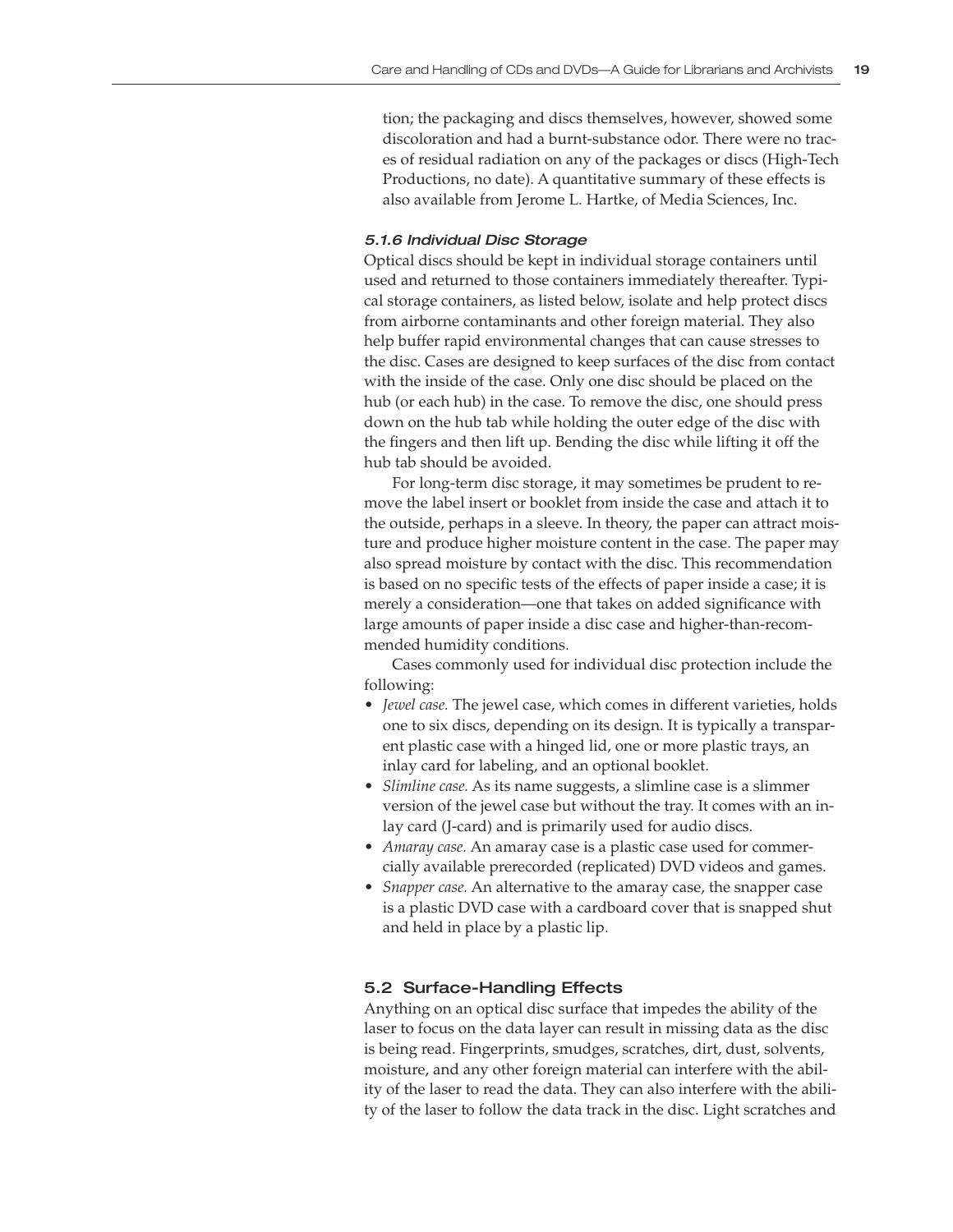tion; the packaging and discs themselves, however, showed some discoloration and had a burnt-substance odor. There were no traces of residual radiation on any of the packages or discs (High-Tech Productions, no date). A quantitative summary of these effects is also available from Jerome L. Hartke, of Media Sciences, Inc.

#### *5.1.6 Individual Disc Storage*

Optical discs should be kept in individual storage containers until used and returned to those containers immediately thereafter. Typical storage containers, as listed below, isolate and help protect discs from airborne contaminants and other foreign material. They also help buffer rapid environmental changes that can cause stresses to the disc. Cases are designed to keep surfaces of the disc from contact with the inside of the case. Only one disc should be placed on the hub (or each hub) in the case. To remove the disc, one should press down on the hub tab while holding the outer edge of the disc with the fingers and then lift up. Bending the disc while lifting it off the hub tab should be avoided.

For long-term disc storage, it may sometimes be prudent to remove the label insert or booklet from inside the case and attach it to the outside, perhaps in a sleeve. In theory, the paper can attract moisture and produce higher moisture content in the case. The paper may also spread moisture by contact with the disc. This recommendation is based on no specific tests of the effects of paper inside a case; it is merely a consideration—one that takes on added significance with large amounts of paper inside a disc case and higher-than-recommended humidity conditions.

Cases commonly used for individual disc protection include the following:

- *Jewel case.* The jewel case, which comes in different varieties, holds one to six discs, depending on its design. It is typically a transparent plastic case with a hinged lid, one or more plastic trays, an inlay card for labeling, and an optional booklet.
- *Slimline case.* As its name suggests, a slimline case is a slimmer version of the jewel case but without the tray. It comes with an inlay card (J-card) and is primarily used for audio discs.
- *Amaray case.* An amaray case is a plastic case used for commercially available prerecorded (replicated) DVD videos and games.
- *Snapper case.* An alternative to the amaray case, the snapper case is a plastic DVD case with a cardboard cover that is snapped shut and held in place by a plastic lip.

### 5.2 Surface-Handling Effects

Anything on an optical disc surface that impedes the ability of the laser to focus on the data layer can result in missing data as the disc is being read. Fingerprints, smudges, scratches, dirt, dust, solvents, moisture, and any other foreign material can interfere with the ability of the laser to read the data. They can also interfere with the ability of the laser to follow the data track in the disc. Light scratches and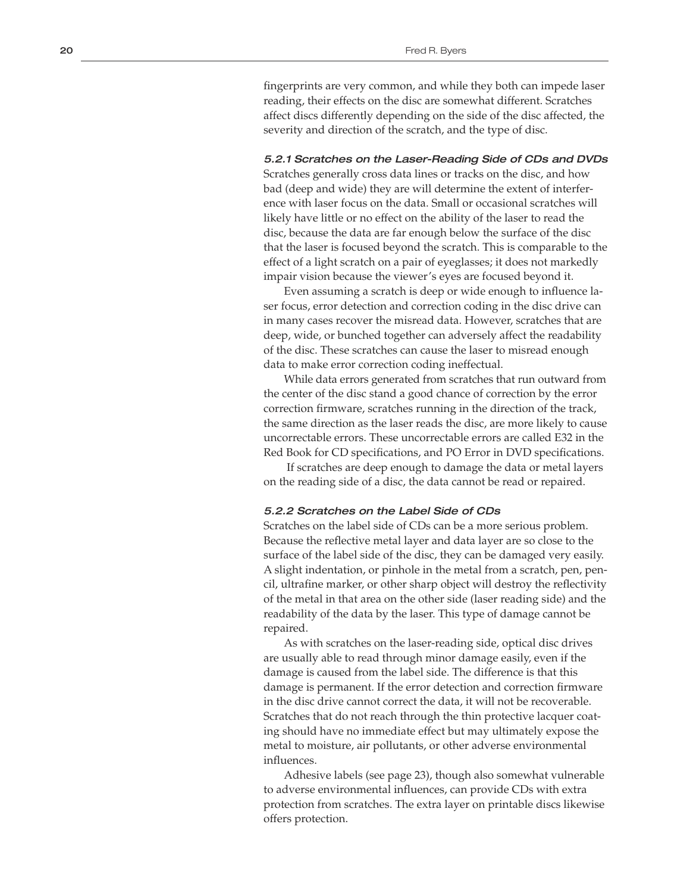fingerprints are very common, and while they both can impede laser reading, their effects on the disc are somewhat different. Scratches affect discs differently depending on the side of the disc affected, the severity and direction of the scratch, and the type of disc.

### *5.2.1 Scratches on the Laser-Reading Side of CDs and DVDs*

Scratches generally cross data lines or tracks on the disc, and how bad (deep and wide) they are will determine the extent of interference with laser focus on the data. Small or occasional scratches will likely have little or no effect on the ability of the laser to read the disc, because the data are far enough below the surface of the disc that the laser is focused beyond the scratch. This is comparable to the effect of a light scratch on a pair of eyeglasses; it does not markedly impair vision because the viewer's eyes are focused beyond it.

Even assuming a scratch is deep or wide enough to influence laser focus, error detection and correction coding in the disc drive can in many cases recover the misread data. However, scratches that are deep, wide, or bunched together can adversely affect the readability of the disc. These scratches can cause the laser to misread enough data to make error correction coding ineffectual.

While data errors generated from scratches that run outward from the center of the disc stand a good chance of correction by the error correction firmware, scratches running in the direction of the track, the same direction as the laser reads the disc, are more likely to cause uncorrectable errors. These uncorrectable errors are called E32 in the Red Book for CD specifications, and PO Error in DVD specifications.

If scratches are deep enough to damage the data or metal layers on the reading side of a disc, the data cannot be read or repaired.

### *5.2.2 Scratches on the Label Side of CDs*

Scratches on the label side of CDs can be a more serious problem. Because the reflective metal layer and data layer are so close to the surface of the label side of the disc, they can be damaged very easily. A slight indentation, or pinhole in the metal from a scratch, pen, pencil, ultrafine marker, or other sharp object will destroy the reflectivity of the metal in that area on the other side (laser reading side) and the readability of the data by the laser. This type of damage cannot be repaired.

As with scratches on the laser-reading side, optical disc drives are usually able to read through minor damage easily, even if the damage is caused from the label side. The difference is that this damage is permanent. If the error detection and correction firmware in the disc drive cannot correct the data, it will not be recoverable. Scratches that do not reach through the thin protective lacquer coating should have no immediate effect but may ultimately expose the metal to moisture, air pollutants, or other adverse environmental influences.

Adhesive labels (see page 23), though also somewhat vulnerable to adverse environmental influences, can provide CDs with extra protection from scratches. The extra layer on printable discs likewise offers protection.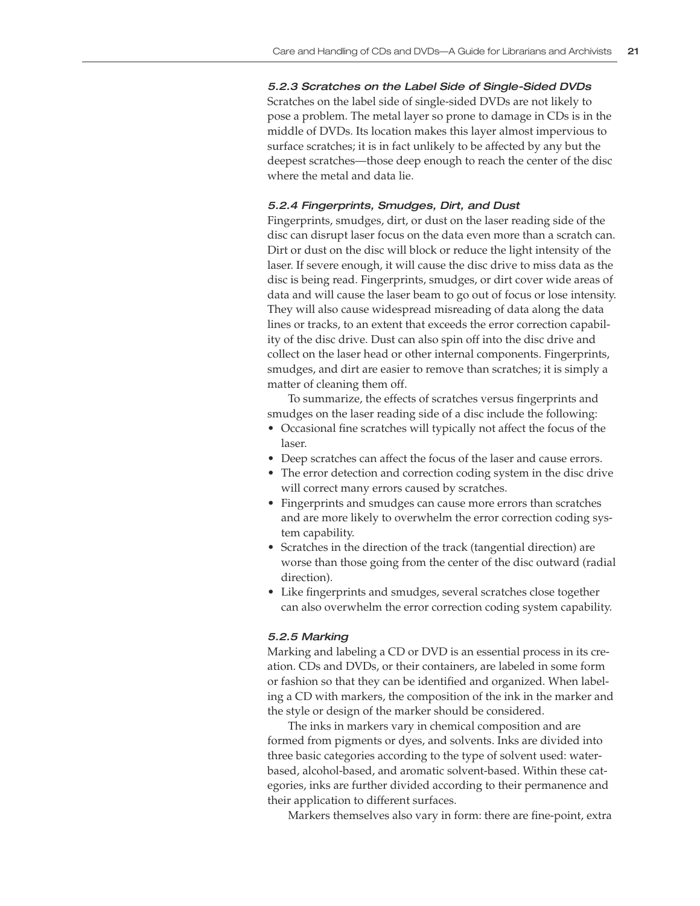#### *5.2.3 Scratches on the Label Side of Single-Sided DVDs*

Scratches on the label side of single-sided DVDs are not likely to pose a problem. The metal layer so prone to damage in CDs is in the middle of DVDs. Its location makes this layer almost impervious to surface scratches; it is in fact unlikely to be affected by any but the deepest scratches—those deep enough to reach the center of the disc where the metal and data lie.

#### *5.2.4 Fingerprints, Smudges, Dirt, and Dust*

Fingerprints, smudges, dirt, or dust on the laser reading side of the disc can disrupt laser focus on the data even more than a scratch can. Dirt or dust on the disc will block or reduce the light intensity of the laser. If severe enough, it will cause the disc drive to miss data as the disc is being read. Fingerprints, smudges, or dirt cover wide areas of data and will cause the laser beam to go out of focus or lose intensity. They will also cause widespread misreading of data along the data lines or tracks, to an extent that exceeds the error correction capability of the disc drive. Dust can also spin off into the disc drive and collect on the laser head or other internal components. Fingerprints, smudges, and dirt are easier to remove than scratches; it is simply a matter of cleaning them off.

To summarize, the effects of scratches versus fingerprints and smudges on the laser reading side of a disc include the following:

- Occasional fine scratches will typically not affect the focus of the laser.
- Deep scratches can affect the focus of the laser and cause errors.
- The error detection and correction coding system in the disc drive will correct many errors caused by scratches.
- Fingerprints and smudges can cause more errors than scratches and are more likely to overwhelm the error correction coding system capability.
- Scratches in the direction of the track (tangential direction) are worse than those going from the center of the disc outward (radial direction).
- Like fingerprints and smudges, several scratches close together can also overwhelm the error correction coding system capability.

#### *5.2.5 Marking*

Marking and labeling a CD or DVD is an essential process in its creation. CDs and DVDs, or their containers, are labeled in some form or fashion so that they can be identified and organized. When labeling a CD with markers, the composition of the ink in the marker and the style or design of the marker should be considered.

The inks in markers vary in chemical composition and are formed from pigments or dyes, and solvents. Inks are divided into three basic categories according to the type of solvent used: water-based, alcohol-based, and aromatic solvent-based. Within these categories, inks are further divided according to their permanence and their application to different surfaces.

Markers themselves also vary in form: there are fine-point, extra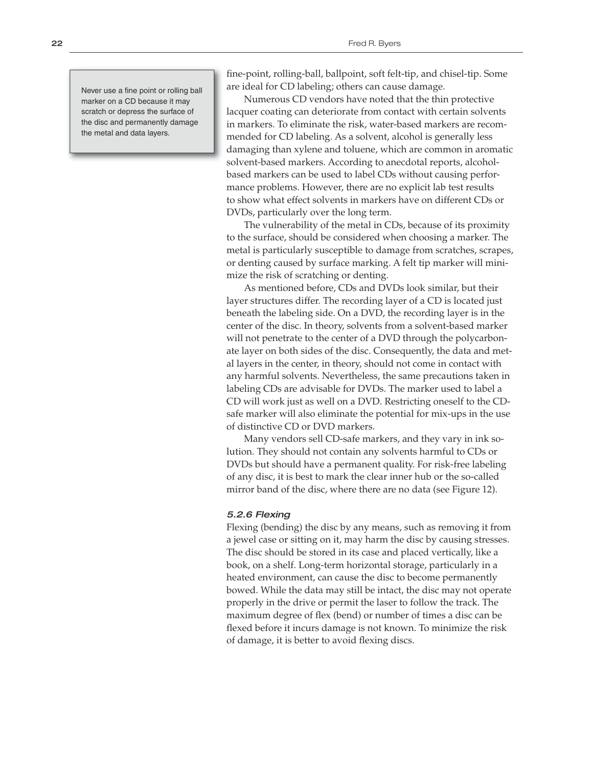> Never use a fine point or rolling ball marker on a CD because it may scratch or depress the surface of the disc and permanently damage the metal and data layers.

fine-point, rolling-ball, ballpoint, soft felt-tip, and chisel-tip. Some are ideal for CD labeling; others can cause damage.

Numerous CD vendors have noted that the thin protective lacquer coating can deteriorate from contact with certain solvents in markers. To eliminate the risk, water-based markers are recommended for CD labeling. As a solvent, alcohol is generally less damaging than xylene and toluene, which are common in aromatic solvent-based markers. According to anecdotal reports, alcohol-based markers can be used to label CDs without causing performance problems. However, there are no explicit lab test results to show what effect solvents in markers have on different CDs or DVDs, particularly over the long term.

The vulnerability of the metal in CDs, because of its proximity to the surface, should be considered when choosing a marker. The metal is particularly susceptible to damage from scratches, scrapes, or denting caused by surface marking. A felt tip marker will minimize the risk of scratching or denting.

As mentioned before, CDs and DVDs look similar, but their layer structures differ. The recording layer of a CD is located just beneath the labeling side. On a DVD, the recording layer is in the center of the disc. In theory, solvents from a solvent-based marker will not penetrate to the center of a DVD through the polycarbonate layer on both sides of the disc. Consequently, the data and metal layers in the center, in theory, should not come in contact with any harmful solvents. Nevertheless, the same precautions taken in labeling CDs are advisable for DVDs. The marker used to label a CD will work just as well on a DVD. Restricting oneself to the CD-safe marker will also eliminate the potential for mix-ups in the use of distinctive CD or DVD markers.

Many vendors sell CD-safe markers, and they vary in ink solution. They should not contain any solvents harmful to CDs or DVDs but should have a permanent quality. For risk-free labeling of any disc, it is best to mark the clear inner hub or the so-called mirror band of the disc, where there are no data (see Figure 12).

#### *5.2.6 Flexing*

Flexing (bending) the disc by any means, such as removing it from a jewel case or sitting on it, may harm the disc by causing stresses. The disc should be stored in its case and placed vertically, like a book, on a shelf. Long-term horizontal storage, particularly in a heated environment, can cause the disc to become permanently bowed. While the data may still be intact, the disc may not operate properly in the drive or permit the laser to follow the track. The maximum degree of flex (bend) or number of times a disc can be flexed before it incurs damage is not known. To minimize the risk of damage, it is better to avoid flexing discs.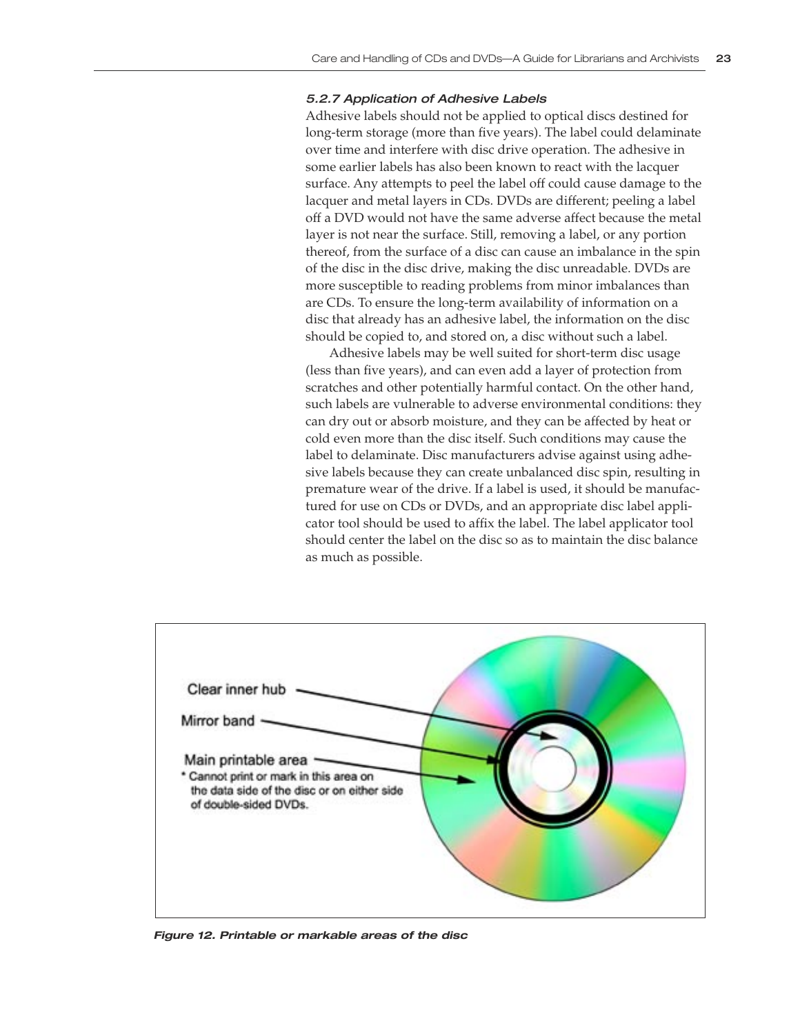### 5.2.7 Application of Adhesive Labels

Adhesive labels should not be applied to optical discs destined for long-term storage (more than five years). The label could delaminate over time and interfere with disc drive operation. The adhesive in some earlier labels has also been known to react with the lacquer surface. Any attempts to peel the label off could cause damage to the lacquer and metal layers in CDs. DVDs are different; peeling a label off a DVD would not have the same adverse affect because the metal layer is not near the surface. Still, removing a label, or any portion thereof, from the surface of a disc can cause an imbalance in the spin of the disc in the disc drive, making the disc unreadable. DVDs are more susceptible to reading problems from minor imbalances than are CDs. To ensure the long-term availability of information on a disc that already has an adhesive label, the information on the disc should be copied to, and stored on, a disc without such a label.

Adhesive labels may be well suited for short-term disc usage (less than five years), and can even add a layer of protection from scratches and other potentially harmful contact. On the other hand, such labels are vulnerable to adverse environmental conditions: they can dry out or absorb moisture, and they can be affected by heat or cold even more than the disc itself. Such conditions may cause the label to delaminate. Disc manufacturers advise against using adhesive labels because they can create unbalanced disc spin, resulting in premature wear of the drive. If a label is used, it should be manufactured for use on CDs or DVDs, and an appropriate disc label applicator tool should be used to affix the label. The label applicator tool should center the label on the disc so as to maintain the disc balance as much as possible.

Clear inner hub

Mirror band

Main printable area
* Cannot print or mark in this area on the data side of the disc or on either side of double-sided DVDs.

*Figure 12. Printable or markable areas of the disc*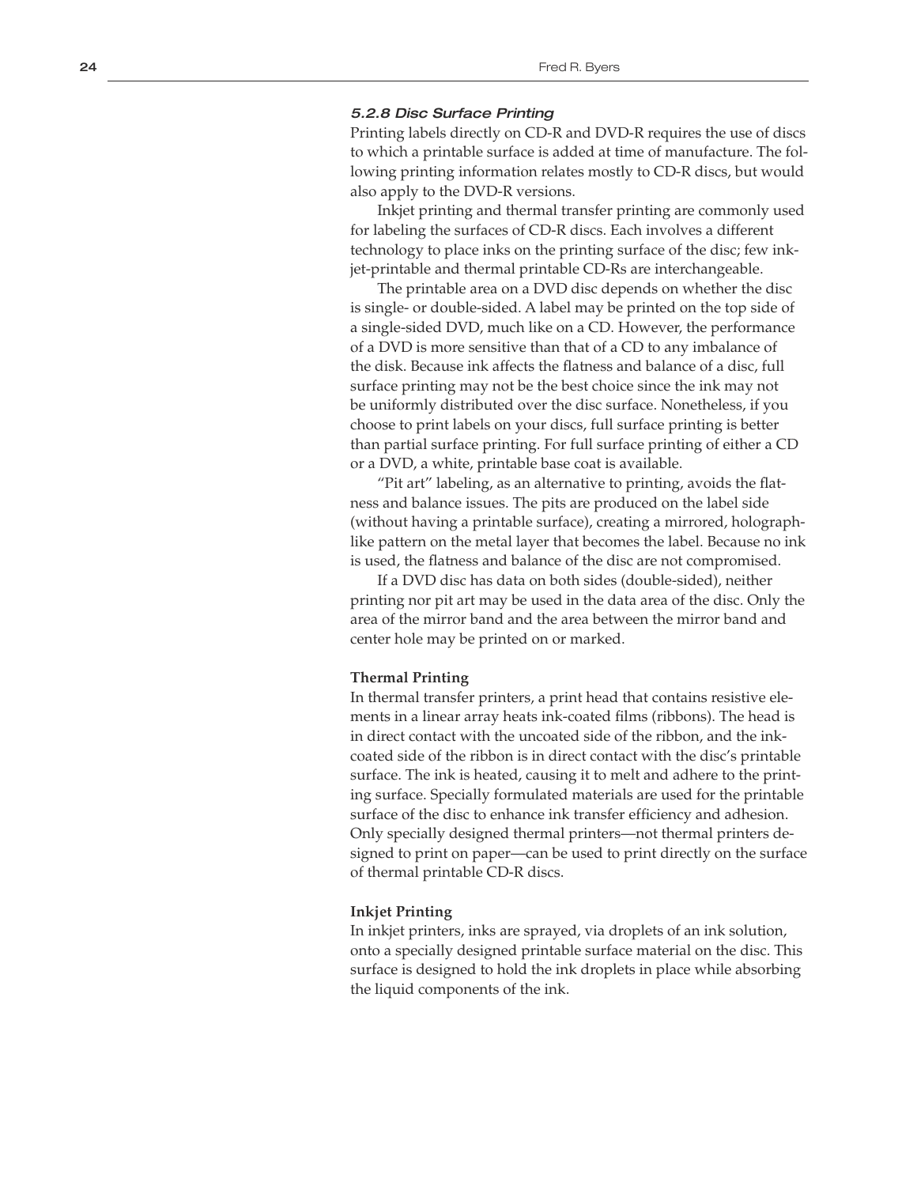#### *5.2.8 Disc Surface Printing*

Printing labels directly on CD-R and DVD-R requires the use of discs to which a printable surface is added at time of manufacture. The following printing information relates mostly to CD-R discs, but would also apply to the DVD-R versions.

Inkjet printing and thermal transfer printing are commonly used for labeling the surfaces of CD-R discs. Each involves a different technology to place inks on the printing surface of the disc; few inkjet-printable and thermal printable CD-Rs are interchangeable.

The printable area on a DVD disc depends on whether the disc is single- or double-sided. A label may be printed on the top side of a single-sided DVD, much like on a CD. However, the performance of a DVD is more sensitive than that of a CD to any imbalance of the disk. Because ink affects the flatness and balance of a disc, full surface printing may not be the best choice since the ink may not be uniformly distributed over the disc surface. Nonetheless, if you choose to print labels on your discs, full surface printing is better than partial surface printing. For full surface printing of either a CD or a DVD, a white, printable base coat is available.

"Pit art" labeling, as an alternative to printing, avoids the flatness and balance issues. The pits are produced on the label side (without having a printable surface), creating a mirrored, holograph-like pattern on the metal layer that becomes the label. Because no ink is used, the flatness and balance of the disc are not compromised.

If a DVD disc has data on both sides (double-sided), neither printing nor pit art may be used in the data area of the disc. Only the area of the mirror band and the area between the mirror band and center hole may be printed on or marked.

**Thermal Printing**

In thermal transfer printers, a print head that contains resistive elements in a linear array heats ink-coated films (ribbons). The head is in direct contact with the uncoated side of the ribbon, and the ink-coated side of the ribbon is in direct contact with the disc's printable surface. The ink is heated, causing it to melt and adhere to the printing surface. Specially formulated materials are used for the printable surface of the disc to enhance ink transfer efficiency and adhesion. Only specially designed thermal printers—not thermal printers designed to print on paper—can be used to print directly on the surface of thermal printable CD-R discs.

**Inkjet Printing**

In inkjet printers, inks are sprayed, via droplets of an ink solution, onto a specially designed printable surface material on the disc. This surface is designed to hold the ink droplets in place while absorbing the liquid components of the ink.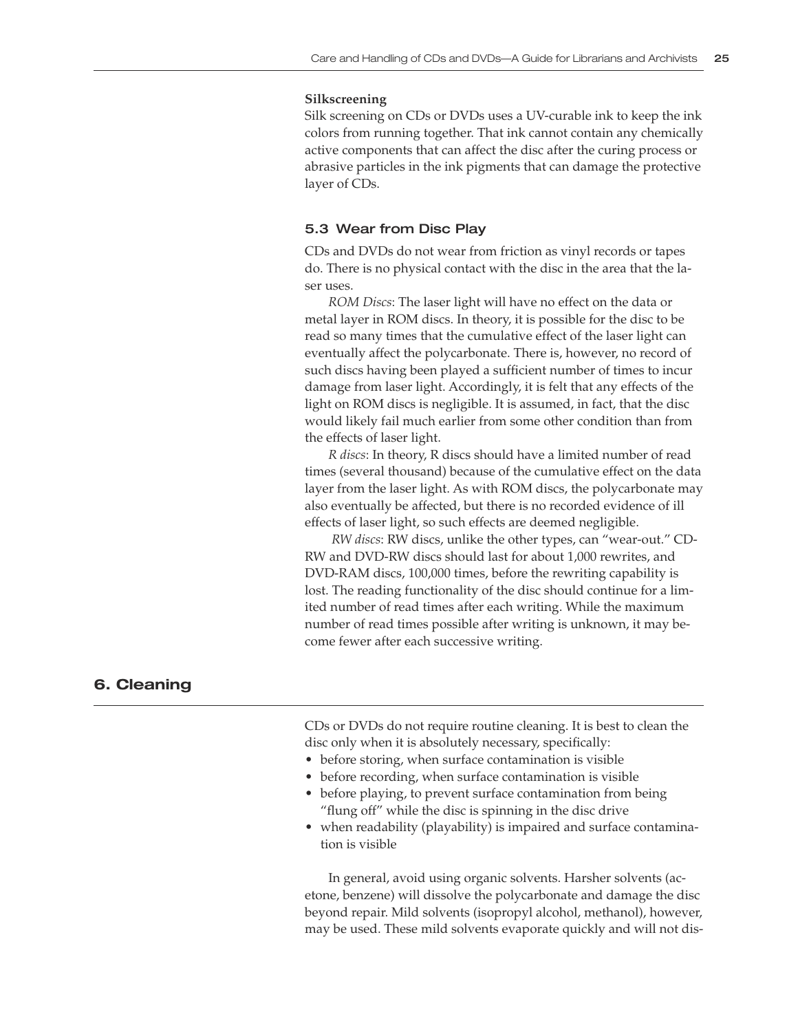**Silkscreening**

Silk screening on CDs or DVDs uses a UV-curable ink to keep the ink colors from running together. That ink cannot contain any chemically active components that can affect the disc after the curing process or abrasive particles in the ink pigments that can damage the protective layer of CDs.

### 5.3 Wear from Disc Play

CDs and DVDs do not wear from friction as vinyl records or tapes do. There is no physical contact with the disc in the area that the laser uses.

*ROM Discs*: The laser light will have no effect on the data or metal layer in ROM discs. In theory, it is possible for the disc to be read so many times that the cumulative effect of the laser light can eventually affect the polycarbonate. There is, however, no record of such discs having been played a sufficient number of times to incur damage from laser light. Accordingly, it is felt that any effects of the light on ROM discs is negligible. It is assumed, in fact, that the disc would likely fail much earlier from some other condition than from the effects of laser light.

*R discs*: In theory, R discs should have a limited number of read times (several thousand) because of the cumulative effect on the data layer from the laser light. As with ROM discs, the polycarbonate may also eventually be affected, but there is no recorded evidence of ill effects of laser light, so such effects are deemed negligible.

*RW discs*: RW discs, unlike the other types, can "wear-out." CD-RW and DVD-RW discs should last for about 1,000 rewrites, and DVD-RAM discs, 100,000 times, before the rewriting capability is lost. The reading functionality of the disc should continue for a limited number of read times after each writing. While the maximum number of read times possible after writing is unknown, it may become fewer after each successive writing.

## 6. Cleaning

CDs or DVDs do not require routine cleaning. It is best to clean the disc only when it is absolutely necessary, specifically:

- before storing, when surface contamination is visible
- before recording, when surface contamination is visible
- before playing, to prevent surface contamination from being "flung off" while the disc is spinning in the disc drive
- when readability (playability) is impaired and surface contamination is visible

In general, avoid using organic solvents. Harsher solvents (acetone, benzene) will dissolve the polycarbonate and damage the disc beyond repair. Mild solvents (isopropyl alcohol, methanol), however, may be used. These mild solvents evaporate quickly and will not dis-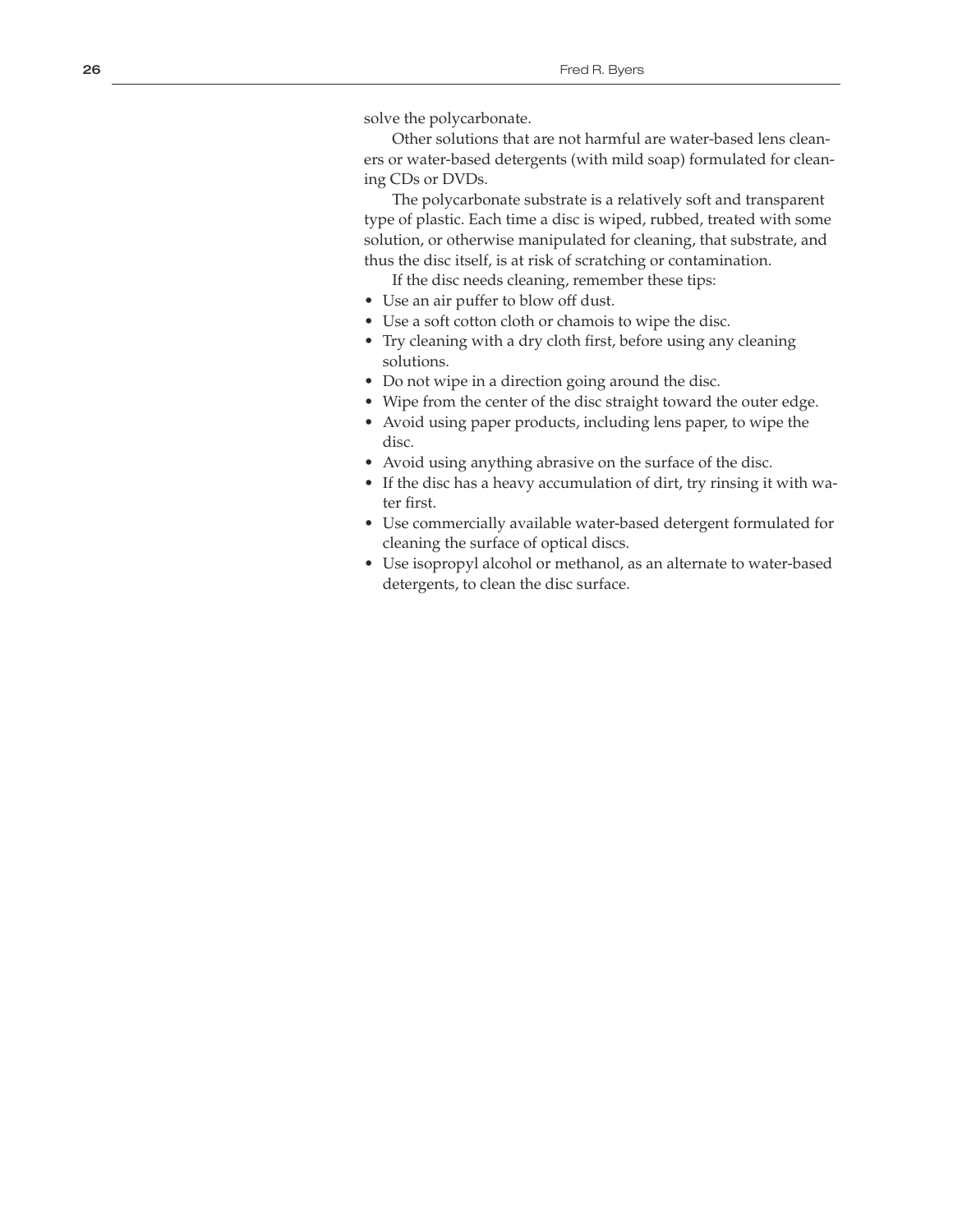solve the polycarbonate.

Other solutions that are not harmful are water-based lens cleaners or water-based detergents (with mild soap) formulated for cleaning CDs or DVDs.

The polycarbonate substrate is a relatively soft and transparent type of plastic. Each time a disc is wiped, rubbed, treated with some solution, or otherwise manipulated for cleaning, that substrate, and thus the disc itself, is at risk of scratching or contamination.

If the disc needs cleaning, remember these tips:

- Use an air puffer to blow off dust.
- Use a soft cotton cloth or chamois to wipe the disc.
- Try cleaning with a dry cloth first, before using any cleaning solutions.
- Do not wipe in a direction going around the disc.
- Wipe from the center of the disc straight toward the outer edge.
- Avoid using paper products, including lens paper, to wipe the disc.
- Avoid using anything abrasive on the surface of the disc.
- If the disc has a heavy accumulation of dirt, try rinsing it with water first.
- Use commercially available water-based detergent formulated for cleaning the surface of optical discs.
- Use isopropyl alcohol or methanol, as an alternate to water-based detergents, to clean the disc surface.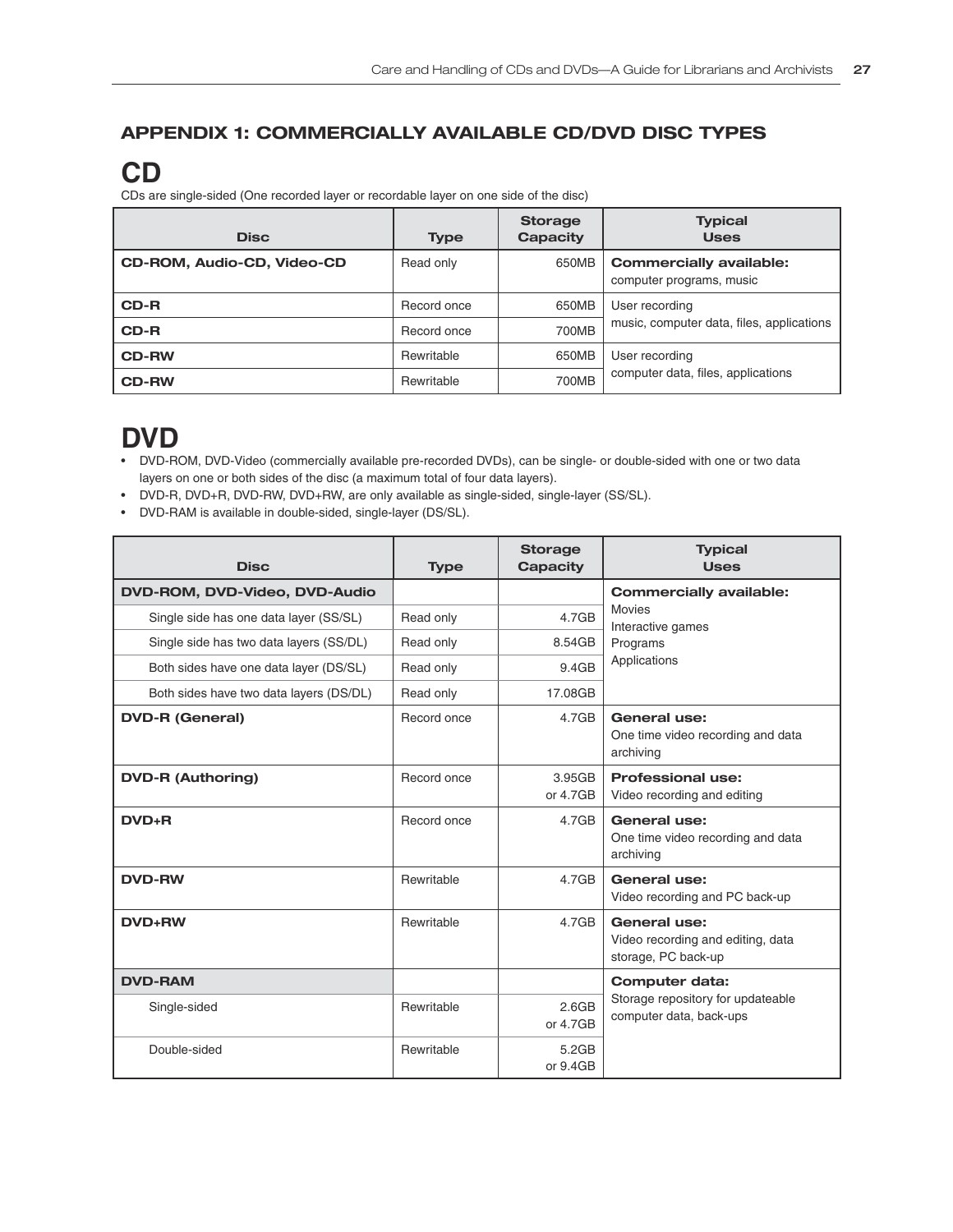## APPENDIX 1: COMMERCIALLY AVAILABLE CD/DVD DISC TYPES

# CD

CDs are single-sided (One recorded layer or recordable layer on one side of the disc)

| Disc | Type | Storage Capacity | Typical Uses |
|---|---|---|---|
| **CD-ROM, Audio-CD, Video-CD** | Read only | 650MB | **Commercially available:** computer programs, music |
| **CD-R** | Record once | 650MB | User recording music, computer data, files, applications |
| **CD-R** | Record once | 700MB | |
| **CD-RW** | Rewritable | 650MB | User recording computer data, files, applications |
| **CD-RW** | Rewritable | 700MB | |

# DVD

- DVD-ROM, DVD-Video (commercially available pre-recorded DVDs), can be single- or double-sided with one or two data layers on one or both sides of the disc (a maximum total of four data layers).
- DVD-R, DVD+R, DVD-RW, DVD+RW, are only available as single-sided, single-layer (SS/SL).
- DVD-RAM is available in double-sided, single-layer (DS/SL).

| Disc | Type | Storage Capacity | Typical Uses |
|---|---|---|---|
| **DVD-ROM, DVD-Video, DVD-Audio** | | | **Commercially available:** Movies, Interactive games, Programs, Applications |
| Single side has one data layer (SS/SL) | Read only | 4.7GB | |
| Single side has two data layers (SS/DL) | Read only | 8.54GB | |
| Both sides have one data layer (DS/SL) | Read only | 9.4GB | |
| Both sides have two data layers (DS/DL) | Read only | 17.08GB | |
| **DVD-R (General)** | Record once | 4.7GB | **General use:** One time video recording and data archiving |
| **DVD-R (Authoring)** | Record once | 3.95GB or 4.7GB | **Professional use:** Video recording and editing |
| **DVD+R** | Record once | 4.7GB | **General use:** One time video recording and data archiving |
| **DVD-RW** | Rewritable | 4.7GB | **General use:** Video recording and PC back-up |
| **DVD+RW** | Rewritable | 4.7GB | **General use:** Video recording and editing, data storage, PC back-up |
| **DVD-RAM** | | | **Computer data:** Storage repository for updateable computer data, back-ups |
| Single-sided | Rewritable | 2.6GB or 4.7GB | |
| Double-sided | Rewritable | 5.2GB or 9.4GB | |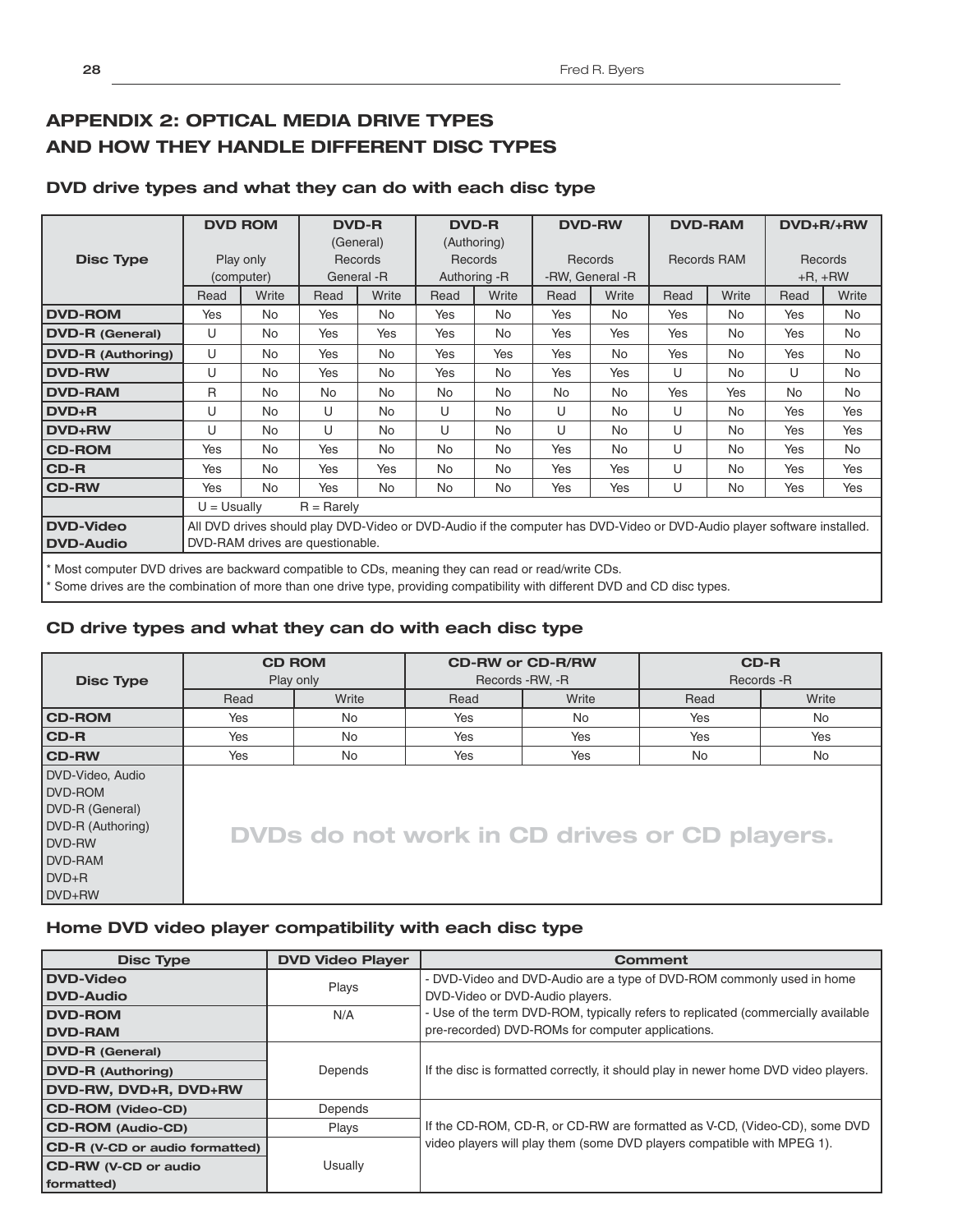# APPENDIX 2: OPTICAL MEDIA DRIVE TYPES AND HOW THEY HANDLE DIFFERENT DISC TYPES

### DVD drive types and what they can do with each disc type

| Disc Type | DVD ROM Play only (computer) | | DVD-R (General) Records General -R | | DVD-R (Authoring) Records Authoring -R | | DVD-RW Records -RW, General -R | | DVD-RAM Records RAM | | DVD+R/+RW Records +R, +RW | |
|---|---|---|---|---|---|---|---|---|---|---|---|---|
| | Read | Write | Read | Write | Read | Write | Read | Write | Read | Write | Read | Write |
| **DVD-ROM** | Yes | No | Yes | No | Yes | No | Yes | No | Yes | No | Yes | No |
| **DVD-R (General)** | U | No | Yes | Yes | Yes | No | Yes | Yes | Yes | No | Yes | No |
| **DVD-R (Authoring)** | U | No | Yes | No | Yes | Yes | Yes | No | Yes | No | Yes | No |
| **DVD-RW** | U | No | Yes | No | Yes | No | Yes | Yes | U | No | U | No |
| **DVD-RAM** | R | No | No | No | No | No | No | No | Yes | Yes | No | No |
| **DVD+R** | U | No | U | No | U | No | U | No | U | No | Yes | Yes |
| **DVD+RW** | U | No | U | No | U | No | U | No | U | No | Yes | Yes |
| **CD-ROM** | Yes | No | Yes | No | No | No | Yes | No | U | No | Yes | No |
| **CD-R** | Yes | No | Yes | Yes | No | No | Yes | Yes | U | No | Yes | Yes |
| **CD-RW** | Yes | No | Yes | No | No | No | Yes | Yes | U | No | Yes | Yes |
| | U = Usually R = Rarely | | | | | | | | | | | |
| **DVD-Video DVD-Audio** | All DVD drives should play DVD-Video or DVD-Audio if the computer has DVD-Video or DVD-Audio player software installed. DVD-RAM drives are questionable. | | | | | | | | | | | |

\* Most computer DVD drives are backward compatible to CDs, meaning they can read or read/write CDs.
\* Some drives are the combination of more than one drive type, providing compatibility with different DVD and CD disc types.

### CD drive types and what they can do with each disc type

| Disc Type | CD ROM Play only | | CD-RW or CD-R/RW Records -RW, -R | | CD-R Records -R | |
|---|---|---|---|---|---|---|
| | Read | Write | Read | Write | Read | Write |
| **CD-ROM** | Yes | No | Yes | No | Yes | No |
| **CD-R** | Yes | No | Yes | Yes | Yes | Yes |
| **CD-RW** | Yes | No | Yes | Yes | No | No |
| DVD-Video, Audio, DVD-ROM, DVD-R (General), DVD-R (Authoring), DVD-RW, DVD-RAM, DVD+R, DVD+RW | **DVDs do not work in CD drives or CD players.** | | | | | |

### Home DVD video player compatibility with each disc type

| Disc Type | DVD Video Player | Comment |
|---|---|---|
| **DVD-Video DVD-Audio** | Plays | - DVD-Video and DVD-Audio are a type of DVD-ROM commonly used in home DVD-Video or DVD-Audio players. - Use of the term DVD-ROM, typically refers to replicated (commercially available pre-recorded) DVD-ROMs for computer applications. |
| **DVD-ROM DVD-RAM** | N/A | |
| **DVD-R (General)** | Depends | If the disc is formatted correctly, it should play in newer home DVD video players. |
| **DVD-R (Authoring)** | | |
| **DVD-RW, DVD+R, DVD+RW** | | |
| **CD-ROM (Video-CD)** | Depends | If the CD-ROM, CD-R, or CD-RW are formatted as V-CD, (Video-CD), some DVD video players will play them (some DVD players compatible with MPEG 1). |
| **CD-ROM (Audio-CD)** | Plays | |
| **CD-R (V-CD or audio formatted)** | Usually | |
| **CD-RW (V-CD or audio formatted)** | | |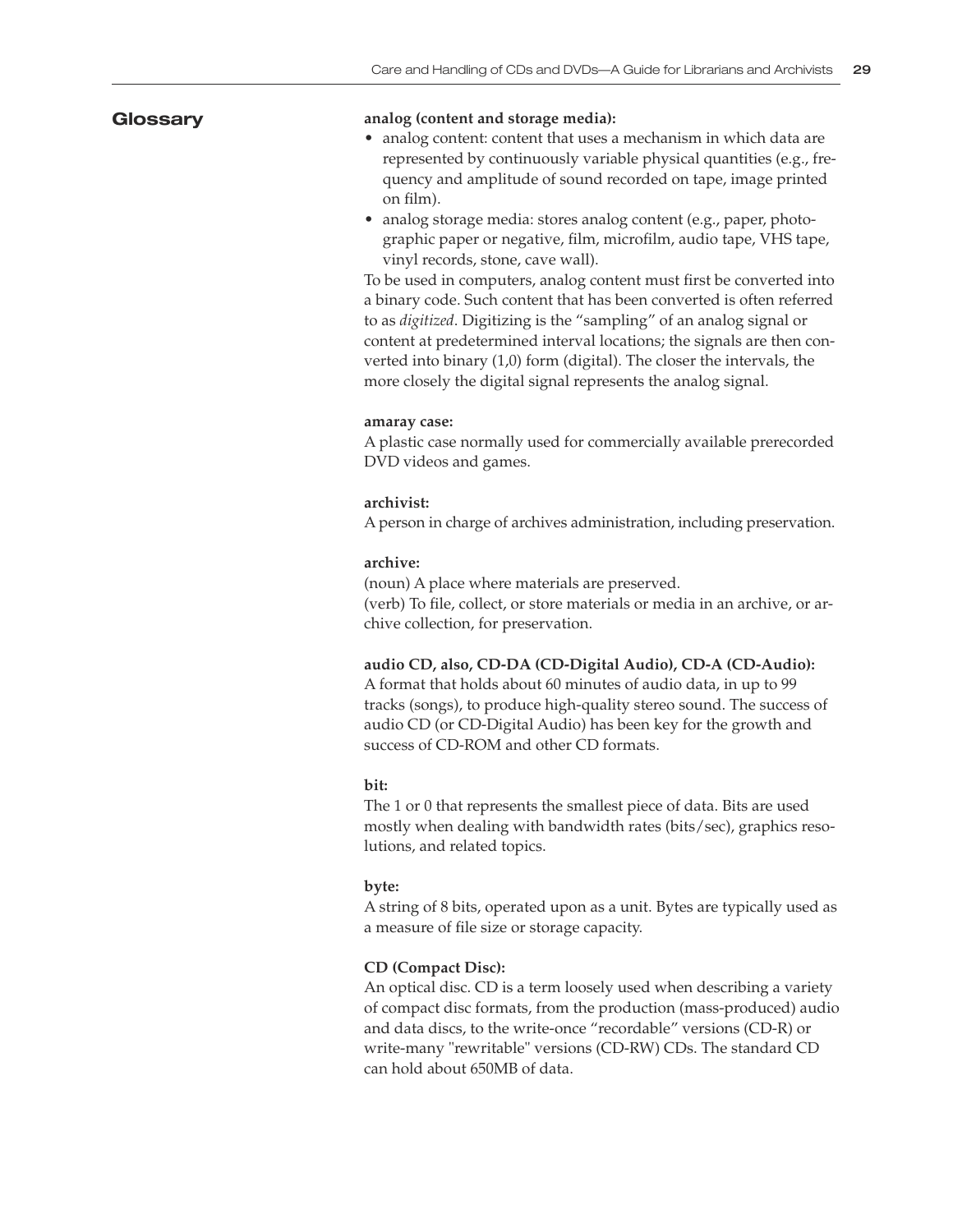## Glossary

**analog (content and storage media):**

- analog content: content that uses a mechanism in which data are represented by continuously variable physical quantities (e.g., frequency and amplitude of sound recorded on tape, image printed on film).
- analog storage media: stores analog content (e.g., paper, photographic paper or negative, film, microfilm, audio tape, VHS tape, vinyl records, stone, cave wall).

To be used in computers, analog content must first be converted into a binary code. Such content that has been converted is often referred to as *digitized*. Digitizing is the "sampling" of an analog signal or content at predetermined interval locations; the signals are then converted into binary (1,0) form (digital). The closer the intervals, the more closely the digital signal represents the analog signal.

**amaray case:**
A plastic case normally used for commercially available prerecorded DVD videos and games.

**archivist:**
A person in charge of archives administration, including preservation.

**archive:**
(noun) A place where materials are preserved.
(verb) To file, collect, or store materials or media in an archive, or archive collection, for preservation.

**audio CD, also, CD-DA (CD-Digital Audio), CD-A (CD-Audio):**
A format that holds about 60 minutes of audio data, in up to 99 tracks (songs), to produce high-quality stereo sound. The success of audio CD (or CD-Digital Audio) has been key for the growth and success of CD-ROM and other CD formats.

**bit:**
The 1 or 0 that represents the smallest piece of data. Bits are used mostly when dealing with bandwidth rates (bits/sec), graphics resolutions, and related topics.

**byte:**
A string of 8 bits, operated upon as a unit. Bytes are typically used as a measure of file size or storage capacity.

**CD (Compact Disc):**
An optical disc. CD is a term loosely used when describing a variety of compact disc formats, from the production (mass-produced) audio and data discs, to the write-once "recordable" versions (CD-R) or write-many "rewritable" versions (CD-RW) CDs. The standard CD can hold about 650MB of data.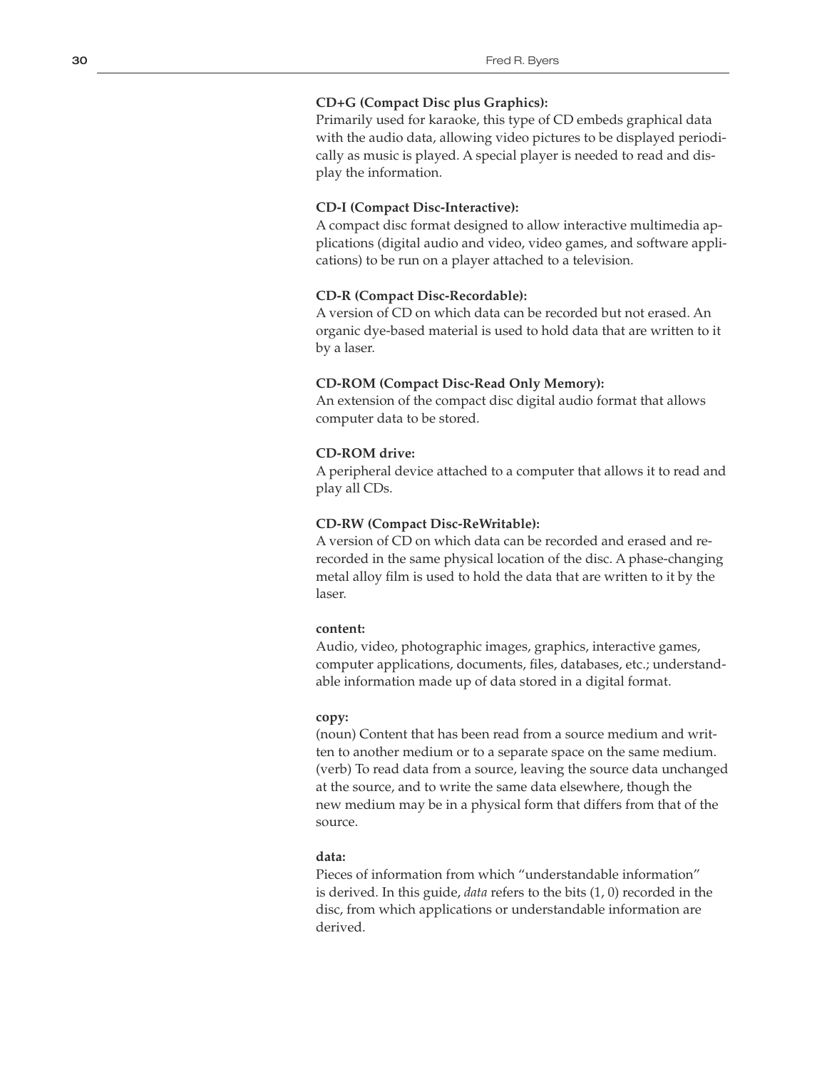**CD+G (Compact Disc plus Graphics):**
Primarily used for karaoke, this type of CD embeds graphical data with the audio data, allowing video pictures to be displayed periodically as music is played. A special player is needed to read and display the information.

**CD-I (Compact Disc-Interactive):**
A compact disc format designed to allow interactive multimedia applications (digital audio and video, video games, and software applications) to be run on a player attached to a television.

**CD-R (Compact Disc-Recordable):**
A version of CD on which data can be recorded but not erased. An organic dye-based material is used to hold data that are written to it by a laser.

**CD-ROM (Compact Disc-Read Only Memory):**
An extension of the compact disc digital audio format that allows computer data to be stored.

**CD-ROM drive:**
A peripheral device attached to a computer that allows it to read and play all CDs.

**CD-RW (Compact Disc-ReWritable):**
A version of CD on which data can be recorded and erased and re-recorded in the same physical location of the disc. A phase-changing metal alloy film is used to hold the data that are written to it by the laser.

**content:**
Audio, video, photographic images, graphics, interactive games, computer applications, documents, files, databases, etc.; understandable information made up of data stored in a digital format.

**copy:**
(noun) Content that has been read from a source medium and written to another medium or to a separate space on the same medium. (verb) To read data from a source, leaving the source data unchanged at the source, and to write the same data elsewhere, though the new medium may be in a physical form that differs from that of the source.

**data:**
Pieces of information from which "understandable information" is derived. In this guide, *data* refers to the bits (1, 0) recorded in the disc, from which applications or understandable information are derived.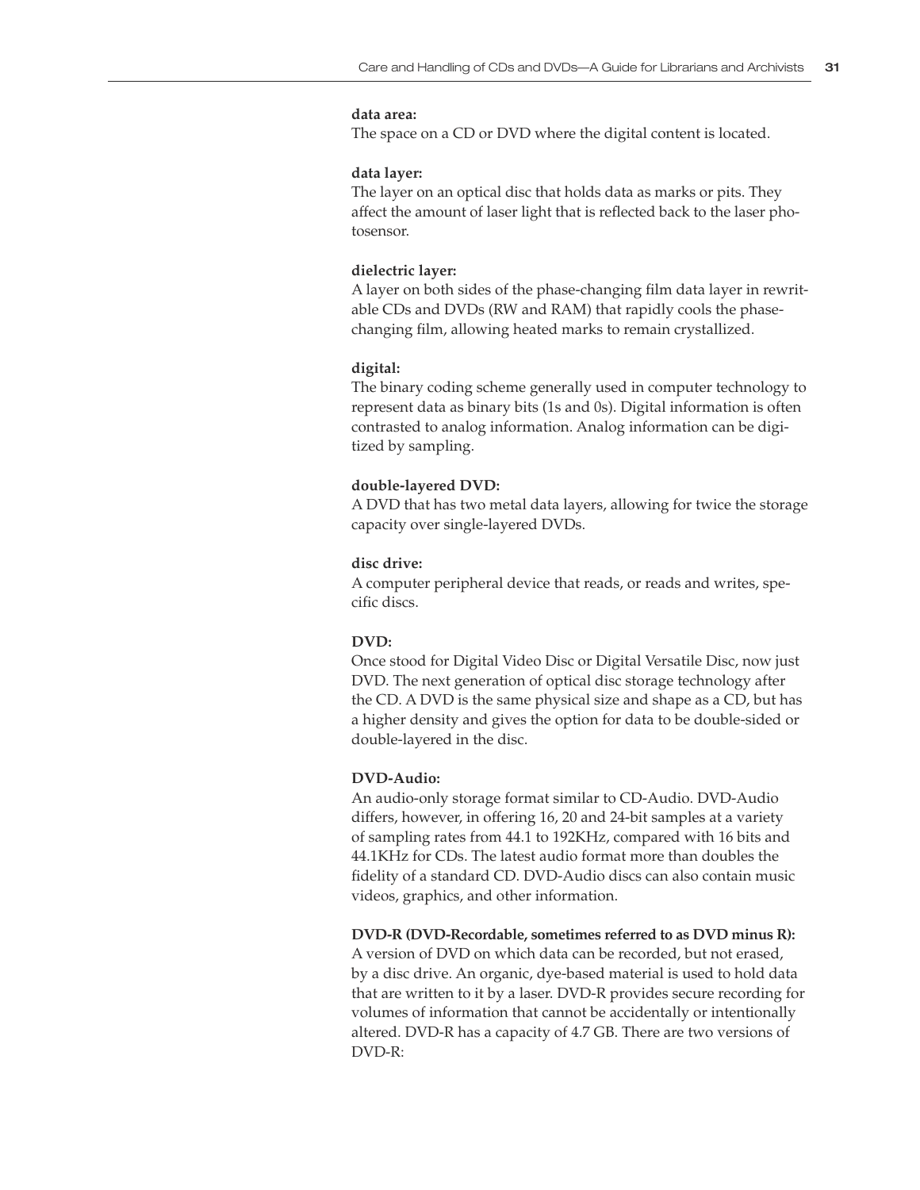**data area:**
The space on a CD or DVD where the digital content is located.

**data layer:**
The layer on an optical disc that holds data as marks or pits. They affect the amount of laser light that is reflected back to the laser photosensor.

**dielectric layer:**
A layer on both sides of the phase-changing film data layer in rewritable CDs and DVDs (RW and RAM) that rapidly cools the phase-changing film, allowing heated marks to remain crystallized.

**digital:**
The binary coding scheme generally used in computer technology to represent data as binary bits (1s and 0s). Digital information is often contrasted to analog information. Analog information can be digitized by sampling.

**double-layered DVD:**
A DVD that has two metal data layers, allowing for twice the storage capacity over single-layered DVDs.

**disc drive:**
A computer peripheral device that reads, or reads and writes, specific discs.

**DVD:**
Once stood for Digital Video Disc or Digital Versatile Disc, now just DVD. The next generation of optical disc storage technology after the CD. A DVD is the same physical size and shape as a CD, but has a higher density and gives the option for data to be double-sided or double-layered in the disc.

**DVD-Audio:**
An audio-only storage format similar to CD-Audio. DVD-Audio differs, however, in offering 16, 20 and 24-bit samples at a variety of sampling rates from 44.1 to 192KHz, compared with 16 bits and 44.1KHz for CDs. The latest audio format more than doubles the fidelity of a standard CD. DVD-Audio discs can also contain music videos, graphics, and other information.

**DVD-R (DVD-Recordable, sometimes referred to as DVD minus R):**
A version of DVD on which data can be recorded, but not erased, by a disc drive. An organic, dye-based material is used to hold data that are written to it by a laser. DVD-R provides secure recording for volumes of information that cannot be accidentally or intentionally altered. DVD-R has a capacity of 4.7 GB. There are two versions of DVD-R: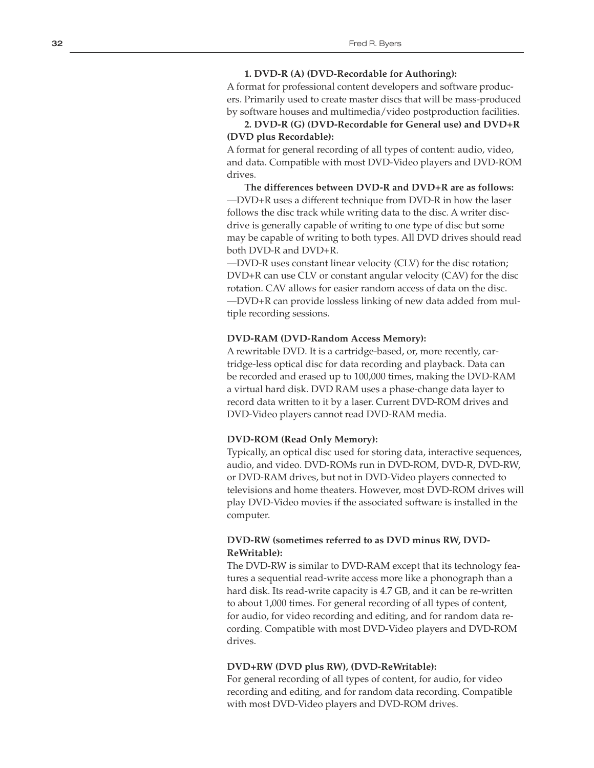**1. DVD-R (A) (DVD-Recordable for Authoring):**
A format for professional content developers and software producers. Primarily used to create master discs that will be mass-produced by software houses and multimedia/video postproduction facilities.

**2. DVD-R (G) (DVD-Recordable for General use) and DVD+R (DVD plus Recordable):**
A format for general recording of all types of content: audio, video, and data. Compatible with most DVD-Video players and DVD-ROM drives.

**The differences between DVD-R and DVD+R are as follows:**
—DVD+R uses a different technique from DVD-R in how the laser follows the disc track while writing data to the disc. A writer disc-drive is generally capable of writing to one type of disc but some may be capable of writing to both types. All DVD drives should read both DVD-R and DVD+R.
—DVD-R uses constant linear velocity (CLV) for the disc rotation; DVD+R can use CLV or constant angular velocity (CAV) for the disc rotation. CAV allows for easier random access of data on the disc.
—DVD+R can provide lossless linking of new data added from multiple recording sessions.

**DVD-RAM (DVD-Random Access Memory):**
A rewritable DVD. It is a cartridge-based, or, more recently, cartridge-less optical disc for data recording and playback. Data can be recorded and erased up to 100,000 times, making the DVD-RAM a virtual hard disk. DVD RAM uses a phase-change data layer to record data written to it by a laser. Current DVD-ROM drives and DVD-Video players cannot read DVD-RAM media.

**DVD-ROM (Read Only Memory):**
Typically, an optical disc used for storing data, interactive sequences, audio, and video. DVD-ROMs run in DVD-ROM, DVD-R, DVD-RW, or DVD-RAM drives, but not in DVD-Video players connected to televisions and home theaters. However, most DVD-ROM drives will play DVD-Video movies if the associated software is installed in the computer.

**DVD-RW (sometimes referred to as DVD minus RW, DVD-ReWritable):**
The DVD-RW is similar to DVD-RAM except that its technology features a sequential read-write access more like a phonograph than a hard disk. Its read-write capacity is 4.7 GB, and it can be re-written to about 1,000 times. For general recording of all types of content, for audio, for video recording and editing, and for random data recording. Compatible with most DVD-Video players and DVD-ROM drives.

**DVD+RW (DVD plus RW), (DVD-ReWritable):**
For general recording of all types of content, for audio, for video recording and editing, and for random data recording. Compatible with most DVD-Video players and DVD-ROM drives.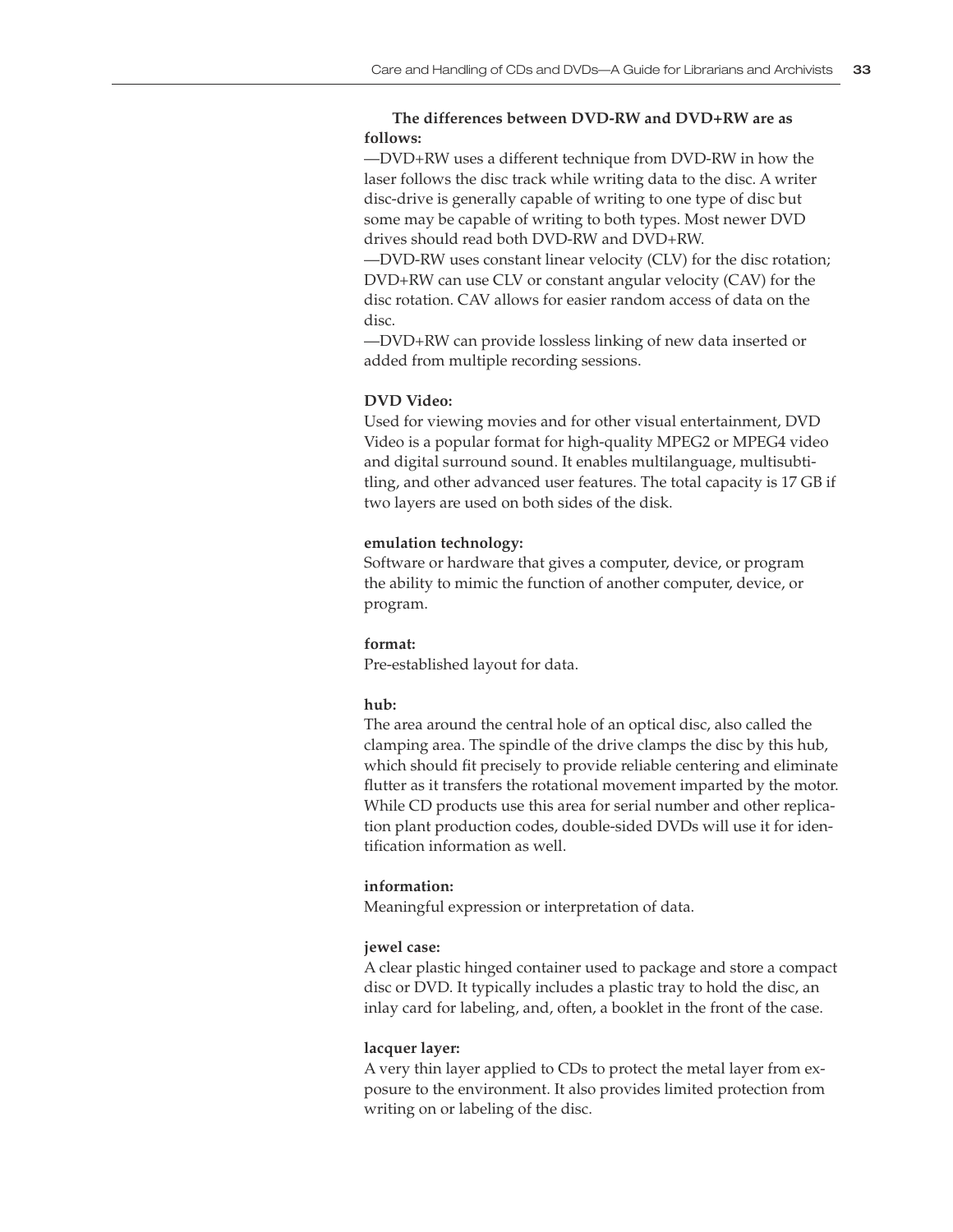**The differences between DVD-RW and DVD+RW are as follows:**

—DVD+RW uses a different technique from DVD-RW in how the laser follows the disc track while writing data to the disc. A writer disc-drive is generally capable of writing to one type of disc but some may be capable of writing to both types. Most newer DVD drives should read both DVD-RW and DVD+RW.

—DVD-RW uses constant linear velocity (CLV) for the disc rotation; DVD+RW can use CLV or constant angular velocity (CAV) for the disc rotation. CAV allows for easier random access of data on the disc.

—DVD+RW can provide lossless linking of new data inserted or added from multiple recording sessions.

**DVD Video:**

Used for viewing movies and for other visual entertainment, DVD Video is a popular format for high-quality MPEG2 or MPEG4 video and digital surround sound. It enables multilanguage, multisubtitling, and other advanced user features. The total capacity is 17 GB if two layers are used on both sides of the disk.

**emulation technology:**

Software or hardware that gives a computer, device, or program the ability to mimic the function of another computer, device, or program.

**format:**

Pre-established layout for data.

**hub:**

The area around the central hole of an optical disc, also called the clamping area. The spindle of the drive clamps the disc by this hub, which should fit precisely to provide reliable centering and eliminate flutter as it transfers the rotational movement imparted by the motor. While CD products use this area for serial number and other replication plant production codes, double-sided DVDs will use it for identification information as well.

**information:**

Meaningful expression or interpretation of data.

**jewel case:**

A clear plastic hinged container used to package and store a compact disc or DVD. It typically includes a plastic tray to hold the disc, an inlay card for labeling, and, often, a booklet in the front of the case.

**lacquer layer:**

A very thin layer applied to CDs to protect the metal layer from exposure to the environment. It also provides limited protection from writing on or labeling of the disc.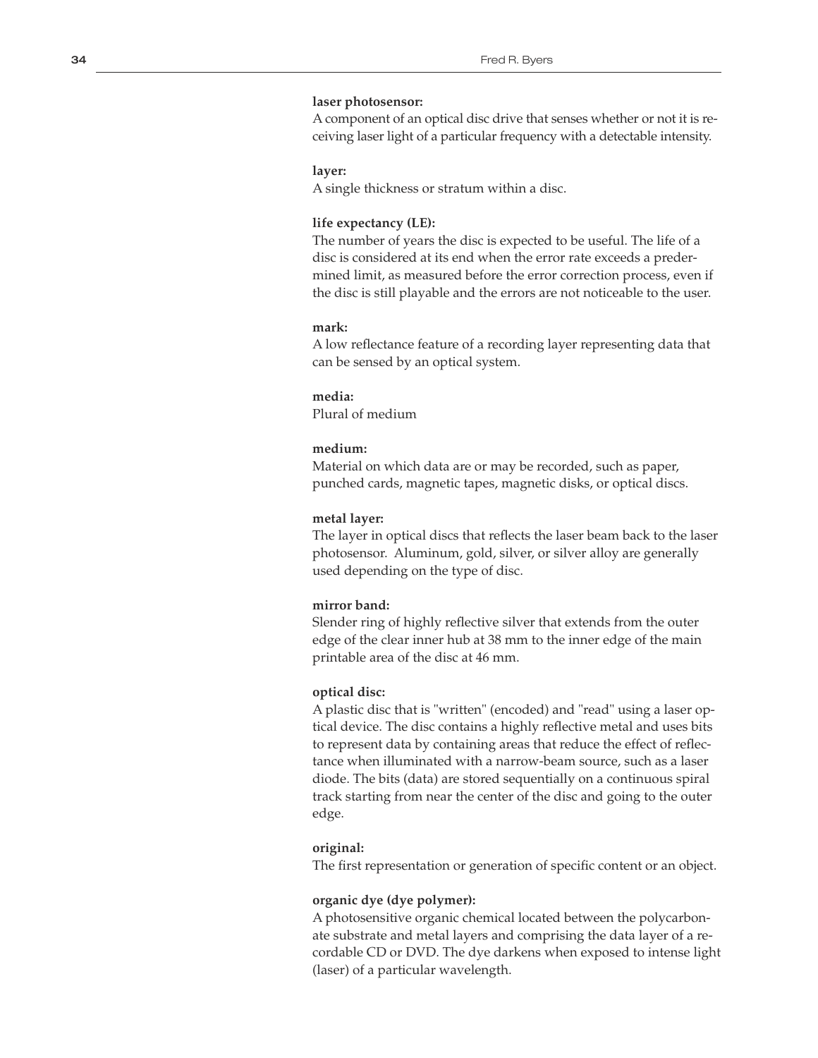**laser photosensor:**
A component of an optical disc drive that senses whether or not it is receiving laser light of a particular frequency with a detectable intensity.

**layer:**
A single thickness or stratum within a disc.

**life expectancy (LE):**
The number of years the disc is expected to be useful. The life of a disc is considered at its end when the error rate exceeds a predermined limit, as measured before the error correction process, even if the disc is still playable and the errors are not noticeable to the user.

**mark:**
A low reflectance feature of a recording layer representing data that can be sensed by an optical system.

**media:**
Plural of medium

**medium:**
Material on which data are or may be recorded, such as paper, punched cards, magnetic tapes, magnetic disks, or optical discs.

**metal layer:**
The layer in optical discs that reflects the laser beam back to the laser photosensor. Aluminum, gold, silver, or silver alloy are generally used depending on the type of disc.

**mirror band:**
Slender ring of highly reflective silver that extends from the outer edge of the clear inner hub at 38 mm to the inner edge of the main printable area of the disc at 46 mm.

**optical disc:**
A plastic disc that is "written" (encoded) and "read" using a laser optical device. The disc contains a highly reflective metal and uses bits to represent data by containing areas that reduce the effect of reflectance when illuminated with a narrow-beam source, such as a laser diode. The bits (data) are stored sequentially on a continuous spiral track starting from near the center of the disc and going to the outer edge.

**original:**
The first representation or generation of specific content or an object.

**organic dye (dye polymer):**
A photosensitive organic chemical located between the polycarbonate substrate and metal layers and comprising the data layer of a recordable CD or DVD. The dye darkens when exposed to intense light (laser) of a particular wavelength.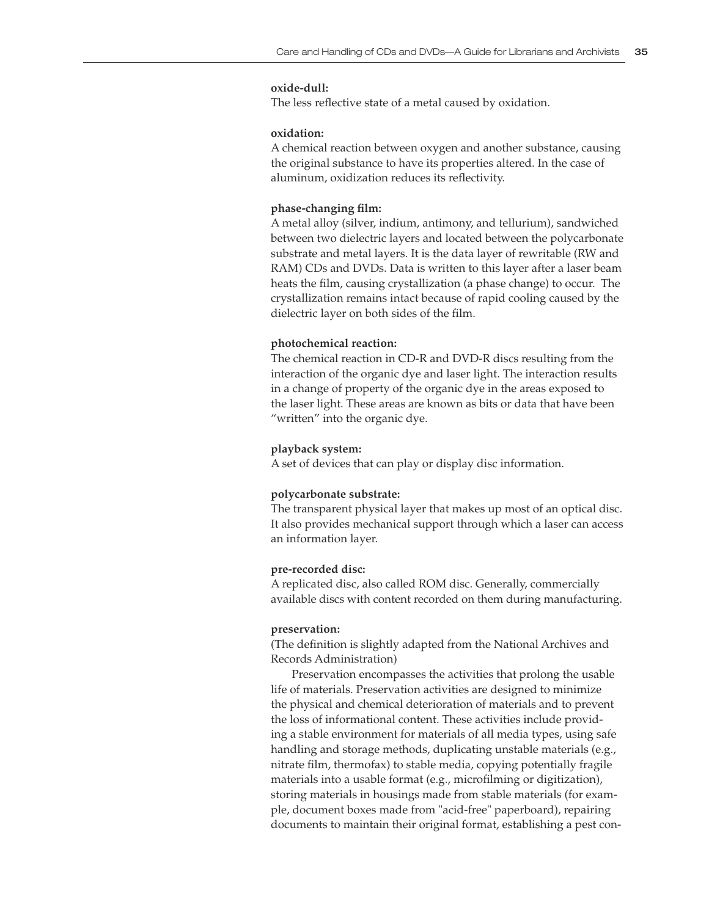**oxide-dull:**
The less reflective state of a metal caused by oxidation.

**oxidation:**
A chemical reaction between oxygen and another substance, causing the original substance to have its properties altered. In the case of aluminum, oxidization reduces its reflectivity.

**phase-changing film:**
A metal alloy (silver, indium, antimony, and tellurium), sandwiched between two dielectric layers and located between the polycarbonate substrate and metal layers. It is the data layer of rewritable (RW and RAM) CDs and DVDs. Data is written to this layer after a laser beam heats the film, causing crystallization (a phase change) to occur. The crystallization remains intact because of rapid cooling caused by the dielectric layer on both sides of the film.

**photochemical reaction:**
The chemical reaction in CD-R and DVD-R discs resulting from the interaction of the organic dye and laser light. The interaction results in a change of property of the organic dye in the areas exposed to the laser light. These areas are known as bits or data that have been "written" into the organic dye.

**playback system:**
A set of devices that can play or display disc information.

**polycarbonate substrate:**
The transparent physical layer that makes up most of an optical disc. It also provides mechanical support through which a laser can access an information layer.

**pre-recorded disc:**
A replicated disc, also called ROM disc. Generally, commercially available discs with content recorded on them during manufacturing.

**preservation:**
(The definition is slightly adapted from the National Archives and Records Administration)

Preservation encompasses the activities that prolong the usable life of materials. Preservation activities are designed to minimize the physical and chemical deterioration of materials and to prevent the loss of informational content. These activities include providing a stable environment for materials of all media types, using safe handling and storage methods, duplicating unstable materials (e.g., nitrate film, thermofax) to stable media, copying potentially fragile materials into a usable format (e.g., microfilming or digitization), storing materials in housings made from stable materials (for example, document boxes made from "acid-free" paperboard), repairing documents to maintain their original format, establishing a pest con-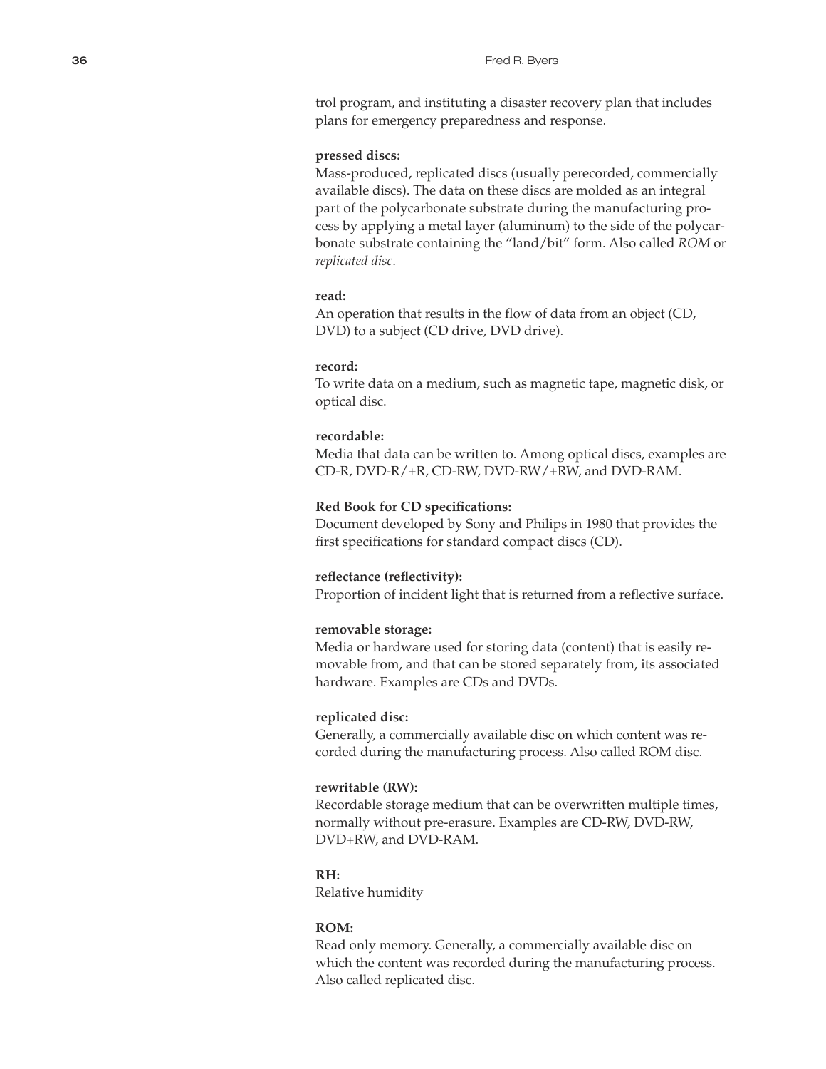trol program, and instituting a disaster recovery plan that includes plans for emergency preparedness and response.

**pressed discs:**
Mass-produced, replicated discs (usually perecorded, commercially available discs). The data on these discs are molded as an integral part of the polycarbonate substrate during the manufacturing process by applying a metal layer (aluminum) to the side of the polycarbonate substrate containing the "land/bit" form. Also called *ROM* or *replicated disc*.

**read:**
An operation that results in the flow of data from an object (CD, DVD) to a subject (CD drive, DVD drive).

**record:**
To write data on a medium, such as magnetic tape, magnetic disk, or optical disc.

**recordable:**
Media that data can be written to. Among optical discs, examples are CD-R, DVD-R/+R, CD-RW, DVD-RW/+RW, and DVD-RAM.

**Red Book for CD specifications:**
Document developed by Sony and Philips in 1980 that provides the first specifications for standard compact discs (CD).

**reflectance (reflectivity):**
Proportion of incident light that is returned from a reflective surface.

**removable storage:**
Media or hardware used for storing data (content) that is easily removable from, and that can be stored separately from, its associated hardware. Examples are CDs and DVDs.

**replicated disc:**
Generally, a commercially available disc on which content was recorded during the manufacturing process. Also called ROM disc.

**rewritable (RW):**
Recordable storage medium that can be overwritten multiple times, normally without pre-erasure. Examples are CD-RW, DVD-RW, DVD+RW, and DVD-RAM.

**RH:**
Relative humidity

**ROM:**
Read only memory. Generally, a commercially available disc on which the content was recorded during the manufacturing process. Also called replicated disc.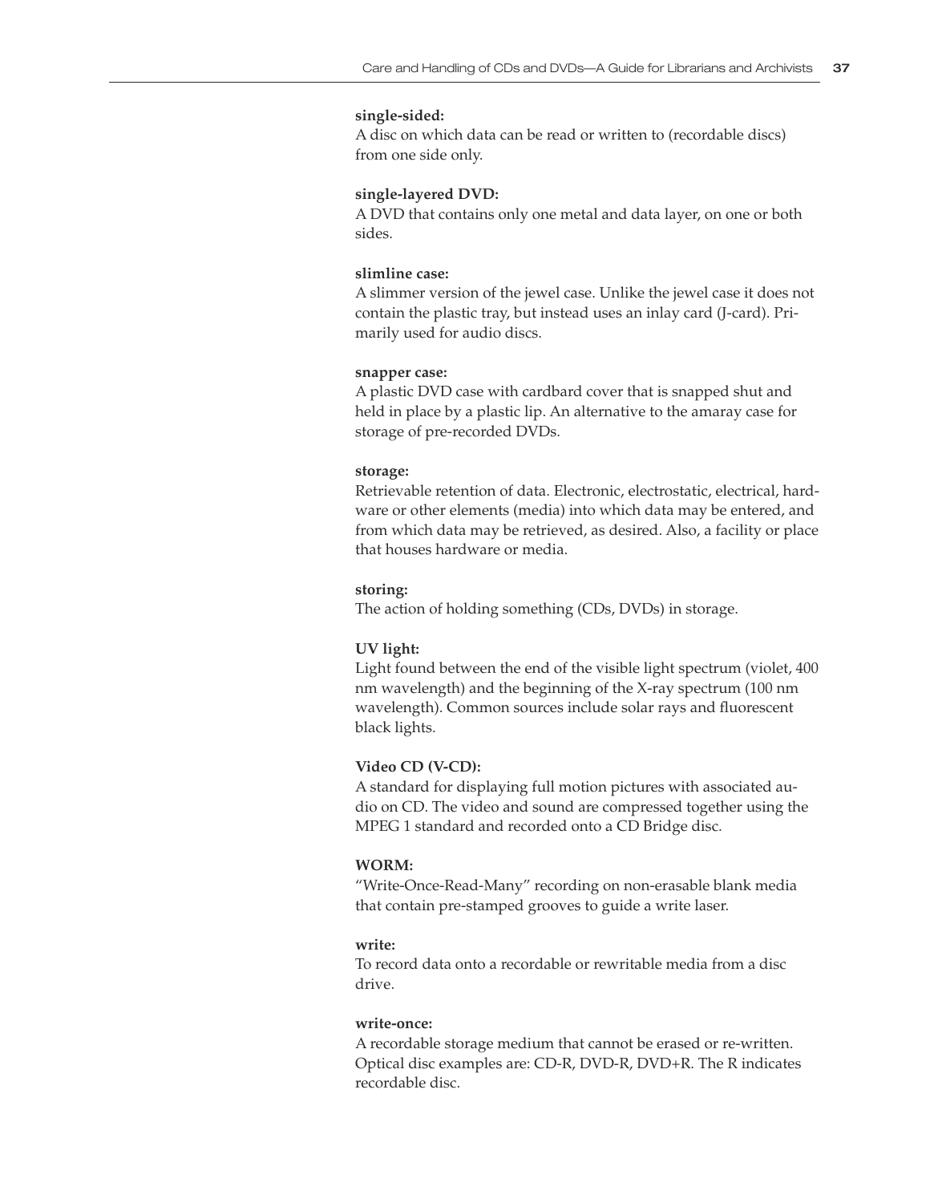**single-sided:**
A disc on which data can be read or written to (recordable discs) from one side only.

**single-layered DVD:**
A DVD that contains only one metal and data layer, on one or both sides.

**slimline case:**
A slimmer version of the jewel case. Unlike the jewel case it does not contain the plastic tray, but instead uses an inlay card (J-card). Primarily used for audio discs.

**snapper case:**
A plastic DVD case with cardbard cover that is snapped shut and held in place by a plastic lip. An alternative to the amaray case for storage of pre-recorded DVDs.

**storage:**
Retrievable retention of data. Electronic, electrostatic, electrical, hardware or other elements (media) into which data may be entered, and from which data may be retrieved, as desired. Also, a facility or place that houses hardware or media.

**storing:**
The action of holding something (CDs, DVDs) in storage.

**UV light:**
Light found between the end of the visible light spectrum (violet, 400 nm wavelength) and the beginning of the X-ray spectrum (100 nm wavelength). Common sources include solar rays and fluorescent black lights.

**Video CD (V-CD):**
A standard for displaying full motion pictures with associated audio on CD. The video and sound are compressed together using the MPEG 1 standard and recorded onto a CD Bridge disc.

**WORM:**
"Write-Once-Read-Many" recording on non-erasable blank media that contain pre-stamped grooves to guide a write laser.

**write:**
To record data onto a recordable or rewritable media from a disc drive.

**write-once:**
A recordable storage medium that cannot be erased or re-written. Optical disc examples are: CD-R, DVD-R, DVD+R. The R indicates recordable disc.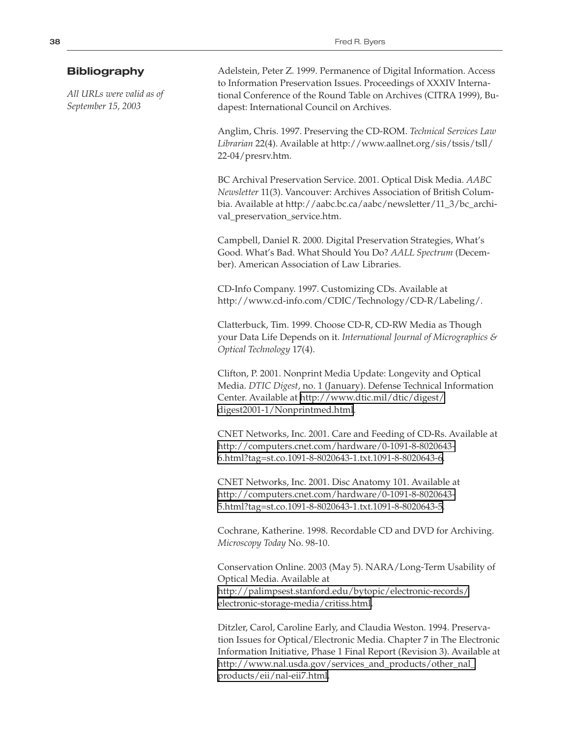## Bibliography

*All URLs were valid as of September 15, 2003*

Adelstein, Peter Z. 1999. Permanence of Digital Information. Access to Information Preservation Issues. Proceedings of XXXIV International Conference of the Round Table on Archives (CITRA 1999), Budapest: International Council on Archives.

Anglim, Chris. 1997. Preserving the CD-ROM. *Technical Services Law Librarian* 22(4). Available at http://www.aallnet.org/sis/tssis/tsll/22-04/presrv.htm.

BC Archival Preservation Service. 2001. Optical Disk Media. *AABC Newsletter* 11(3). Vancouver: Archives Association of British Columbia. Available at http://aabc.bc.ca/aabc/newsletter/11_3/bc_archival_preservation_service.htm.

Campbell, Daniel R. 2000. Digital Preservation Strategies, What's Good. What's Bad. What Should You Do? *AALL Spectrum* (December). American Association of Law Libraries.

CD-Info Company. 1997. Customizing CDs. Available at http://www.cd-info.com/CDIC/Technology/CD-R/Labeling/.

Clatterbuck, Tim. 1999. Choose CD-R, CD-RW Media as Though your Data Life Depends on it. *International Journal of Micrographics & Optical Technology* 17(4).

Clifton, P. 2001. Nonprint Media Update: Longevity and Optical Media. *DTIC Digest*, no. 1 (January). Defense Technical Information Center. Available at http://www.dtic.mil/dtic/digest/digest2001-1/Nonprintmed.html.

CNET Networks, Inc. 2001. Care and Feeding of CD-Rs. Available at http://computers.cnet.com/hardware/0-1091-8-8020643-6.html?tag=st.co.1091-8-8020643-1.txt.1091-8-8020643-6.

CNET Networks, Inc. 2001. Disc Anatomy 101. Available at http://computers.cnet.com/hardware/0-1091-8-8020643-5.html?tag=st.co.1091-8-8020643-1.txt.1091-8-8020643-5.

Cochrane, Katherine. 1998. Recordable CD and DVD for Archiving. *Microscopy Today* No. 98-10.

Conservation Online. 2003 (May 5). NARA/Long-Term Usability of Optical Media. Available at http://palimpsest.stanford.edu/bytopic/electronic-records/electronic-storage-media/critiss.html.

Ditzler, Carol, Caroline Early, and Claudia Weston. 1994. Preservation Issues for Optical/Electronic Media. Chapter 7 in The Electronic Information Initiative, Phase 1 Final Report (Revision 3). Available at http://www.nal.usda.gov/services_and_products/other_nal_products/eii/nal-eii7.html.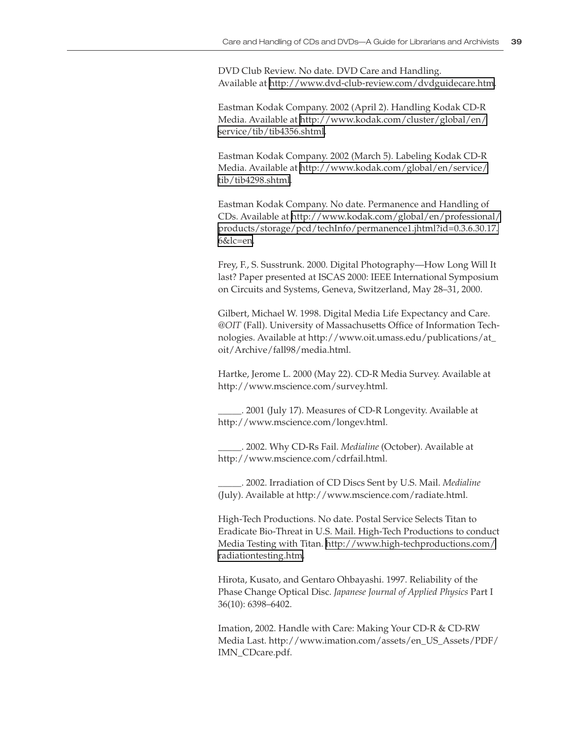DVD Club Review. No date. DVD Care and Handling. Available at http://www.dvd-club-review.com/dvdguidecare.htm.

Eastman Kodak Company. 2002 (April 2). Handling Kodak CD-R Media. Available at http://www.kodak.com/cluster/global/en/service/tib/tib4356.shtml.

Eastman Kodak Company. 2002 (March 5). Labeling Kodak CD-R Media. Available at http://www.kodak.com/global/en/service/tib/tib4298.shtml.

Eastman Kodak Company. No date. Permanence and Handling of CDs. Available at http://www.kodak.com/global/en/professional/products/storage/pcd/techInfo/permanence1.jhtml?id=0.3.6.30.17.6&lc=en.

Frey, F., S. Susstrunk. 2000. Digital Photography—How Long Will It last? Paper presented at ISCAS 2000: IEEE International Symposium on Circuits and Systems, Geneva, Switzerland, May 28–31, 2000.

Gilbert, Michael W. 1998. Digital Media Life Expectancy and Care. *@OIT* (Fall). University of Massachusetts Office of Information Technologies. Available at http://www.oit.umass.edu/publications/at_oit/Archive/fall98/media.html.

Hartke, Jerome L. 2000 (May 22). CD-R Media Survey. Available at http://www.mscience.com/survey.html.

_____. 2001 (July 17). Measures of CD-R Longevity. Available at http://www.mscience.com/longev.html.

_____. 2002. Why CD-Rs Fail. *Medialine* (October). Available at http://www.mscience.com/cdrfail.html.

_____. 2002. Irradiation of CD Discs Sent by U.S. Mail. *Medialine* (July). Available at http://www.mscience.com/radiate.html.

High-Tech Productions. No date. Postal Service Selects Titan to Eradicate Bio-Threat in U.S. Mail. High-Tech Productions to conduct Media Testing with Titan. http://www.high-techproductions.com/radiationtesting.htm.

Hirota, Kusato, and Gentaro Ohbayashi. 1997. Reliability of the Phase Change Optical Disc. *Japanese Journal of Applied Physics* Part I 36(10): 6398–6402.

Imation, 2002. Handle with Care: Making Your CD-R & CD-RW Media Last. http://www.imation.com/assets/en_US_Assets/PDF/IMN_CDcare.pdf.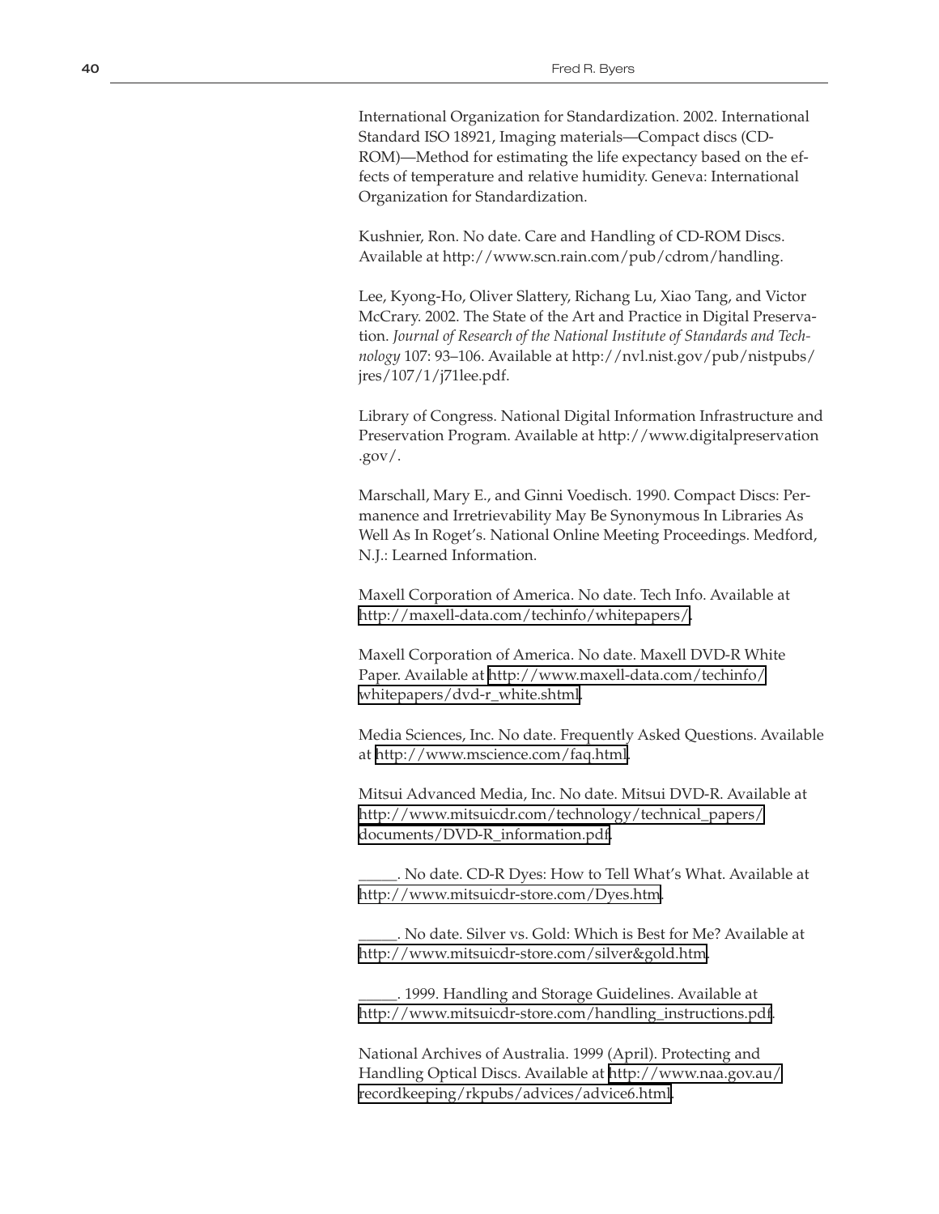International Organization for Standardization. 2002. International Standard ISO 18921, Imaging materials—Compact discs (CD-ROM)—Method for estimating the life expectancy based on the effects of temperature and relative humidity. Geneva: International Organization for Standardization.

Kushnier, Ron. No date. Care and Handling of CD-ROM Discs. Available at http://www.scn.rain.com/pub/cdrom/handling.

Lee, Kyong-Ho, Oliver Slattery, Richang Lu, Xiao Tang, and Victor McCrary. 2002. The State of the Art and Practice in Digital Preservation. *Journal of Research of the National Institute of Standards and Technology* 107: 93–106. Available at http://nvl.nist.gov/pub/nistpubs/jres/107/1/j71lee.pdf.

Library of Congress. National Digital Information Infrastructure and Preservation Program. Available at http://www.digitalpreservation.gov/.

Marschall, Mary E., and Ginni Voedisch. 1990. Compact Discs: Permanence and Irretrievability May Be Synonymous In Libraries As Well As In Roget's. National Online Meeting Proceedings. Medford, N.J.: Learned Information.

Maxell Corporation of America. No date. Tech Info. Available at http://maxell-data.com/techinfo/whitepapers/.

Maxell Corporation of America. No date. Maxell DVD-R White Paper. Available at http://www.maxell-data.com/techinfo/whitepapers/dvd-r_white.shtml.

Media Sciences, Inc. No date. Frequently Asked Questions. Available at http://www.mscience.com/faq.html.

Mitsui Advanced Media, Inc. No date. Mitsui DVD-R. Available at http://www.mitsuicdr.com/technology/technical_papers/documents/DVD-R_information.pdf.

_____. No date. CD-R Dyes: How to Tell What's What. Available at http://www.mitsuicdr-store.com/Dyes.htm.

_____. No date. Silver vs. Gold: Which is Best for Me? Available at http://www.mitsuicdr-store.com/silver&gold.htm.

_____. 1999. Handling and Storage Guidelines. Available at http://www.mitsuicdr-store.com/handling_instructions.pdf.

National Archives of Australia. 1999 (April). Protecting and Handling Optical Discs. Available at http://www.naa.gov.au/recordkeeping/rkpubs/advices/advice6.html.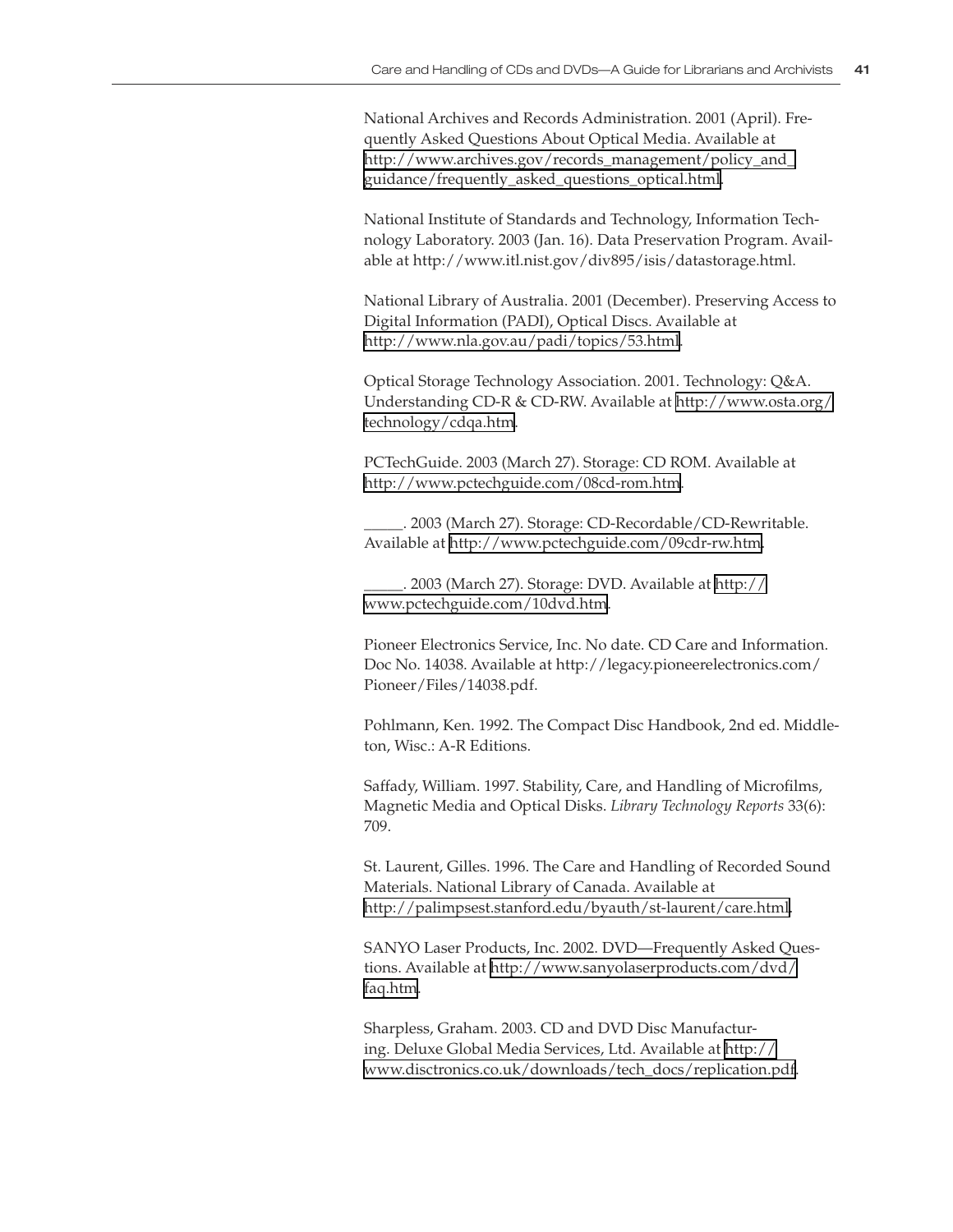National Archives and Records Administration. 2001 (April). Frequently Asked Questions About Optical Media. Available at http://www.archives.gov/records_management/policy_and_guidance/frequently_asked_questions_optical.html.

National Institute of Standards and Technology, Information Technology Laboratory. 2003 (Jan. 16). Data Preservation Program. Available at http://www.itl.nist.gov/div895/isis/datastorage.html.

National Library of Australia. 2001 (December). Preserving Access to Digital Information (PADI), Optical Discs. Available at http://www.nla.gov.au/padi/topics/53.html.

Optical Storage Technology Association. 2001. Technology: Q&A. Understanding CD-R & CD-RW. Available at http://www.osta.org/technology/cdqa.htm.

PCTechGuide. 2003 (March 27). Storage: CD ROM. Available at http://www.pctechguide.com/08cd-rom.htm.

_____. 2003 (March 27). Storage: CD-Recordable/CD-Rewritable. Available at http://www.pctechguide.com/09cdr-rw.htm.

_____. 2003 (March 27). Storage: DVD. Available at http://www.pctechguide.com/10dvd.htm.

Pioneer Electronics Service, Inc. No date. CD Care and Information. Doc No. 14038. Available at http://legacy.pioneerelectronics.com/Pioneer/Files/14038.pdf.

Pohlmann, Ken. 1992. The Compact Disc Handbook, 2nd ed. Middleton, Wisc.: A-R Editions.

Saffady, William. 1997. Stability, Care, and Handling of Microfilms, Magnetic Media and Optical Disks. *Library Technology Reports* 33(6): 709.

St. Laurent, Gilles. 1996. The Care and Handling of Recorded Sound Materials. National Library of Canada. Available at http://palimpsest.stanford.edu/byauth/st-laurent/care.html.

SANYO Laser Products, Inc. 2002. DVD—Frequently Asked Questions. Available at http://www.sanyolaserproducts.com/dvd/faq.htm.

Sharpless, Graham. 2003. CD and DVD Disc Manufacturing. Deluxe Global Media Services, Ltd. Available at http://www.disctronics.co.uk/downloads/tech_docs/replication.pdf.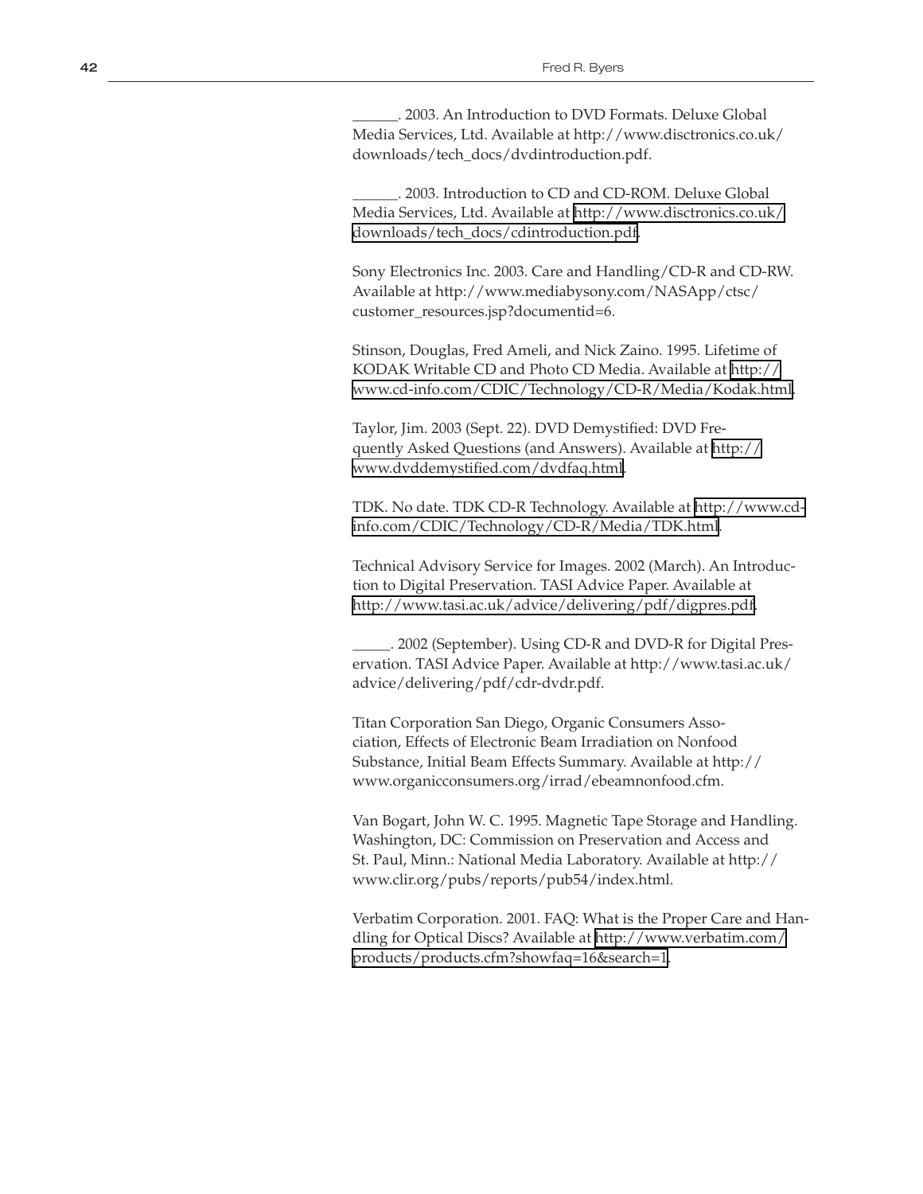______. 2003. An Introduction to DVD Formats. Deluxe Global Media Services, Ltd. Available at http://www.disctronics.co.uk/downloads/tech_docs/dvdintroduction.pdf.

______. 2003. Introduction to CD and CD-ROM. Deluxe Global Media Services, Ltd. Available at http://www.disctronics.co.uk/downloads/tech_docs/cdintroduction.pdf.

Sony Electronics Inc. 2003. Care and Handling/CD-R and CD-RW. Available at http://www.mediabysony.com/NASApp/ctsc/customer_resources.jsp?documentid=6.

Stinson, Douglas, Fred Ameli, and Nick Zaino. 1995. Lifetime of KODAK Writable CD and Photo CD Media. Available at http://www.cd-info.com/CDIC/Technology/CD-R/Media/Kodak.html.

Taylor, Jim. 2003 (Sept. 22). DVD Demystified: DVD Frequently Asked Questions (and Answers). Available at http://www.dvddemystified.com/dvdfaq.html.

TDK. No date. TDK CD-R Technology. Available at http://www.cd-info.com/CDIC/Technology/CD-R/Media/TDK.html.

Technical Advisory Service for Images. 2002 (March). An Introduction to Digital Preservation. TASI Advice Paper. Available at http://www.tasi.ac.uk/advice/delivering/pdf/digpres.pdf.

_____. 2002 (September). Using CD-R and DVD-R for Digital Preservation. TASI Advice Paper. Available at http://www.tasi.ac.uk/advice/delivering/pdf/cdr-dvdr.pdf.

Titan Corporation San Diego, Organic Consumers Association, Effects of Electronic Beam Irradiation on Nonfood Substance, Initial Beam Effects Summary. Available at http://www.organicconsumers.org/irrad/ebeamnonfood.cfm.

Van Bogart, John W. C. 1995. Magnetic Tape Storage and Handling. Washington, DC: Commission on Preservation and Access and St. Paul, Minn.: National Media Laboratory. Available at http://www.clir.org/pubs/reports/pub54/index.html.

Verbatim Corporation. 2001. FAQ: What is the Proper Care and Handling for Optical Discs? Available at http://www.verbatim.com/products/products.cfm?showfaq=16&search=1.